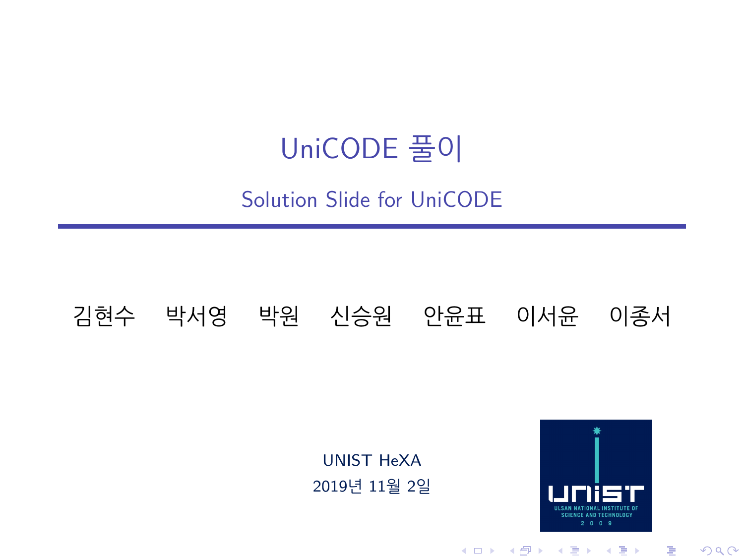# UniCODE 풀이

## Solution Slide for UniCODE

김현수 박서영 박원 신승원 안윤표 이서윤 이종서

UNIST HeXA

2019년 11월 2일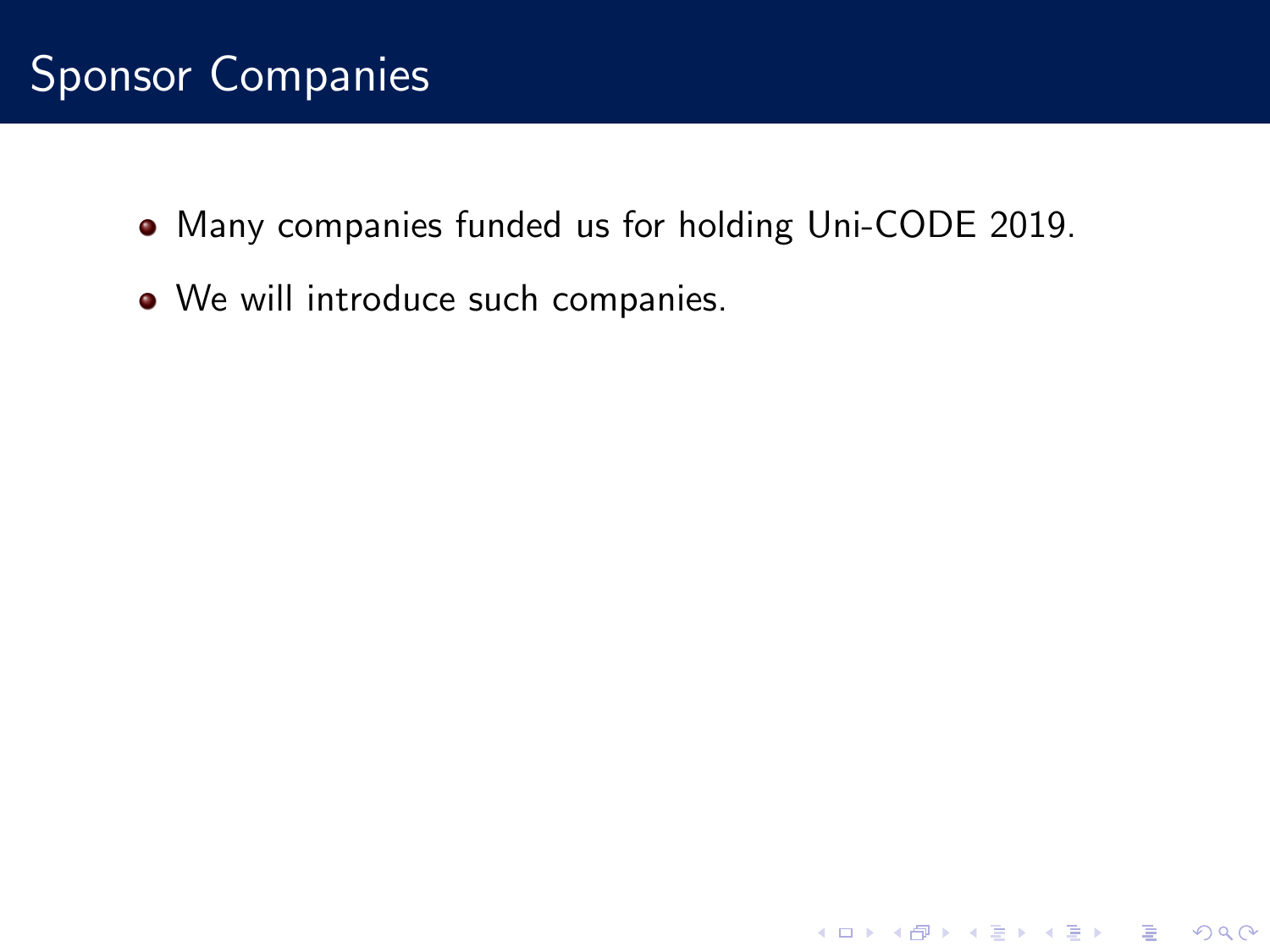# Sponsor Companies

- Many companies funded us for holding Uni-CODE 2019.
- We will introduce such companies.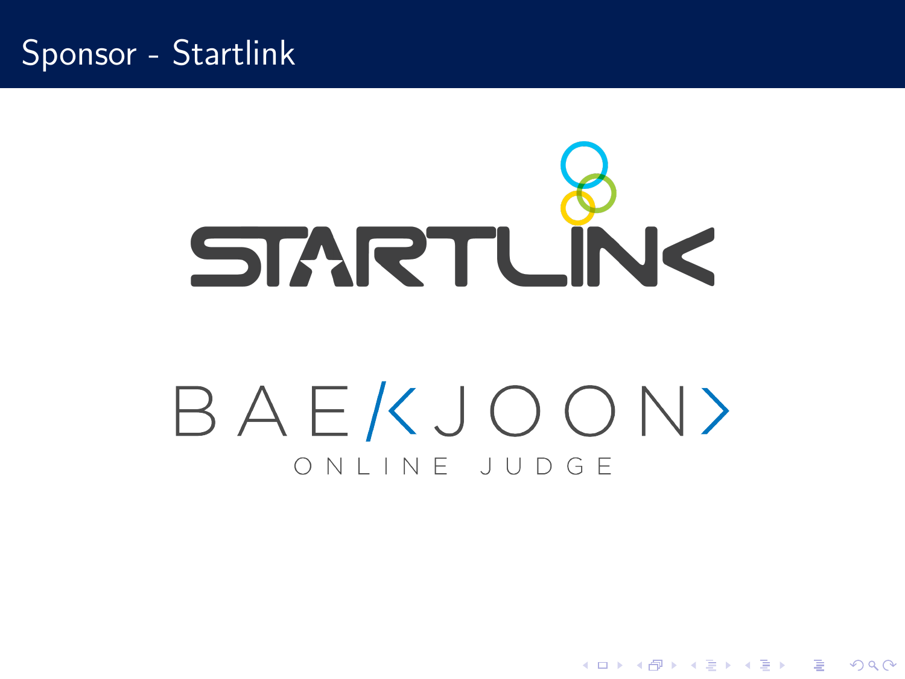# Sponsor - Startlink

STARTLINK

BAEKJOON

ONLINE JUDGE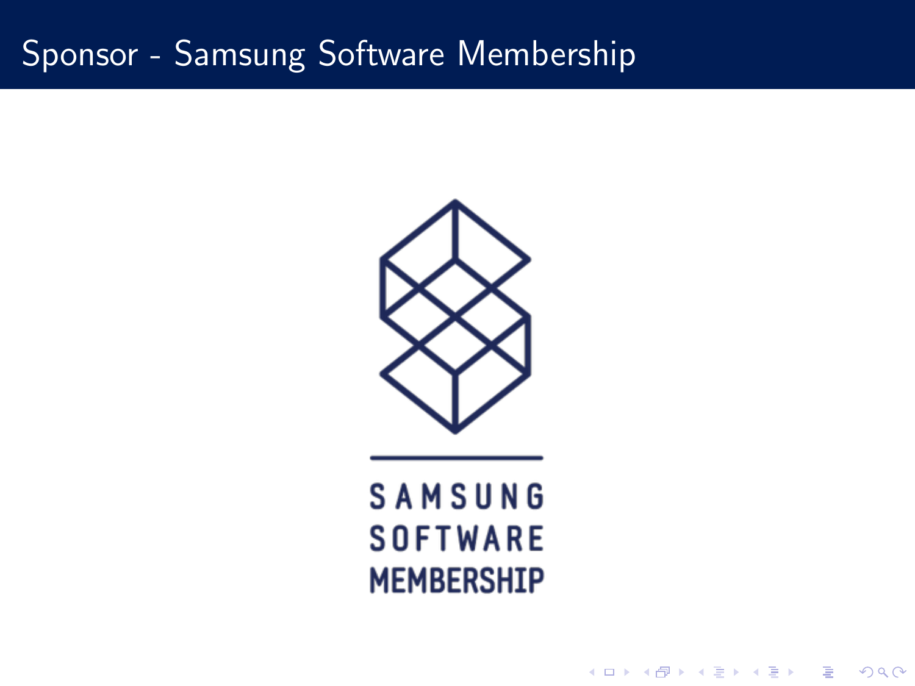# Sponsor - Samsung Software Membership

SAMSUNG
SOFTWARE
MEMBERSHIP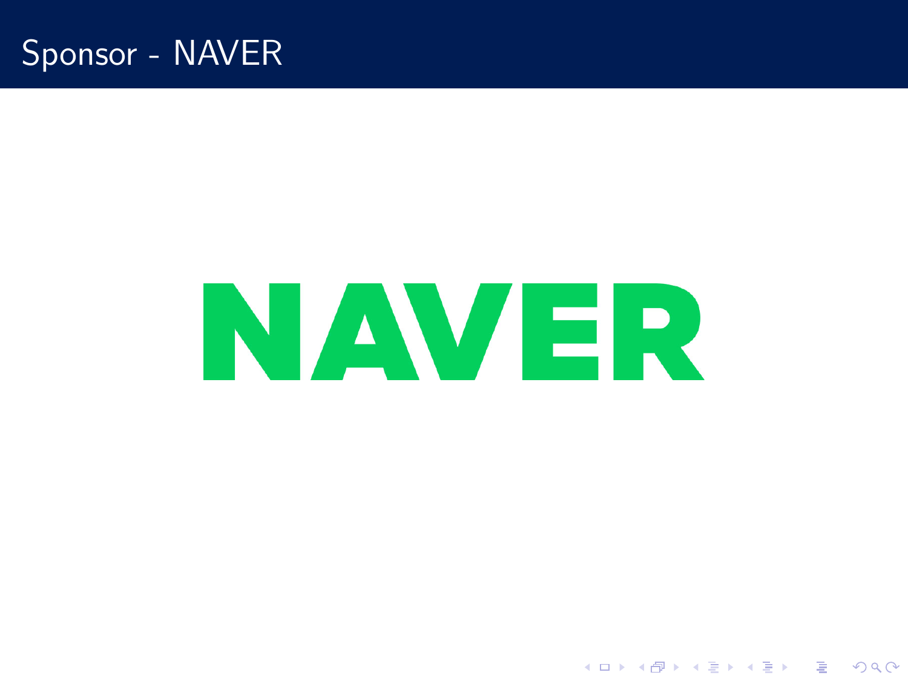# Sponsor - NAVER

NAVER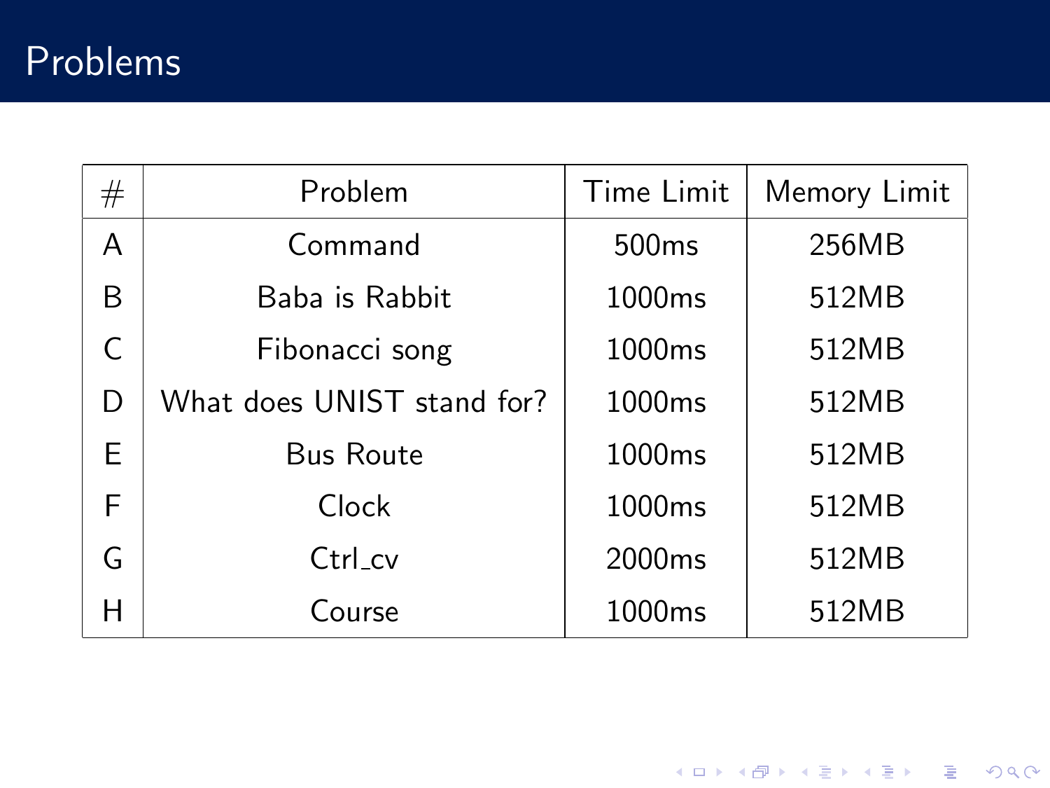# Problems

| # | Problem | Time Limit | Memory Limit |
|---|---|---|---|
| A | Command | 500ms | 256MB |
| B | Baba is Rabbit | 1000ms | 512MB |
| C | Fibonacci song | 1000ms | 512MB |
| D | What does UNIST stand for? | 1000ms | 512MB |
| E | Bus Route | 1000ms | 512MB |
| F | Clock | 1000ms | 512MB |
| G | Ctrl_cv | 2000ms | 512MB |
| H | Course | 1000ms | 512MB |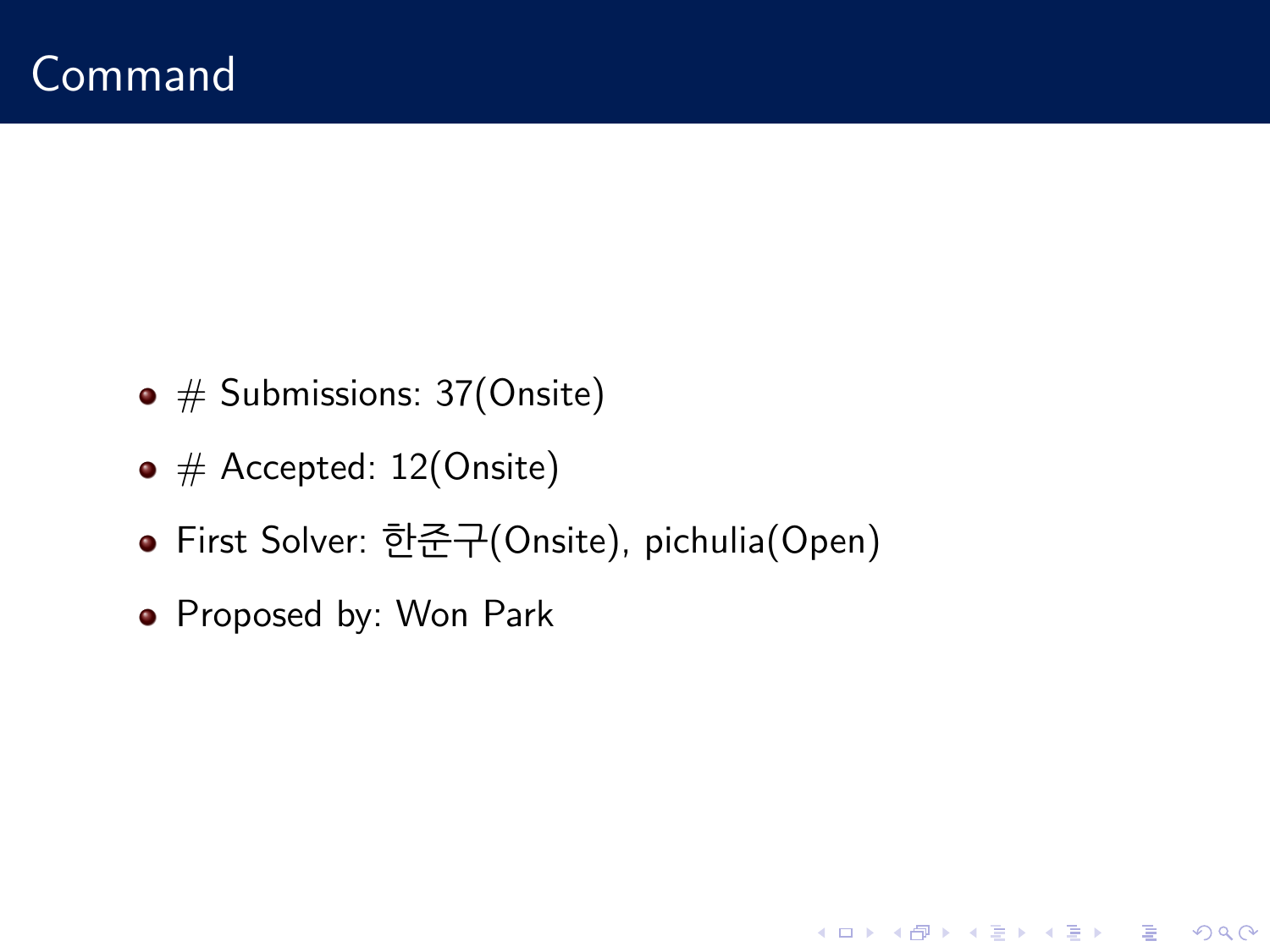# Command

- # Submissions: 37(Onsite)
- # Accepted: 12(Onsite)
- First Solver: 한준구(Onsite), pichulia(Open)
- Proposed by: Won Park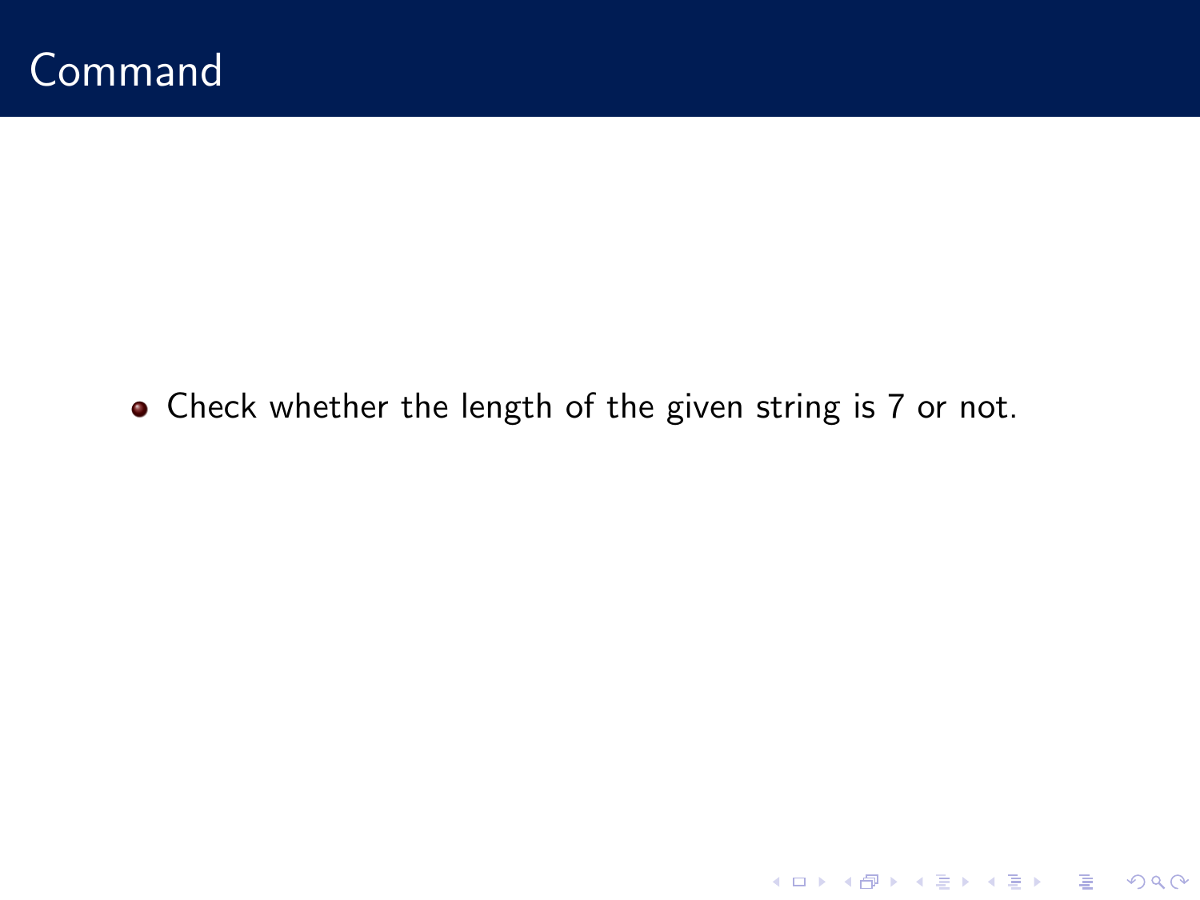# Command

- Check whether the length of the given string is 7 or not.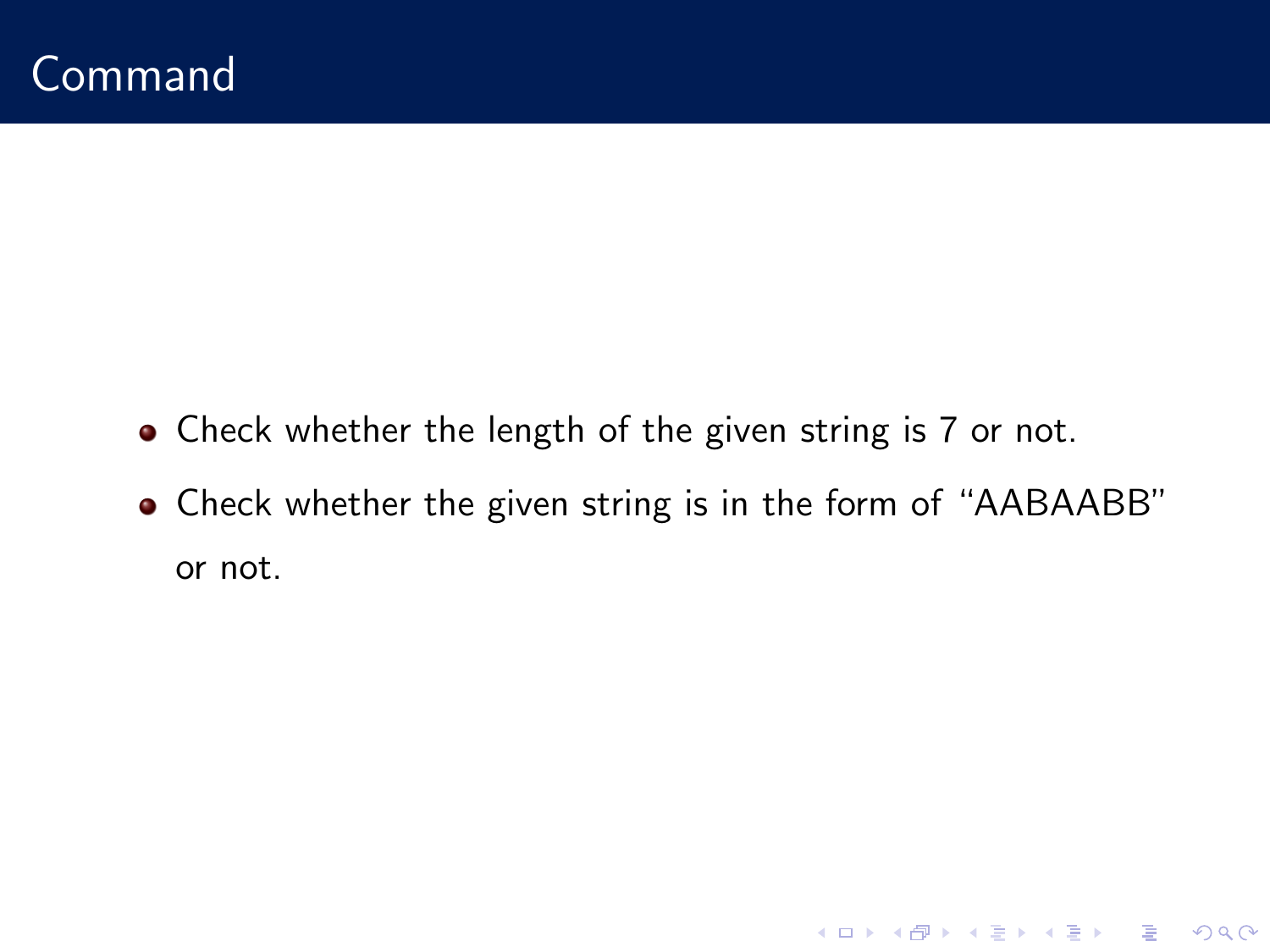# Command

- Check whether the length of the given string is 7 or not.
- Check whether the given string is in the form of "AABAABB" or not.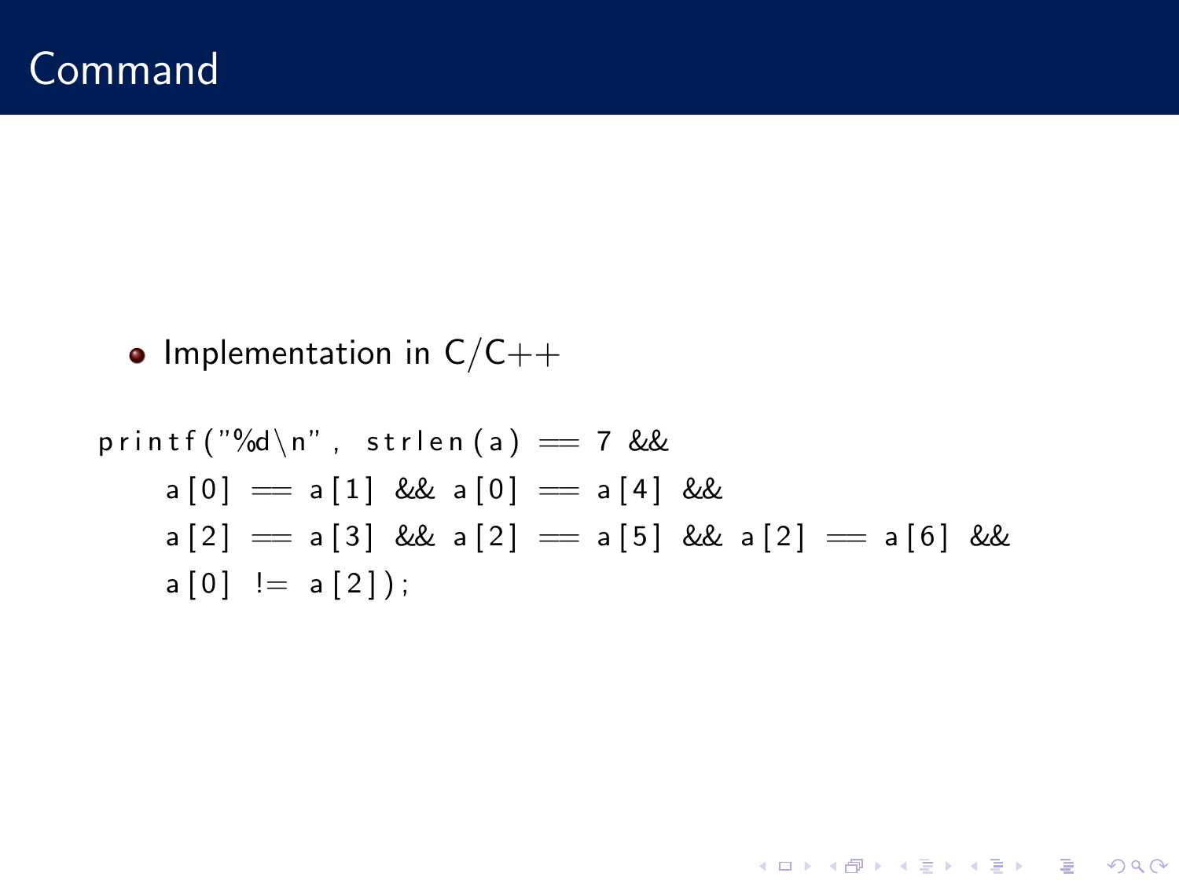# Command

- Implementation in C/C++

```
printf("%d\n", strlen(a) == 7 &&
    a[0] == a[1] && a[0] == a[4] &&
    a[2] == a[3] && a[2] == a[5] && a[2] == a[6] &&
    a[0] != a[2]);
```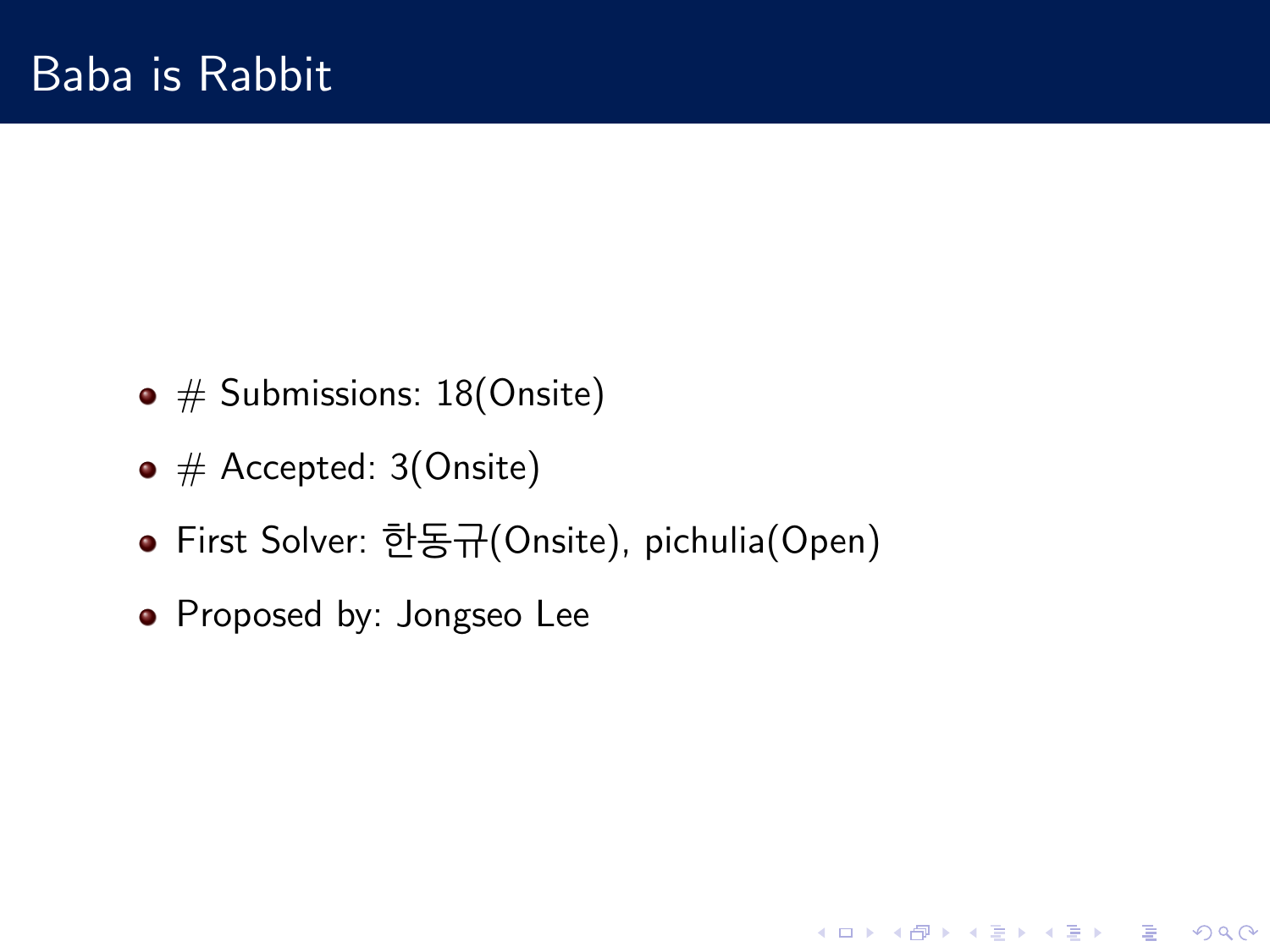# Baba is Rabbit

- # Submissions: 18(Onsite)
- # Accepted: 3(Onsite)
- First Solver: 한동규(Onsite), pichulia(Open)
- Proposed by: Jongseo Lee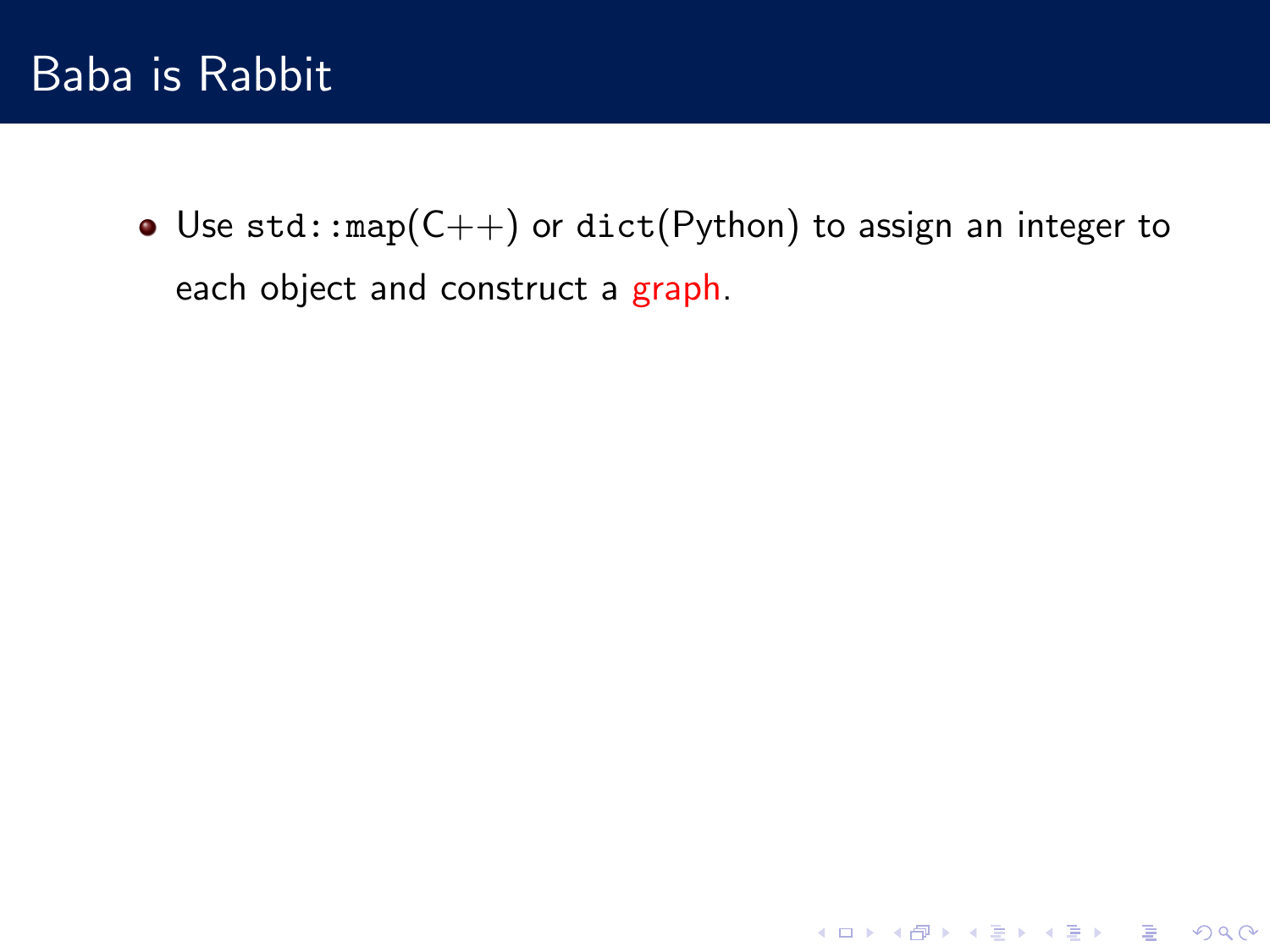# Baba is Rabbit

- Use `std::map`(C++) or `dict`(Python) to assign an integer to each object and construct a graph.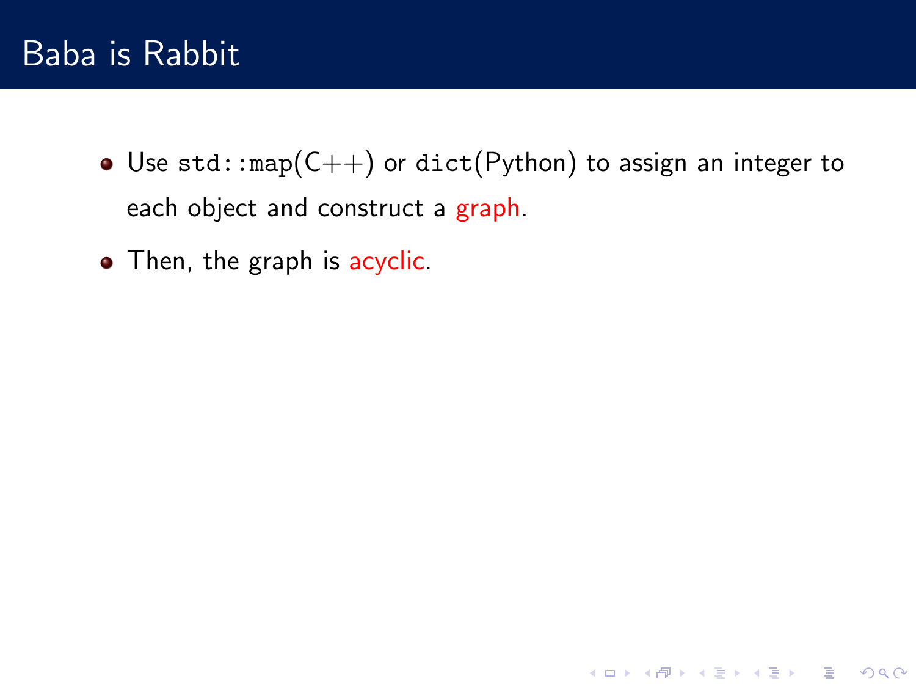# Baba is Rabbit

- Use `std::map`(C++) or `dict`(Python) to assign an integer to each object and construct a graph.
- Then, the graph is acyclic.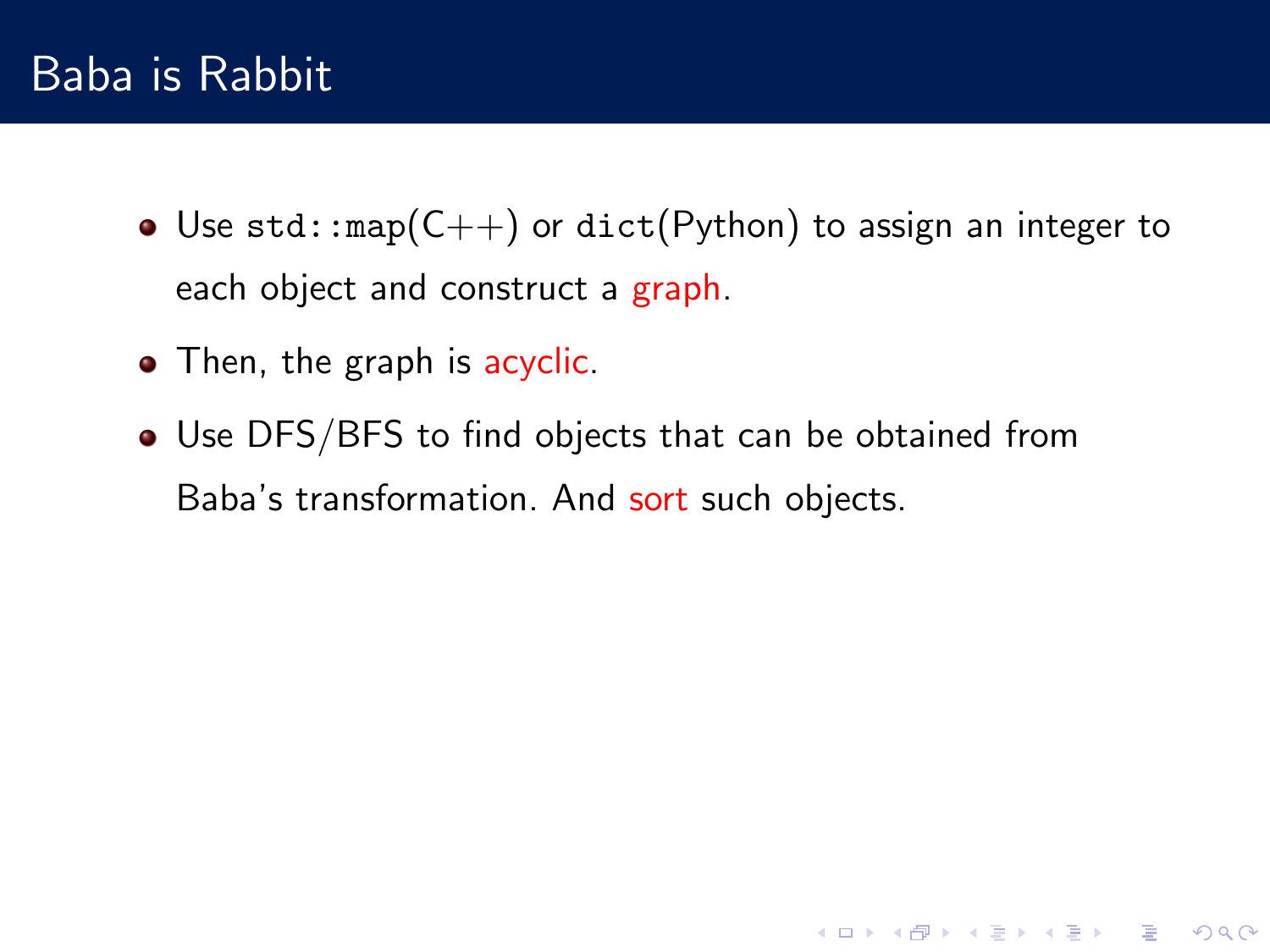# Baba is Rabbit

- Use `std::map`(C++) or `dict`(Python) to assign an integer to each object and construct a graph.
- Then, the graph is acyclic.
- Use DFS/BFS to find objects that can be obtained from Baba's transformation. And sort such objects.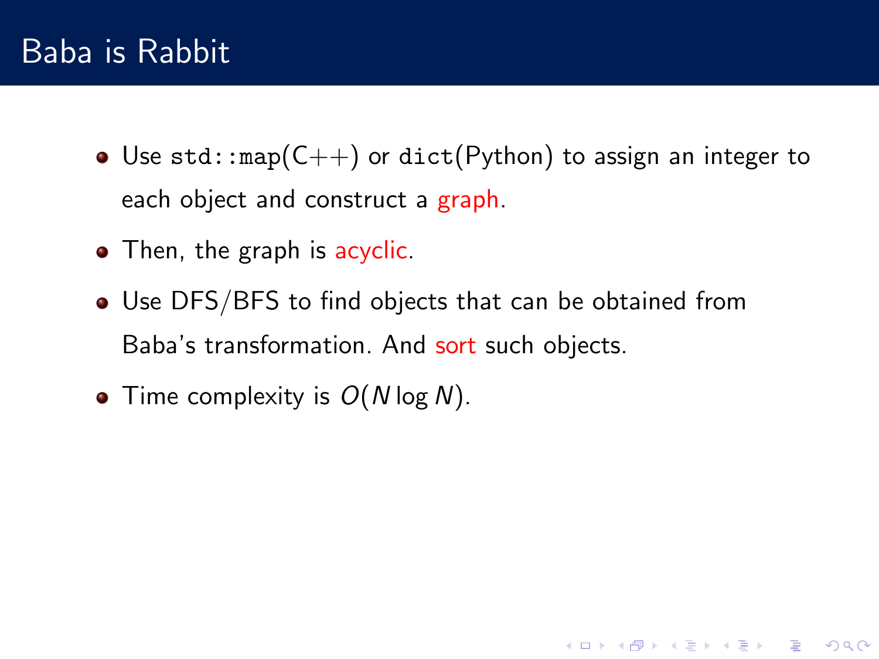# Baba is Rabbit

- Use `std::map`(C++) or `dict`(Python) to assign an integer to each object and construct a graph.
- Then, the graph is acyclic.
- Use DFS/BFS to find objects that can be obtained from Baba's transformation. And sort such objects.
- Time complexity is $O(N \log N)$.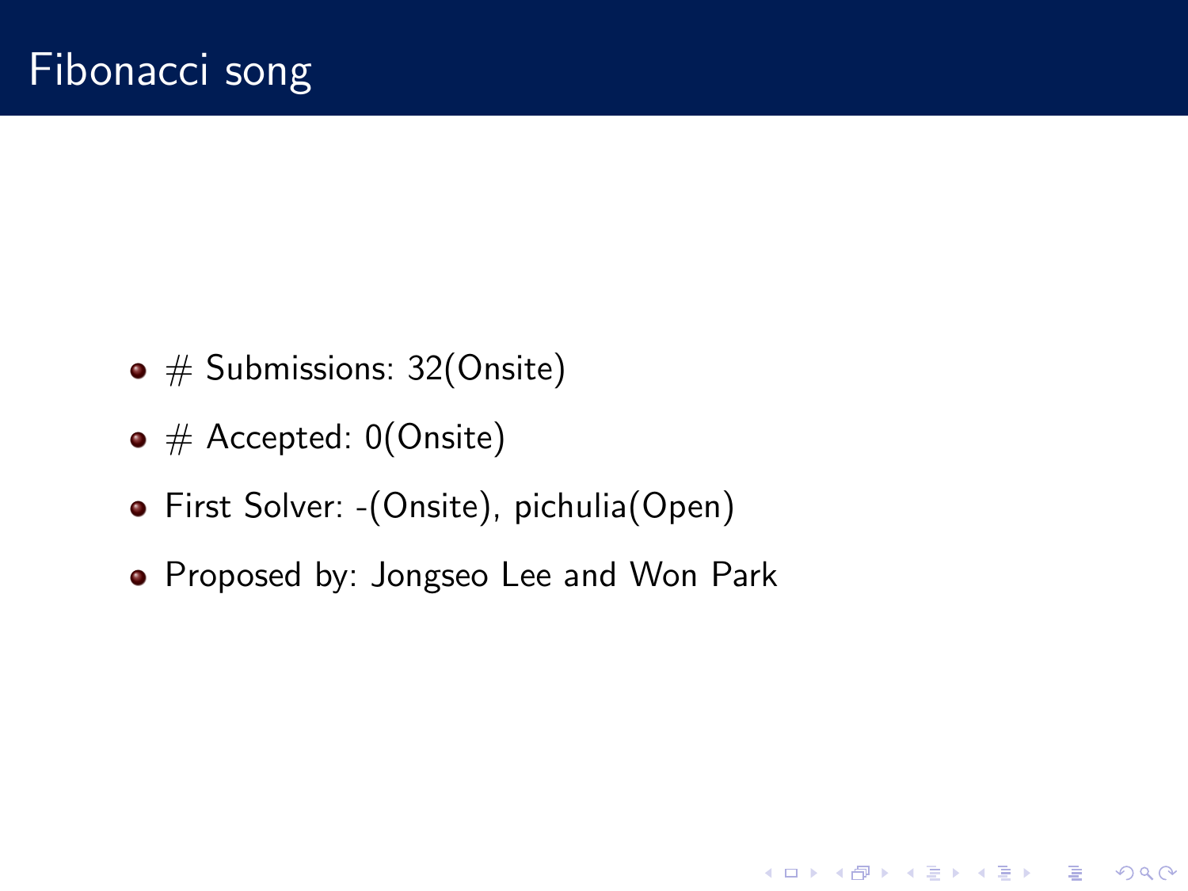# Fibonacci song

- # Submissions: 32(Onsite)
- # Accepted: 0(Onsite)
- First Solver: -(Onsite), pichulia(Open)
- Proposed by: Jongseo Lee and Won Park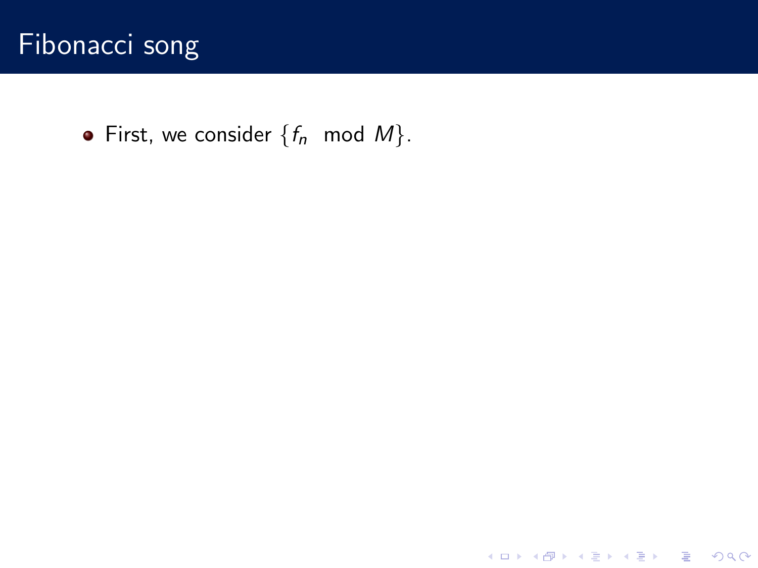# Fibonacci song

- First, we consider $\{f_n \mod M\}$.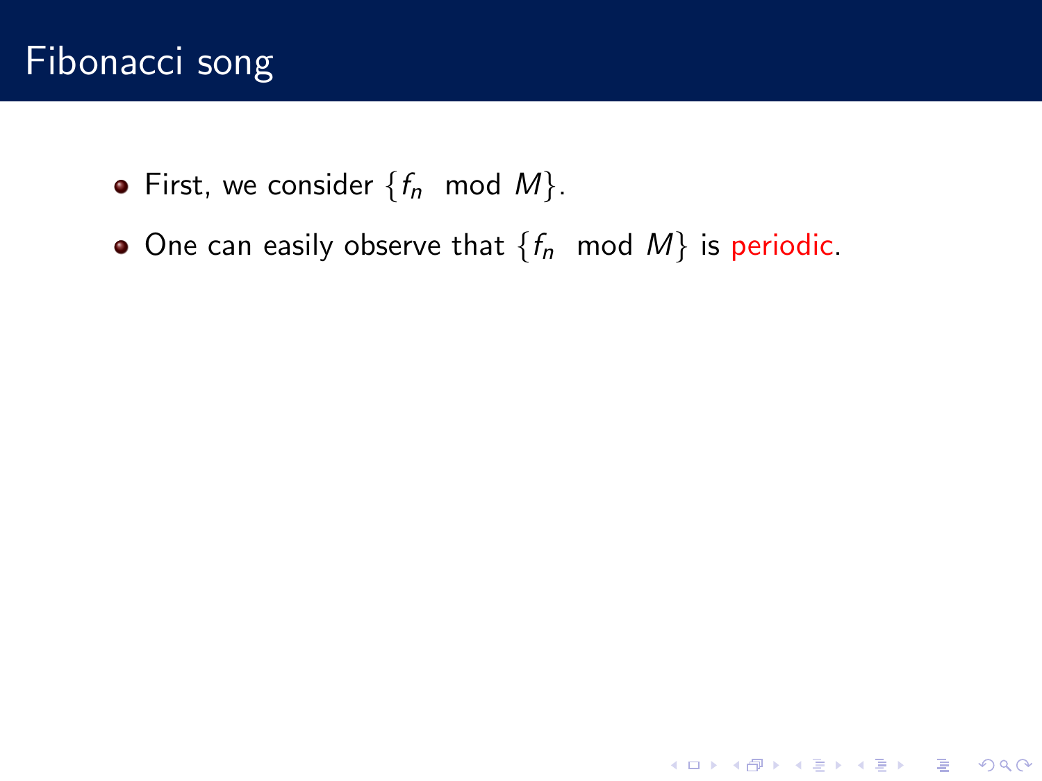## Fibonacci song

- First, we consider $\{f_n \mod M\}$.
- One can easily observe that $\{f_n \mod M\}$ is periodic.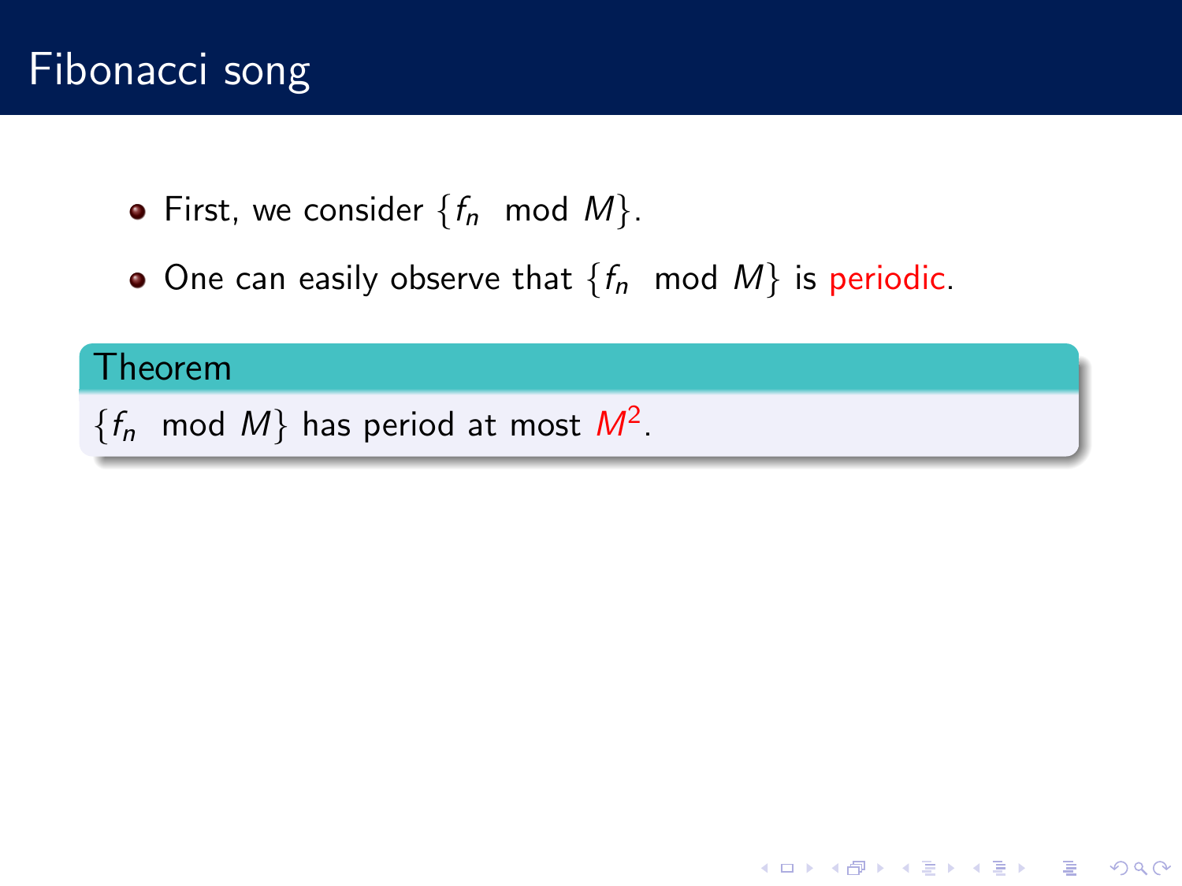# Fibonacci song

- First, we consider $\{f_n \mod M\}$.
- One can easily observe that $\{f_n \mod M\}$ is periodic.

**Theorem**

$\{f_n \mod M\}$ has period at most $M^2$.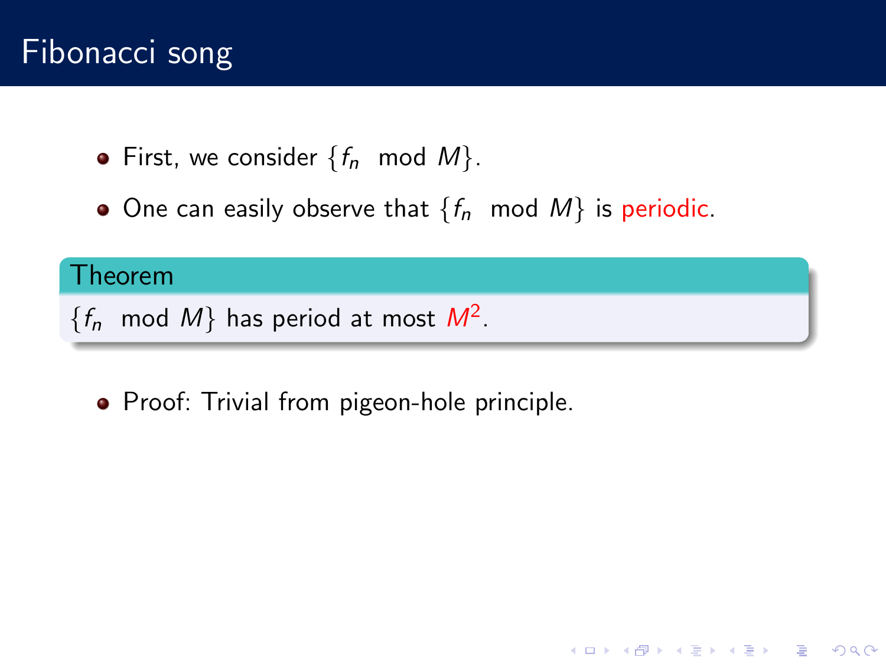# Fibonacci song

- First, we consider $\{f_n \mod M\}$.
- One can easily observe that $\{f_n \mod M\}$ is periodic.

**Theorem**

$\{f_n \mod M\}$ has period at most $M^2$.

- Proof: Trivial from pigeon-hole principle.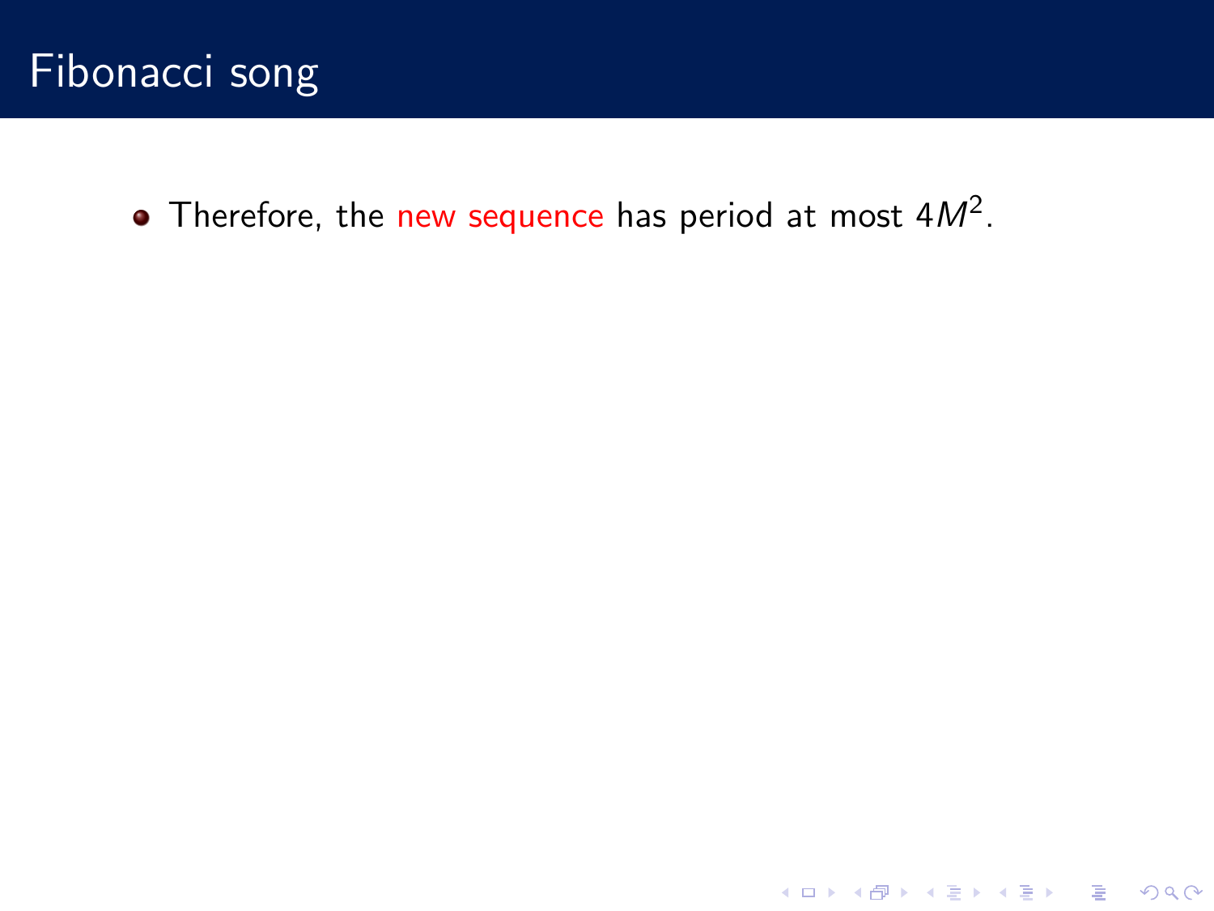## Fibonacci song

- Therefore, the new sequence has period at most $4M^2$.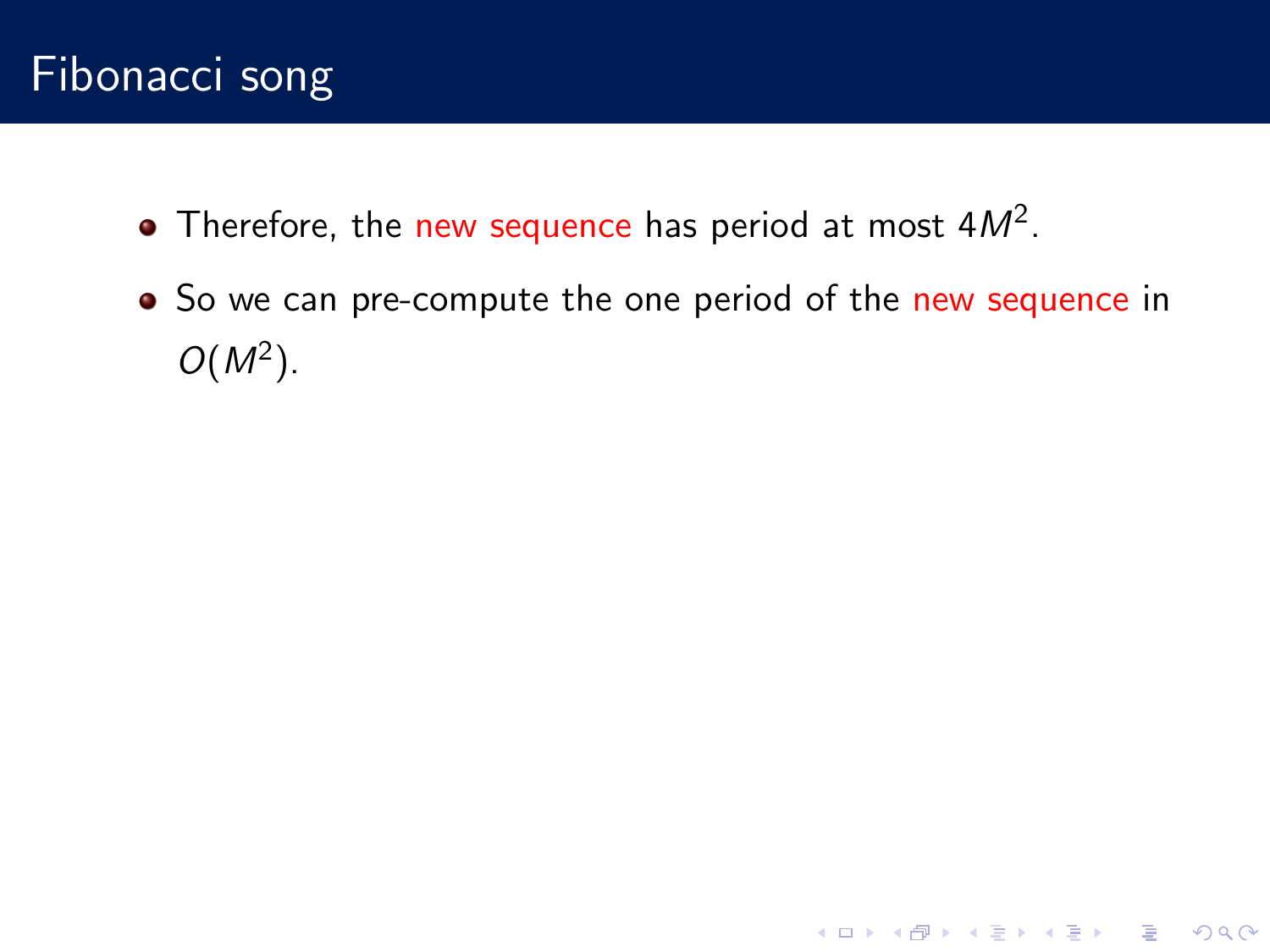# Fibonacci song

- Therefore, the new sequence has period at most $4M^2$.
- So we can pre-compute the one period of the new sequence in $O(M^2)$.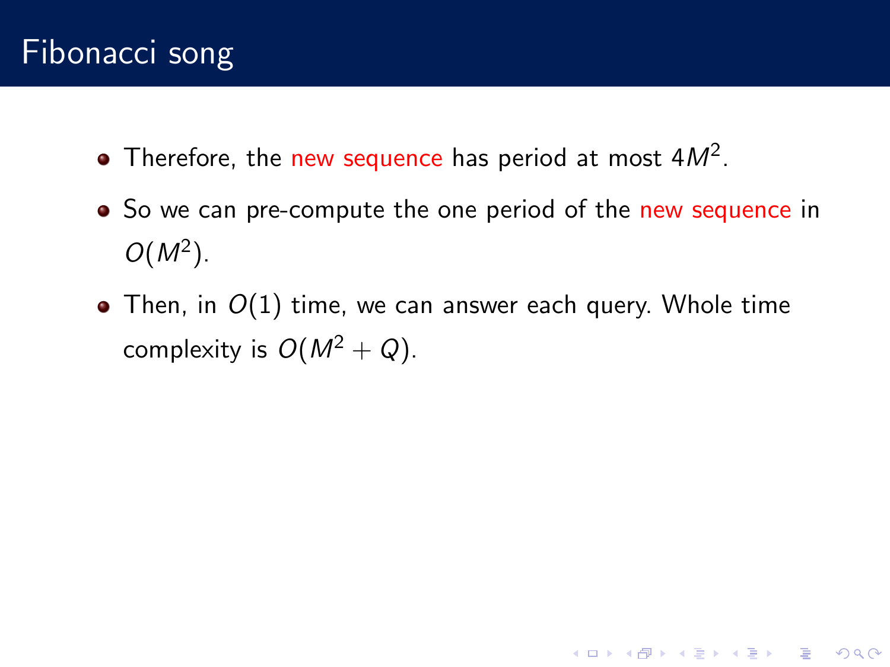# Fibonacci song

- Therefore, the new sequence has period at most $4M^2$.
- So we can pre-compute the one period of the new sequence in $O(M^2)$.
- Then, in $O(1)$ time, we can answer each query. Whole time complexity is $O(M^2 + Q)$.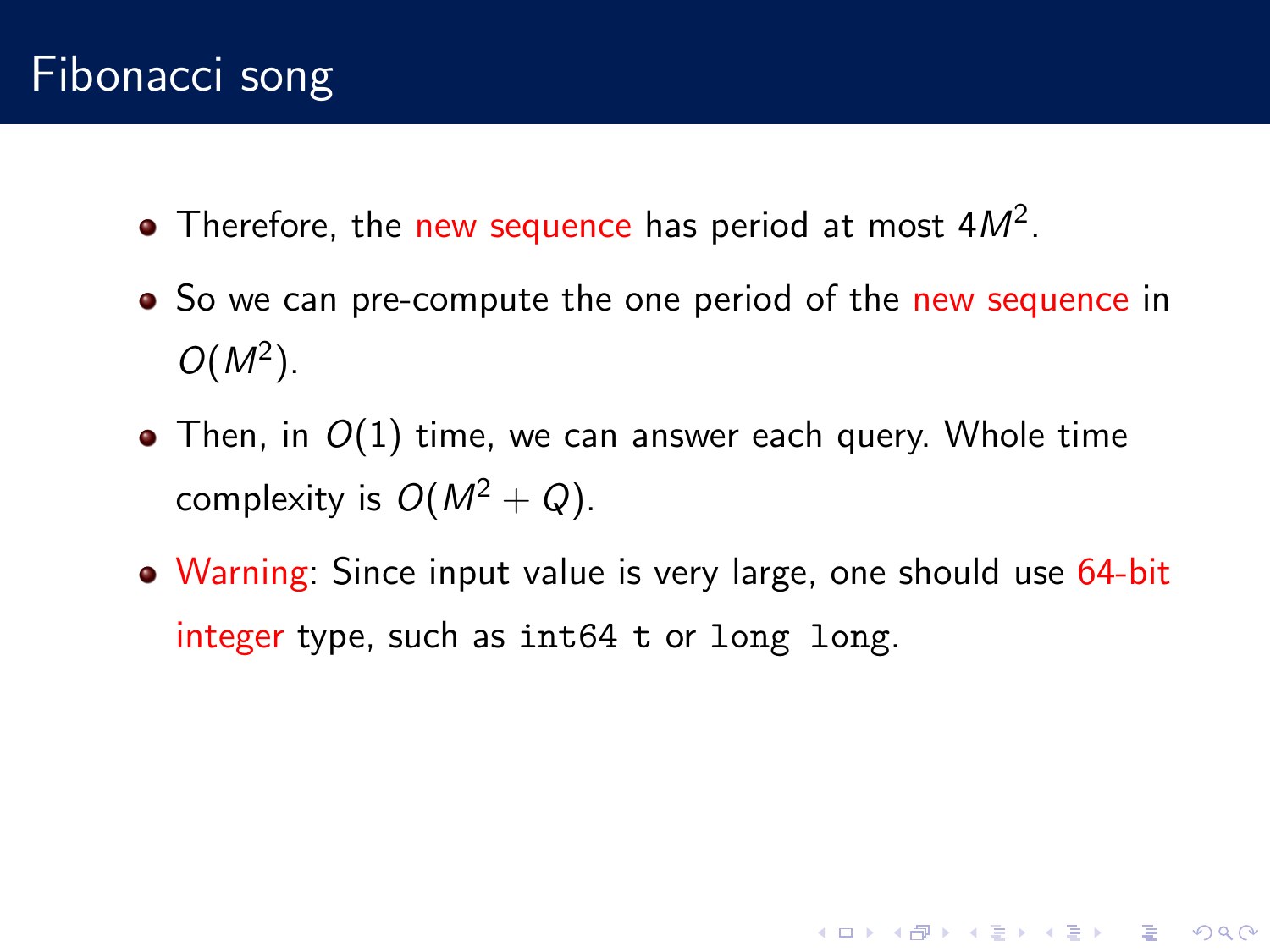# Fibonacci song

- Therefore, the new sequence has period at most $4M^2$.
- So we can pre-compute the one period of the new sequence in $O(M^2)$.
- Then, in $O(1)$ time, we can answer each query. Whole time complexity is $O(M^2 + Q)$.
- Warning: Since input value is very large, one should use 64-bit integer type, such as `int64_t` or `long long`.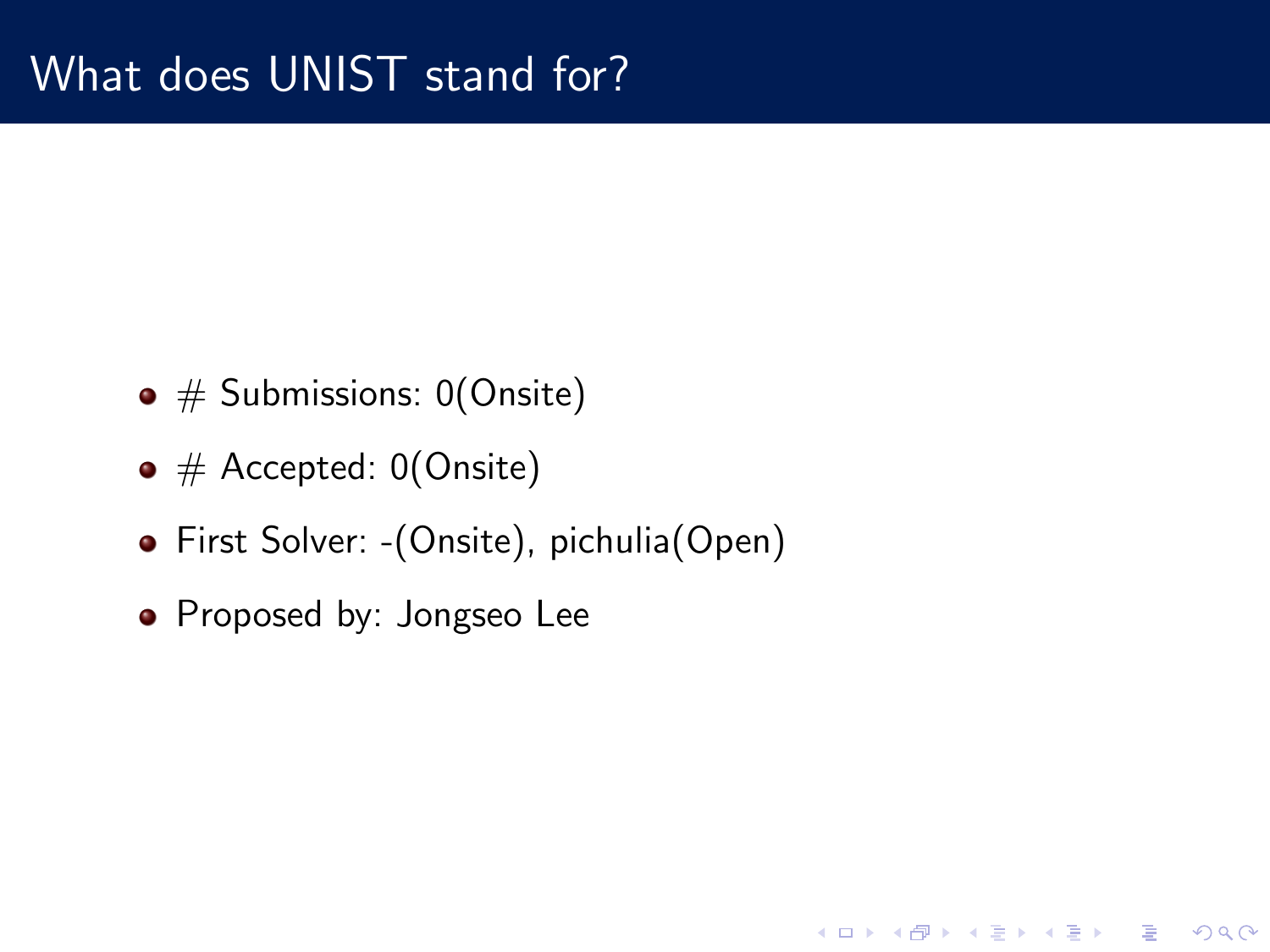# What does UNIST stand for?

- # Submissions: 0(Onsite)
- # Accepted: 0(Onsite)
- First Solver: -(Onsite), pichulia(Open)
- Proposed by: Jongseo Lee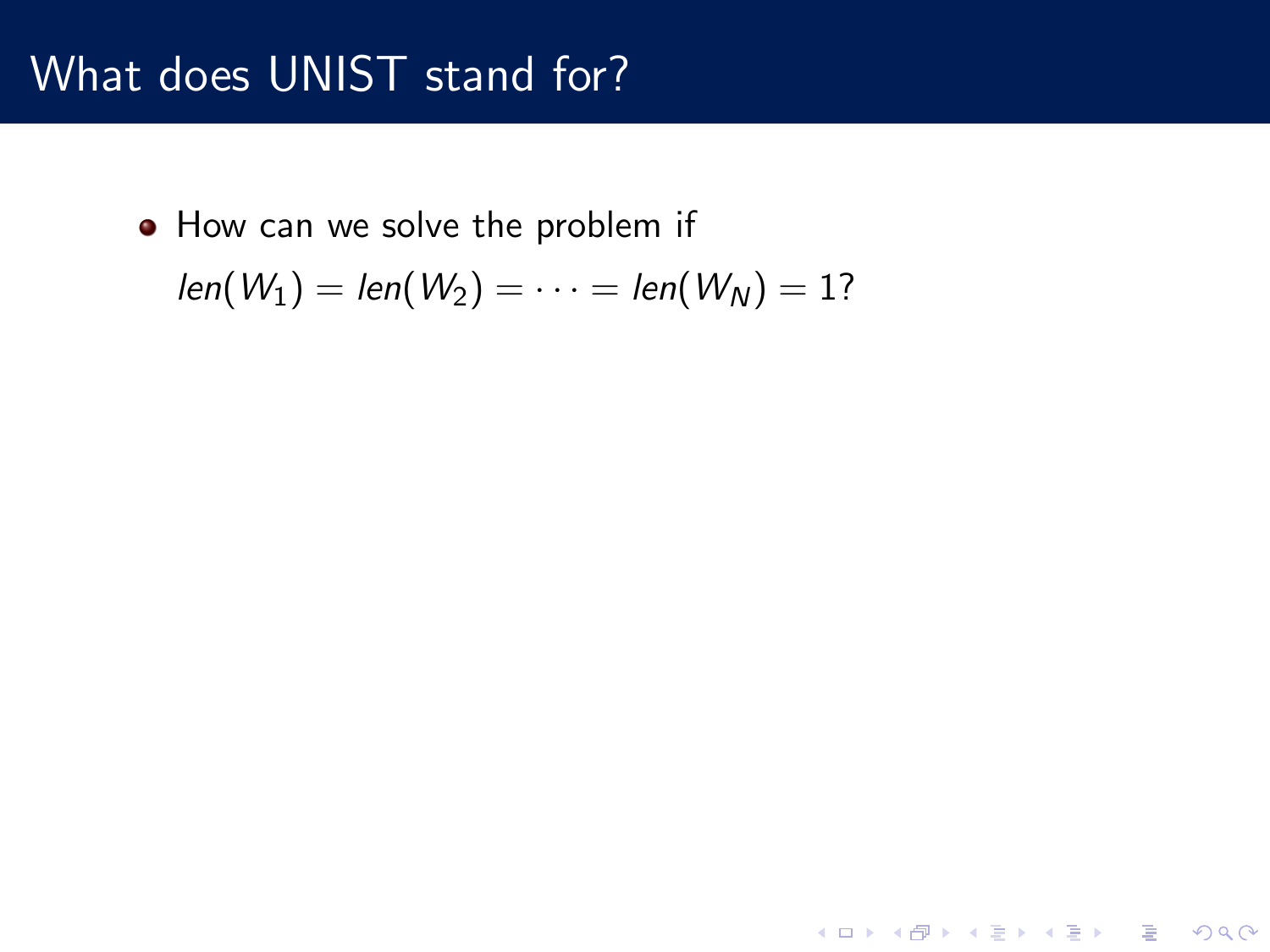# What does UNIST stand for?

- How can we solve the problem if $len(W_1) = len(W_2) = \cdots = len(W_N) = 1$?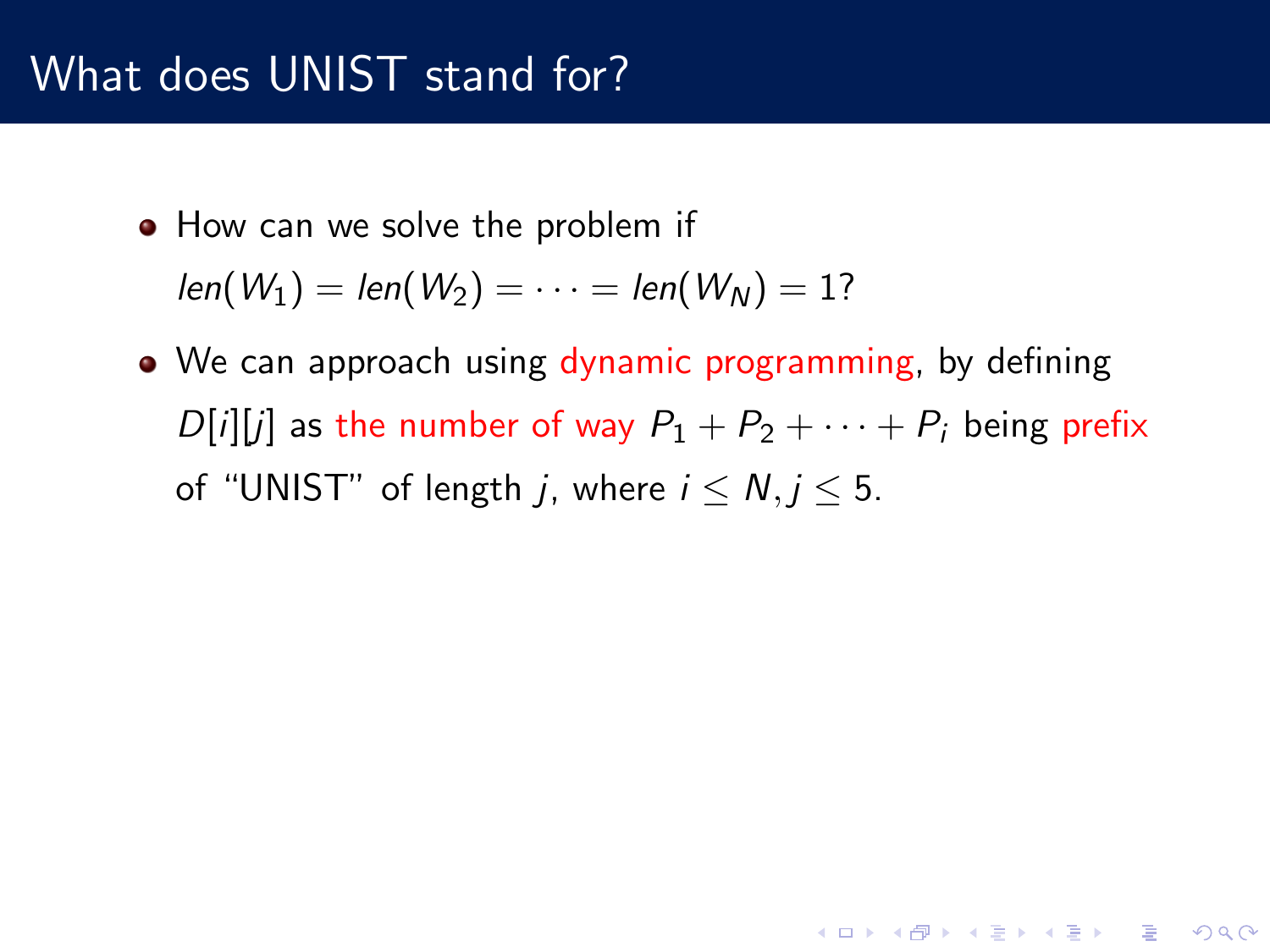# What does UNIST stand for?

- How can we solve the problem if $len(W_1) = len(W_2) = \cdots = len(W_N) = 1$?
- We can approach using dynamic programming, by defining $D[i][j]$ as the number of way $P_1 + P_2 + \cdots + P_i$ being prefix of "UNIST" of length $j$, where $i \leq N, j \leq 5$.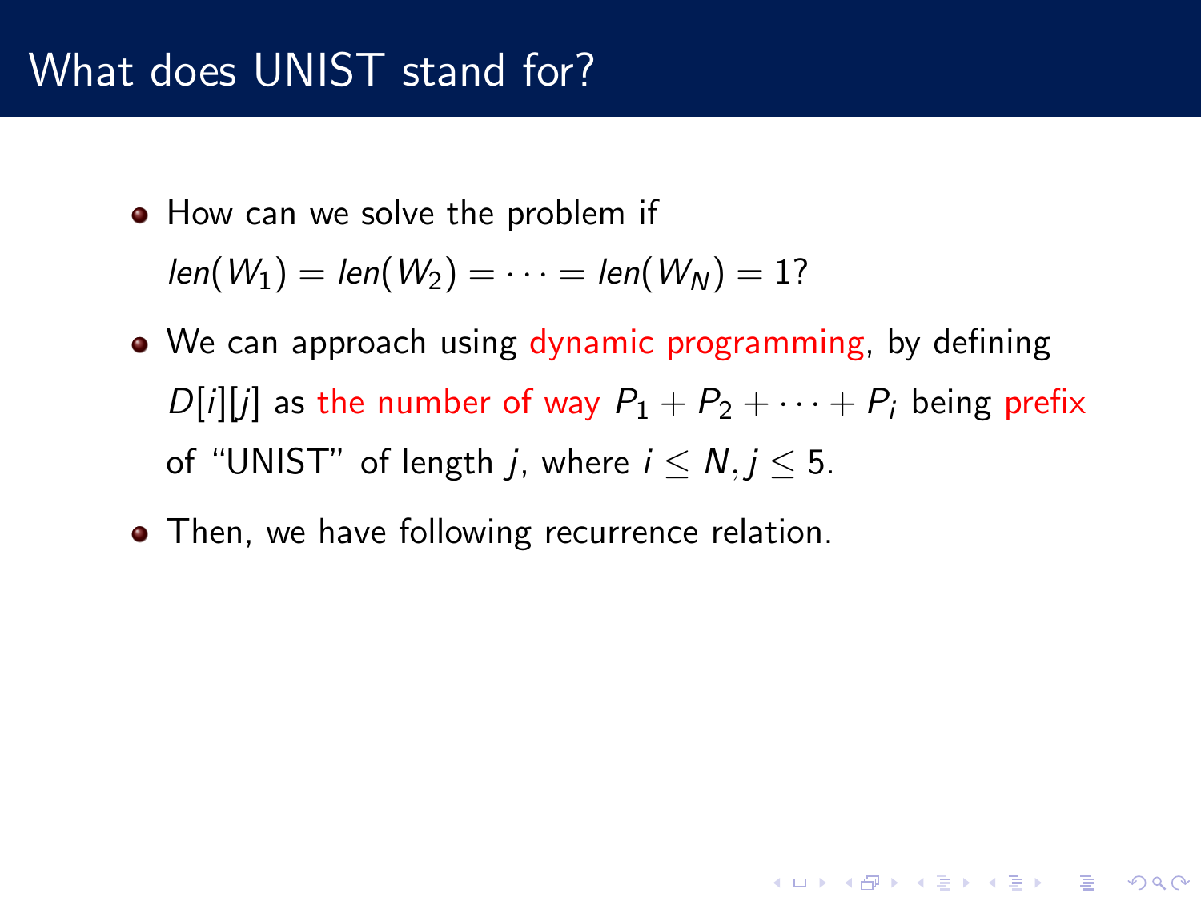# What does UNIST stand for?

- How can we solve the problem if $len(W_1) = len(W_2) = \cdots = len(W_N) = 1$?
- We can approach using dynamic programming, by defining $D[i][j]$ as the number of way $P_1 + P_2 + \cdots + P_i$ being prefix of "UNIST" of length $j$, where $i \leq N, j \leq 5$.
- Then, we have following recurrence relation.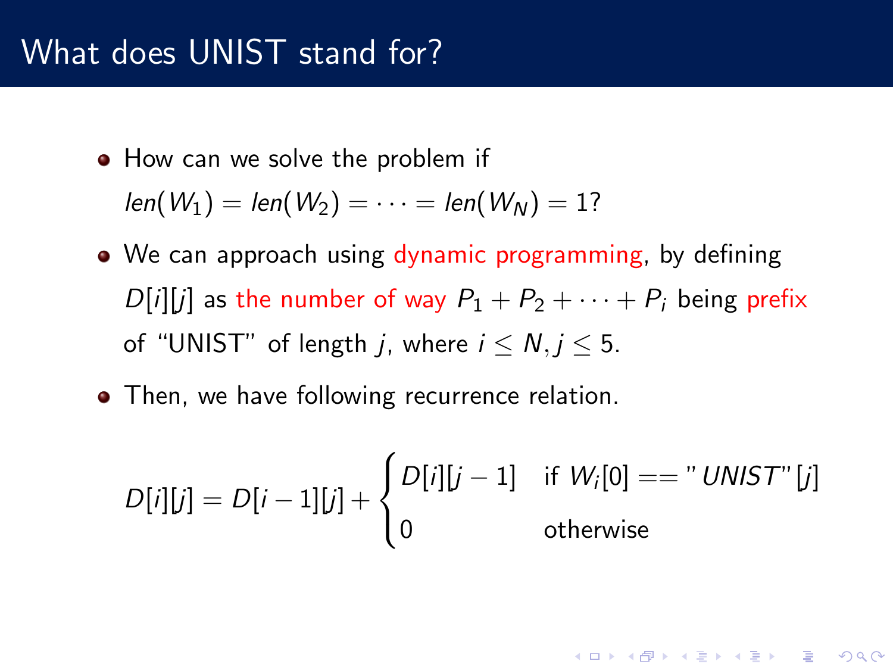# What does UNIST stand for?

- How can we solve the problem if $len(W_1) = len(W_2) = \cdots = len(W_N) = 1$?
- We can approach using dynamic programming, by defining $D[i][j]$ as the number of way $P_1 + P_2 + \cdots + P_i$ being prefix of "UNIST" of length $j$, where $i \leq N, j \leq 5$.
- Then, we have following recurrence relation.

$$D[i][j] = D[i-1][j] + \begin{cases} D[i][j-1] & \text{if } W_i[0] == "UNIST"[j] \\ 0 & \text{otherwise} \end{cases}$$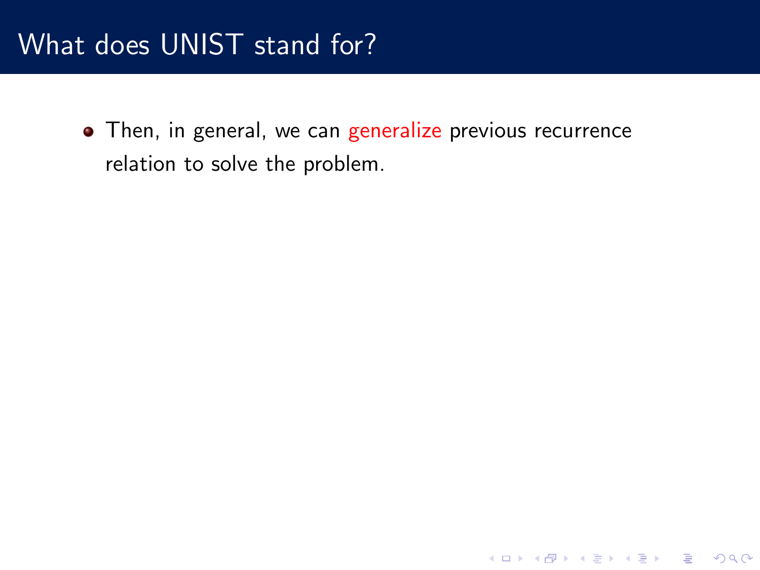# What does UNIST stand for?

- Then, in general, we can generalize previous recurrence relation to solve the problem.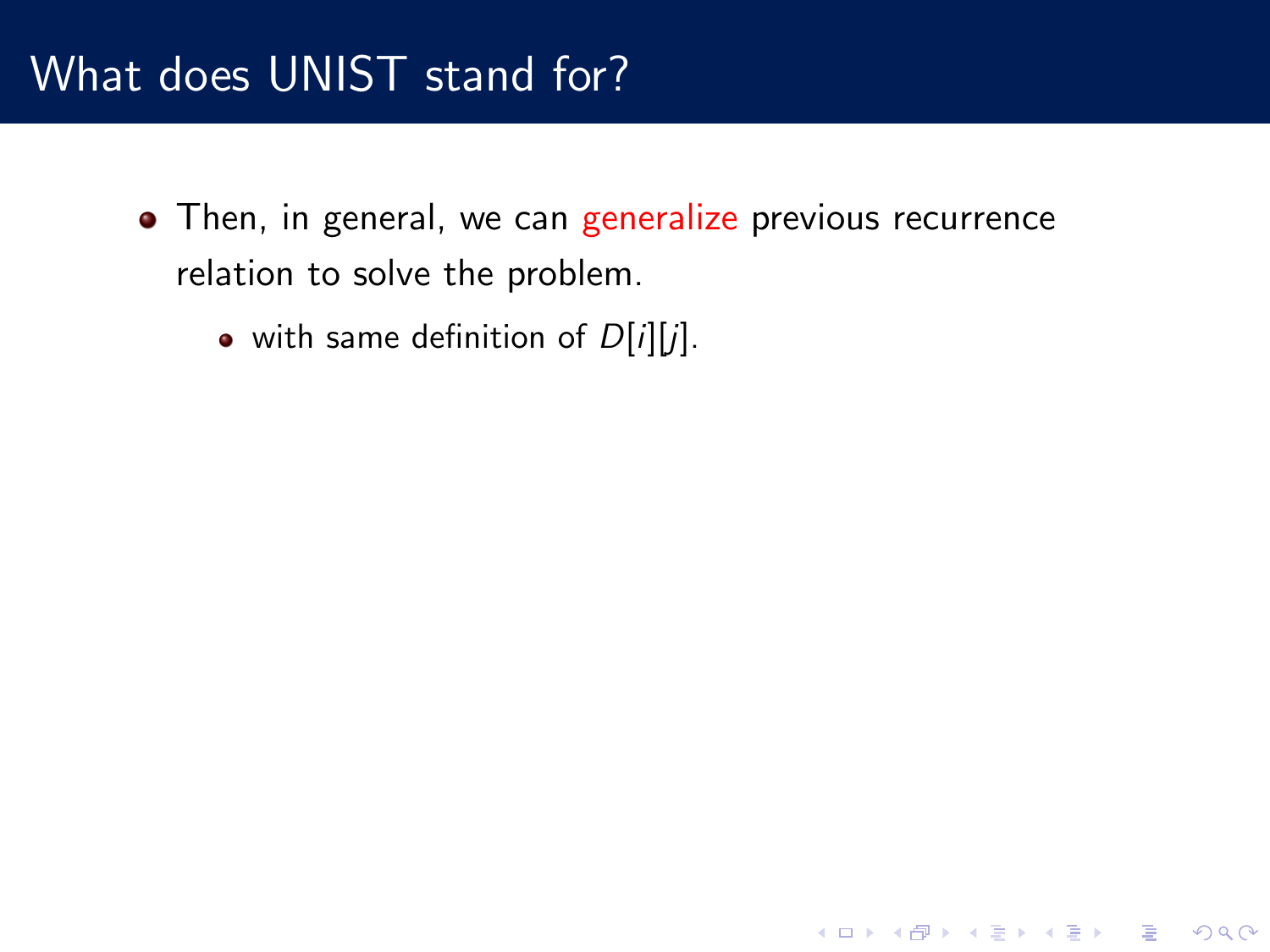# What does UNIST stand for?

- Then, in general, we can generalize previous recurrence relation to solve the problem.
  - with same definition of $D[i][j]$.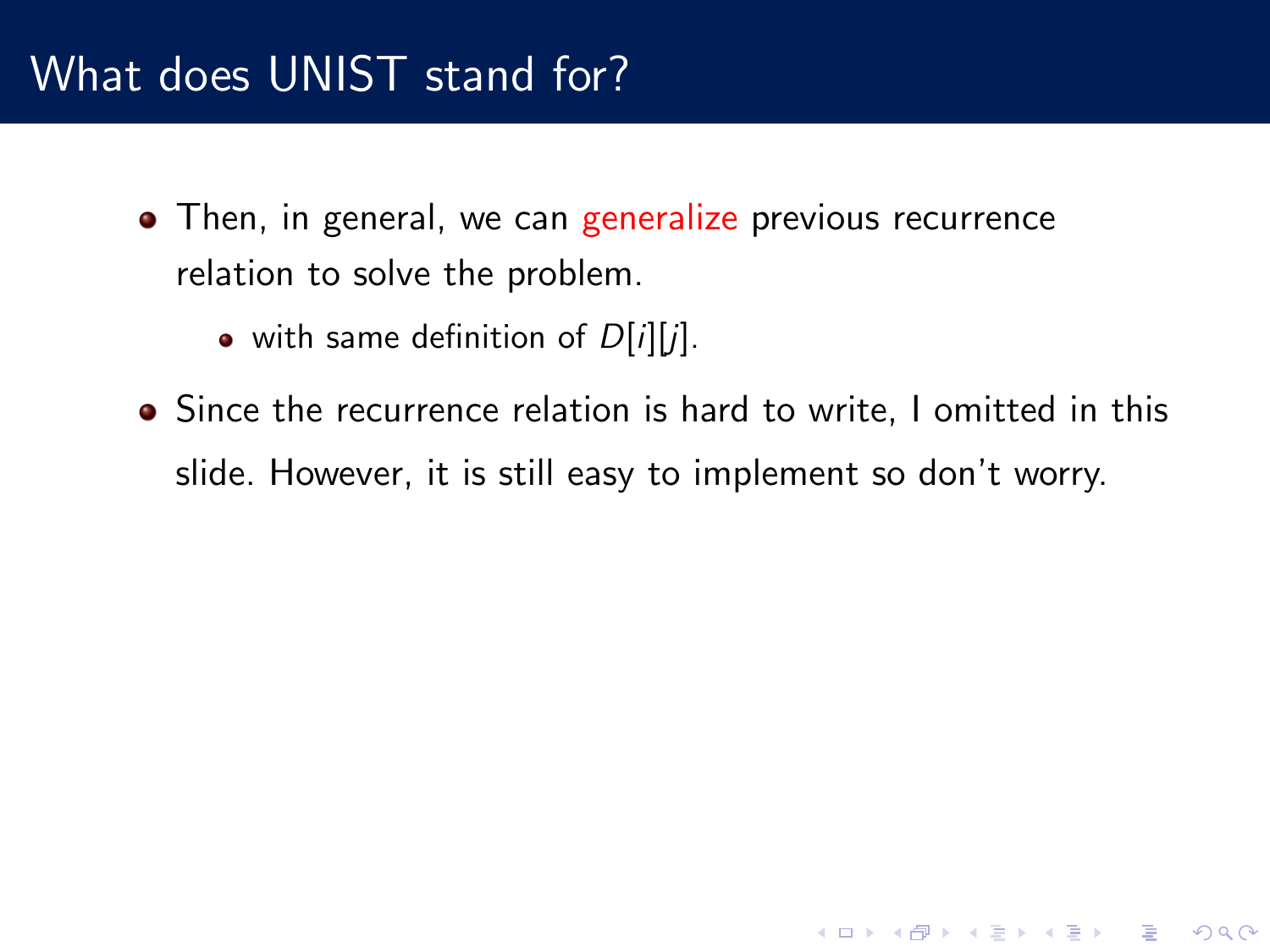# What does UNIST stand for?

- Then, in general, we can generalize previous recurrence relation to solve the problem.
  - with same definition of $D[i][j]$.
- Since the recurrence relation is hard to write, I omitted in this slide. However, it is still easy to implement so don't worry.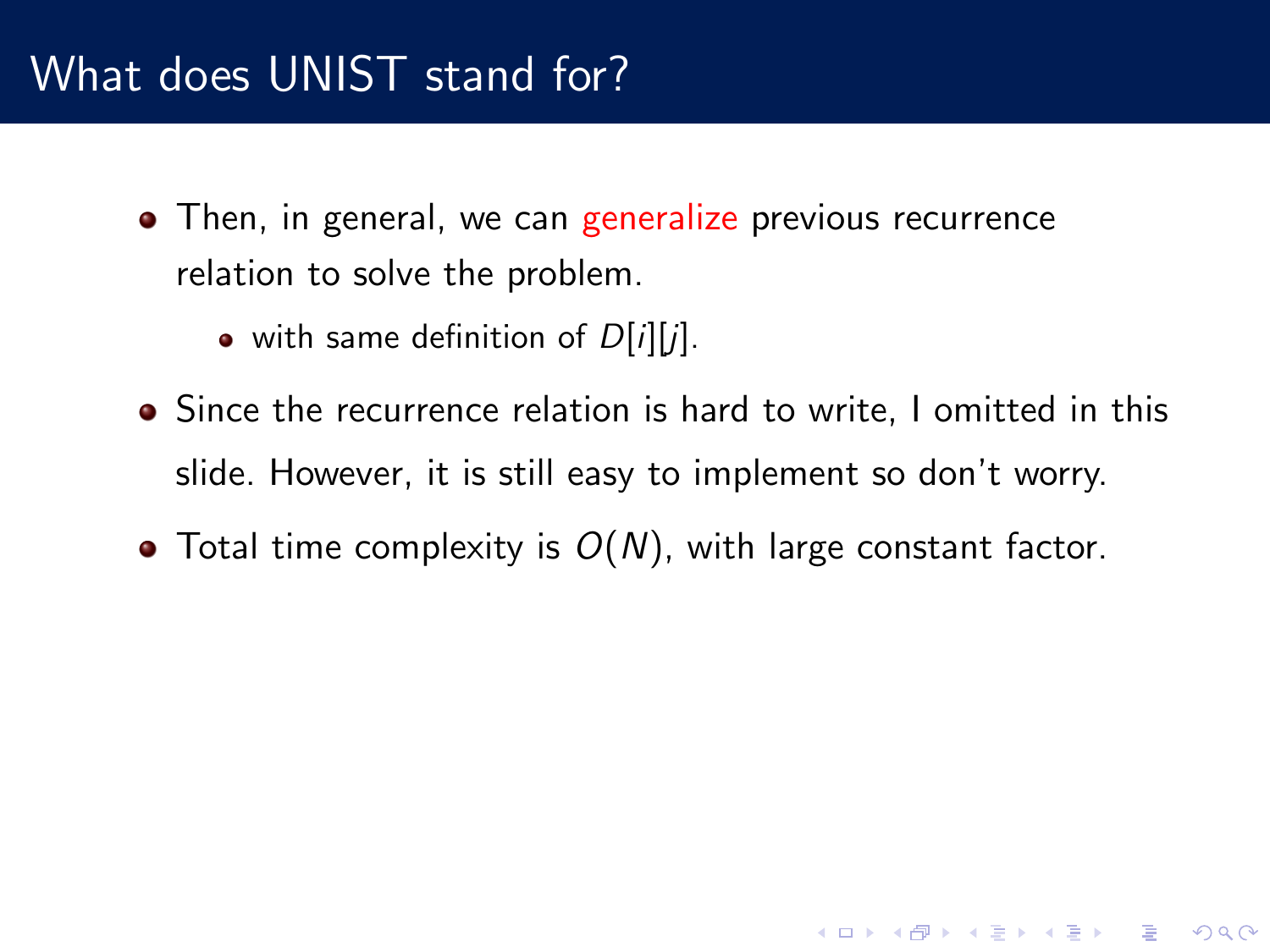# What does UNIST stand for?

- Then, in general, we can generalize previous recurrence relation to solve the problem.
  - with same definition of $D[i][j]$.
- Since the recurrence relation is hard to write, I omitted in this slide. However, it is still easy to implement so don't worry.
- Total time complexity is $O(N)$, with large constant factor.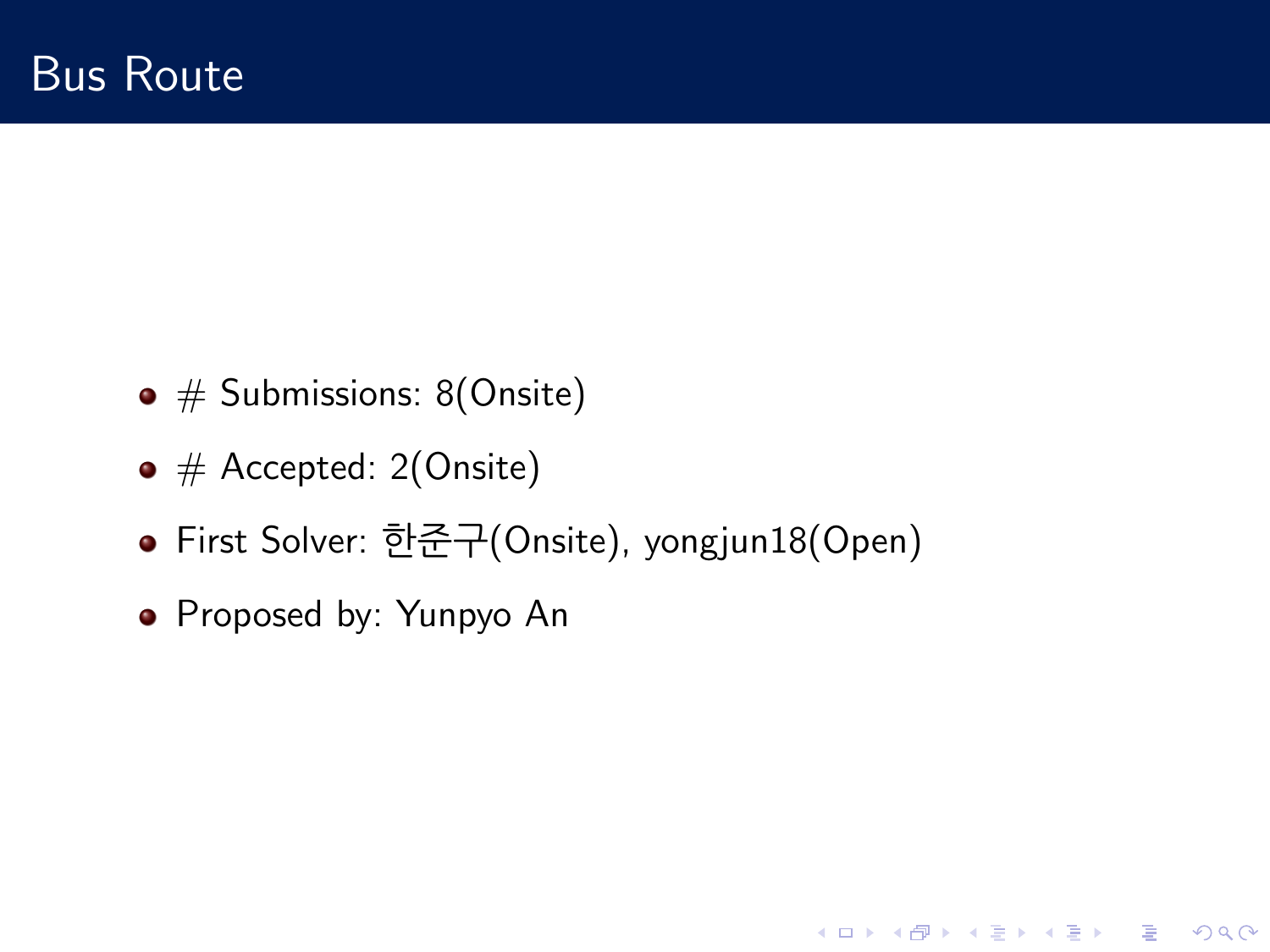# Bus Route

- # Submissions: 8(Onsite)
- # Accepted: 2(Onsite)
- First Solver: 한준구(Onsite), yongjun18(Open)
- Proposed by: Yunpyo An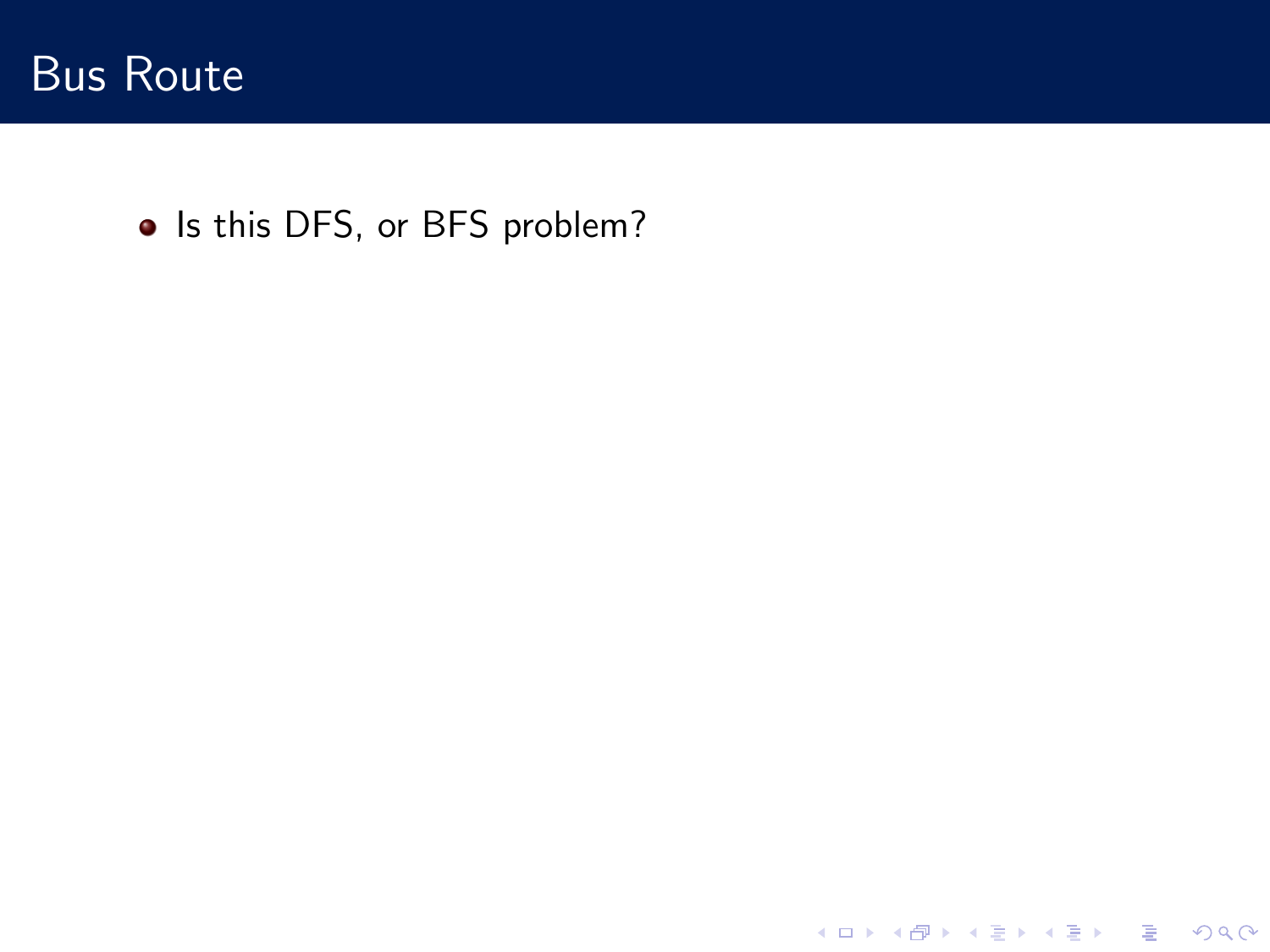## Bus Route

- Is this DFS, or BFS problem?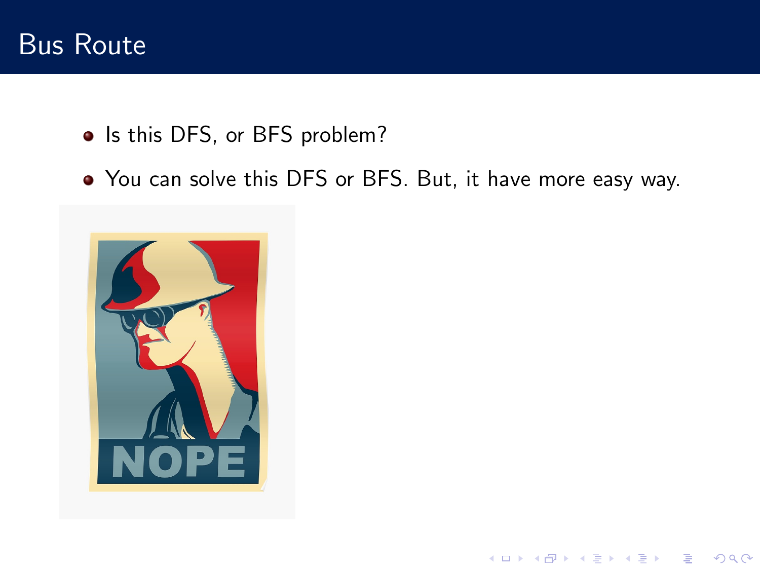# Bus Route

- Is this DFS, or BFS problem?
- You can solve this DFS or BFS. But, it have more easy way.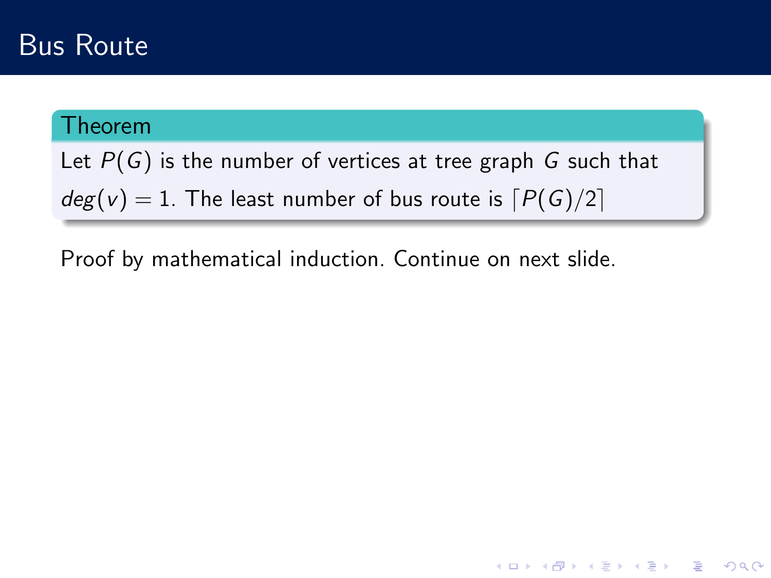# Bus Route

**Theorem**

Let $P(G)$ is the number of vertices at tree graph $G$ such that $deg(v) = 1$. The least number of bus route is $\lceil P(G)/2 \rceil$

Proof by mathematical induction. Continue on next slide.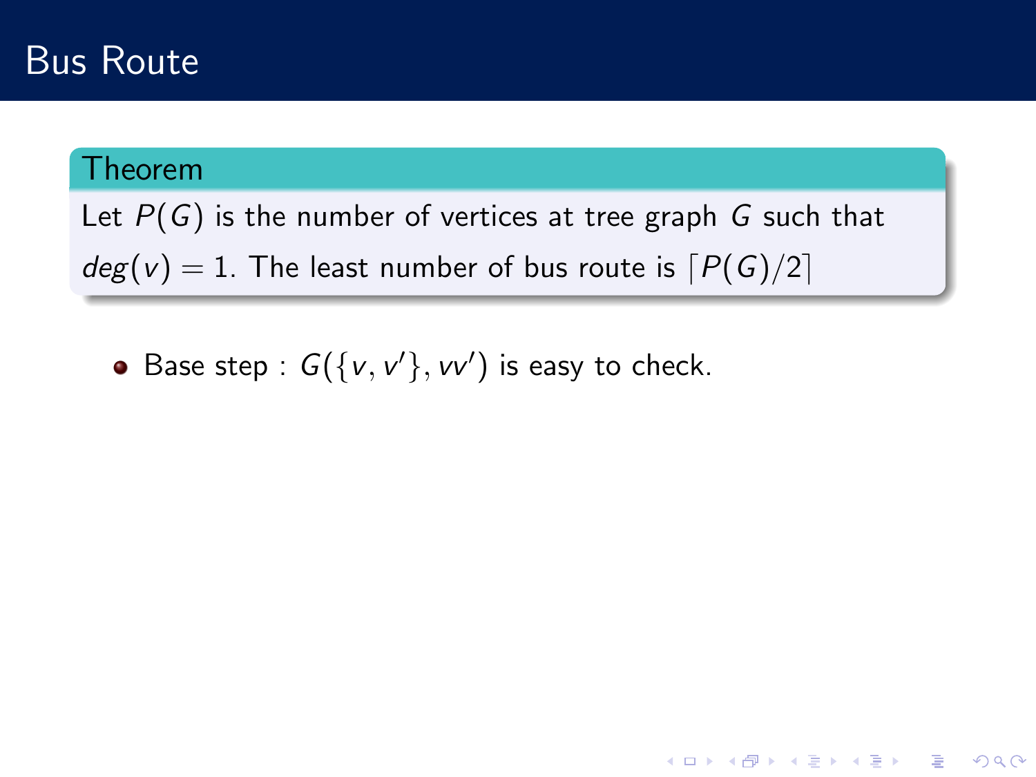# Bus Route

**Theorem**

Let $P(G)$ is the number of vertices at tree graph $G$ such that $deg(v) = 1$. The least number of bus route is $\lceil P(G)/2 \rceil$

- Base step : $G(\{v, v'\}, vv')$ is easy to check.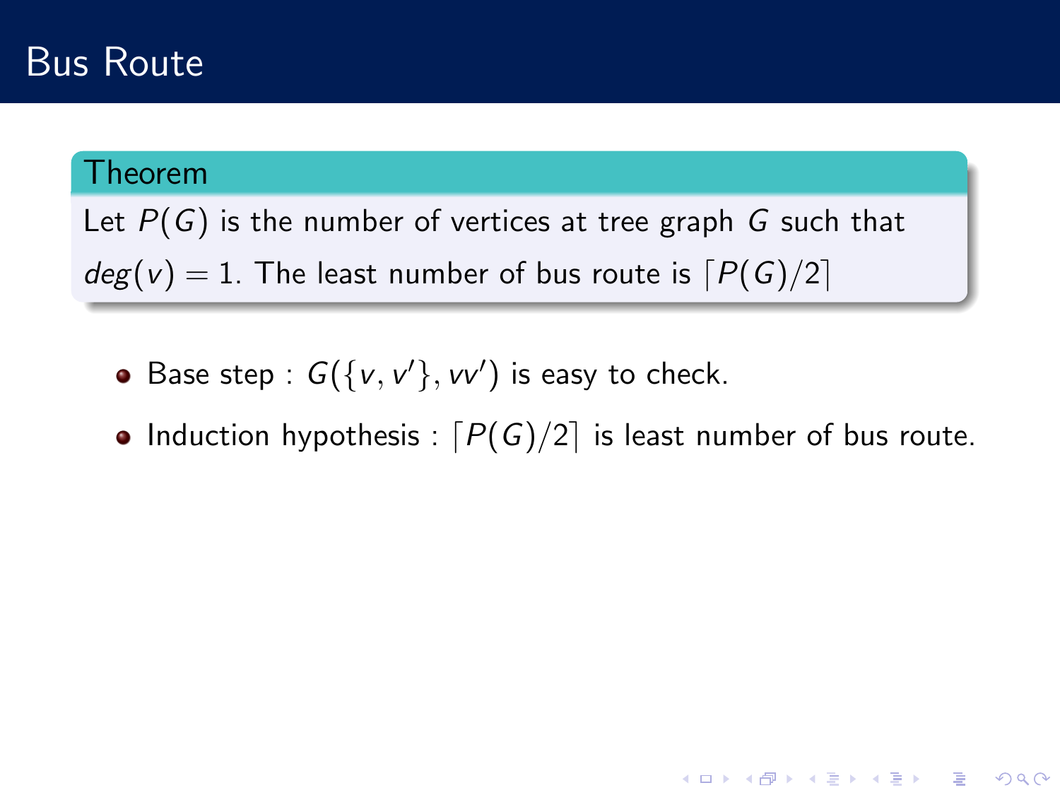# Bus Route

**Theorem**

Let $P(G)$ is the number of vertices at tree graph $G$ such that $deg(v) = 1$. The least number of bus route is $\lceil P(G)/2 \rceil$

- Base step : $G(\{v, v'\}, vv')$ is easy to check.
- Induction hypothesis : $\lceil P(G)/2 \rceil$ is least number of bus route.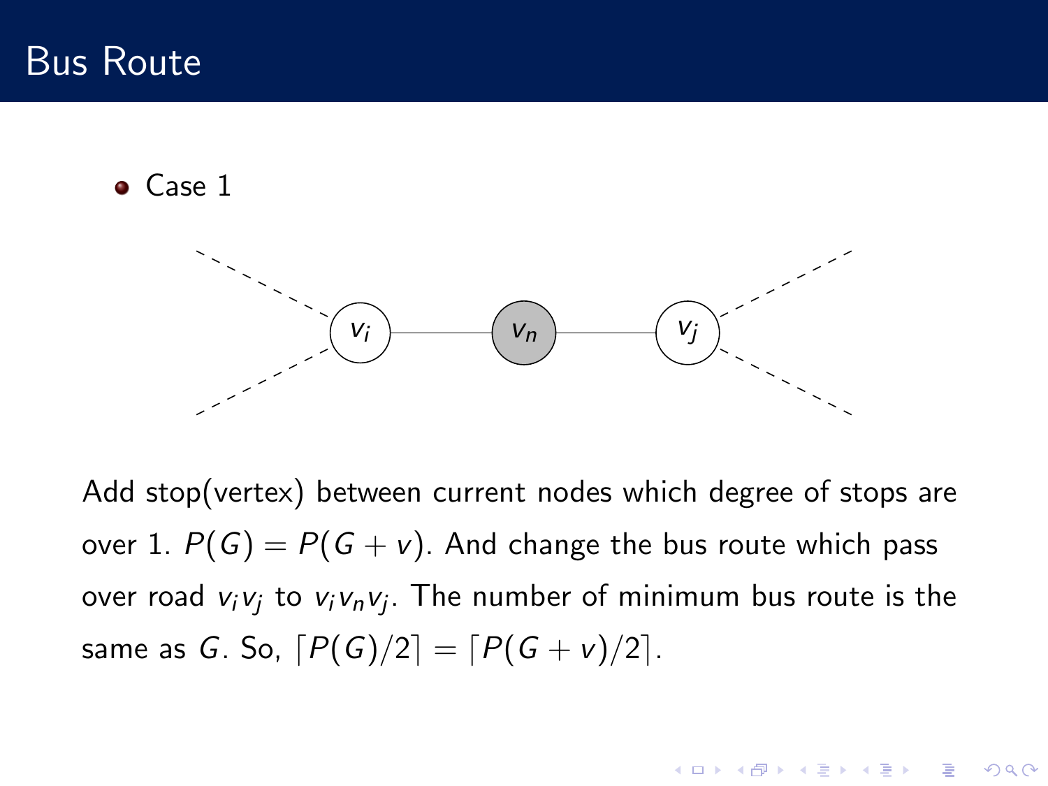# Bus Route

- Case 1

Add stop(vertex) between current nodes which degree of stops are over 1. $P(G) = P(G + v)$. And change the bus route which pass over road $v_i v_j$ to $v_i v_n v_j$. The number of minimum bus route is the same as $G$. So, $\lceil P(G)/2 \rceil = \lceil P(G + v)/2 \rceil$.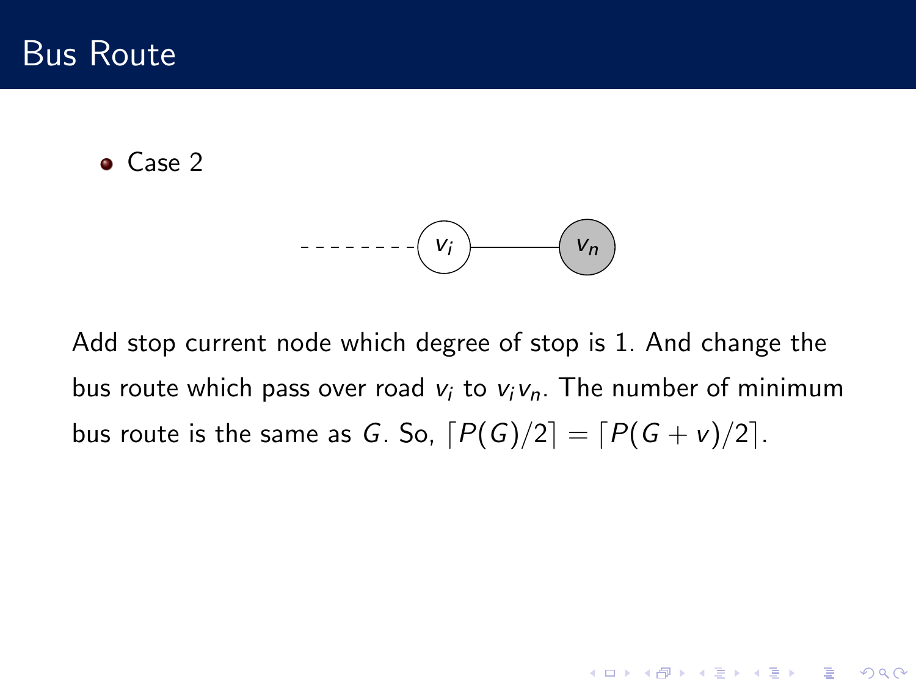# Bus Route

- Case 2

Add stop current node which degree of stop is 1. And change the bus route which pass over road $v_i$ to $v_i v_n$. The number of minimum bus route is the same as $G$. So, $\lceil P(G)/2 \rceil = \lceil P(G+v)/2 \rceil$.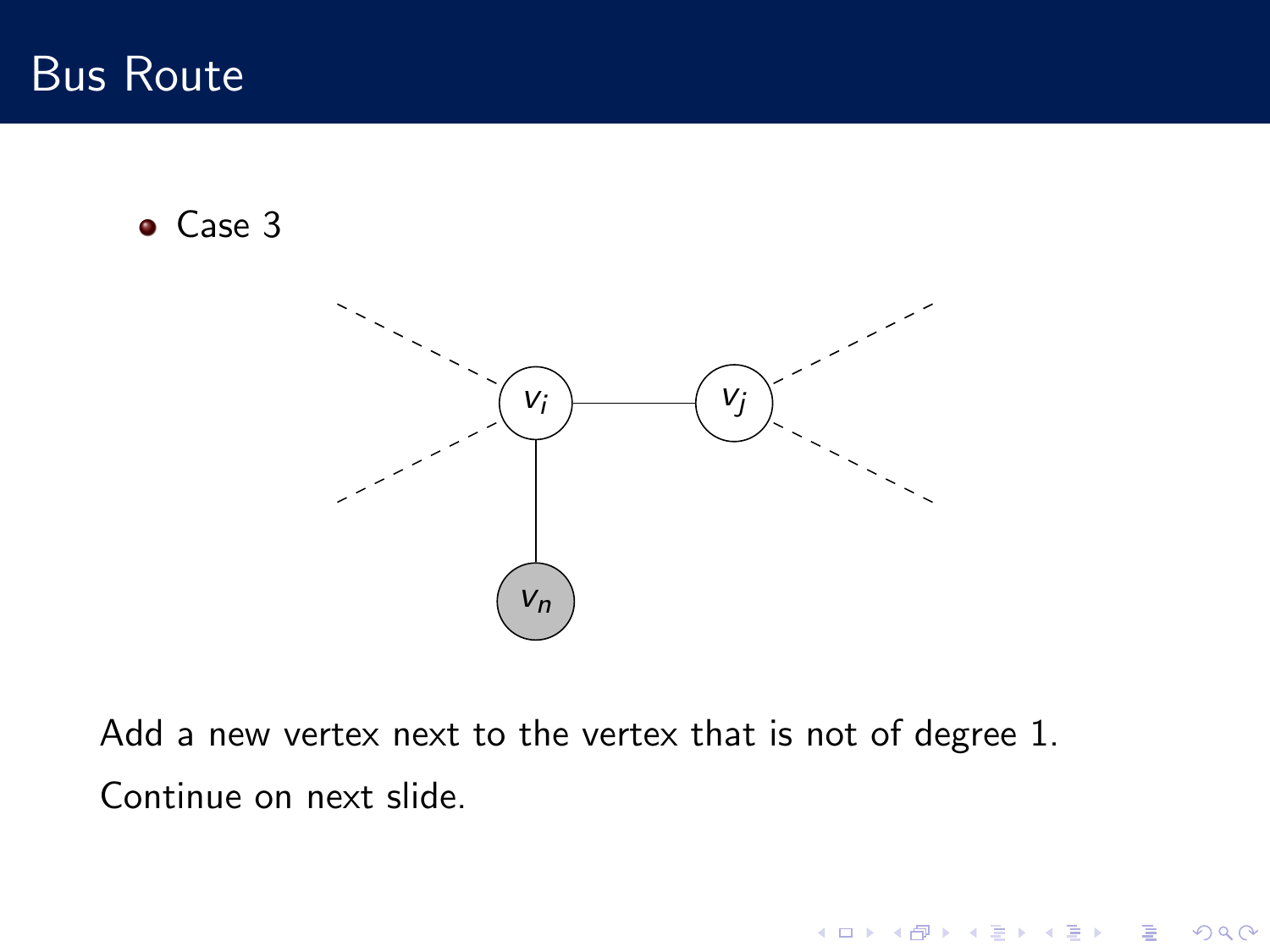# Bus Route

- Case 3

Add a new vertex next to the vertex that is not of degree 1.

Continue on next slide.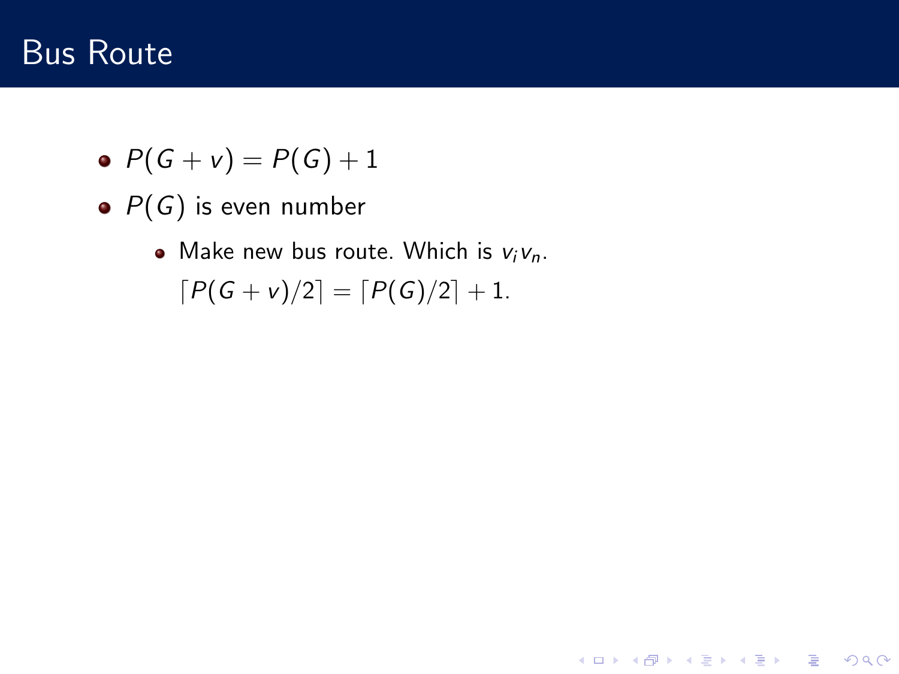# Bus Route

- $P(G+v) = P(G) + 1$
- $P(G)$ is even number
  - Make new bus route. Which is $v_i v_n$.

    $\lceil P(G+v)/2 \rceil = \lceil P(G)/2 \rceil + 1.$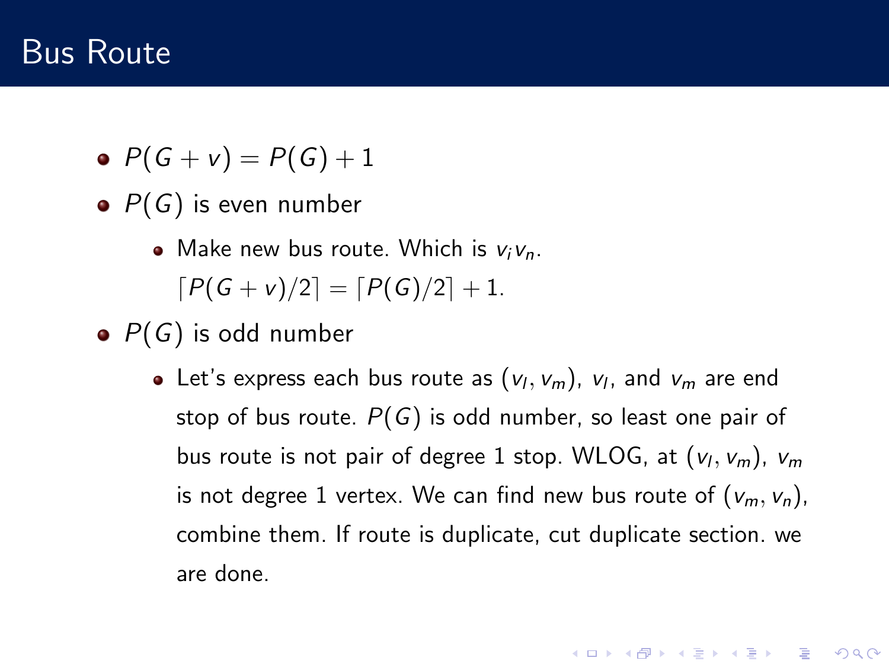# Bus Route

- $P(G+v) = P(G) + 1$
- $P(G)$ is even number
  - Make new bus route. Which is $v_i v_n$.
    $\lceil P(G+v)/2 \rceil = \lceil P(G)/2 \rceil + 1$.
- $P(G)$ is odd number
  - Let's express each bus route as $(v_l, v_m)$, $v_l$, and $v_m$ are end stop of bus route. $P(G)$ is odd number, so least one pair of bus route is not pair of degree 1 stop. WLOG, at $(v_l, v_m)$, $v_m$ is not degree 1 vertex. We can find new bus route of $(v_m, v_n)$, combine them. If route is duplicate, cut duplicate section. we are done.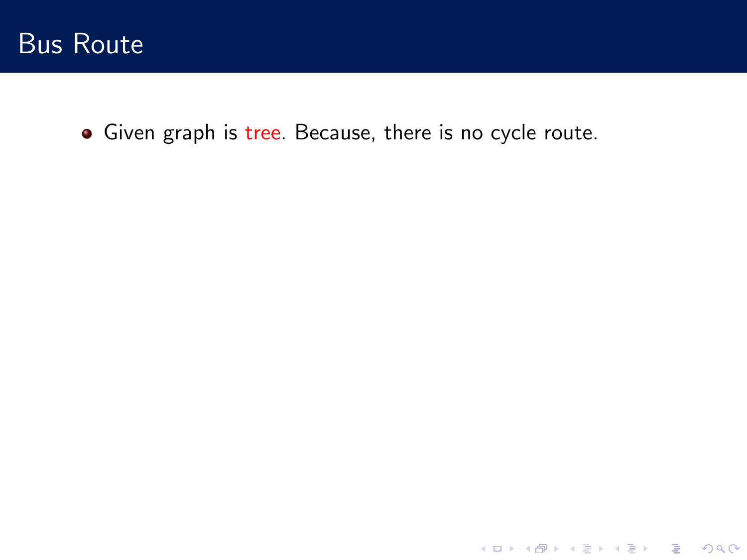# Bus Route

- Given graph is tree. Because, there is no cycle route.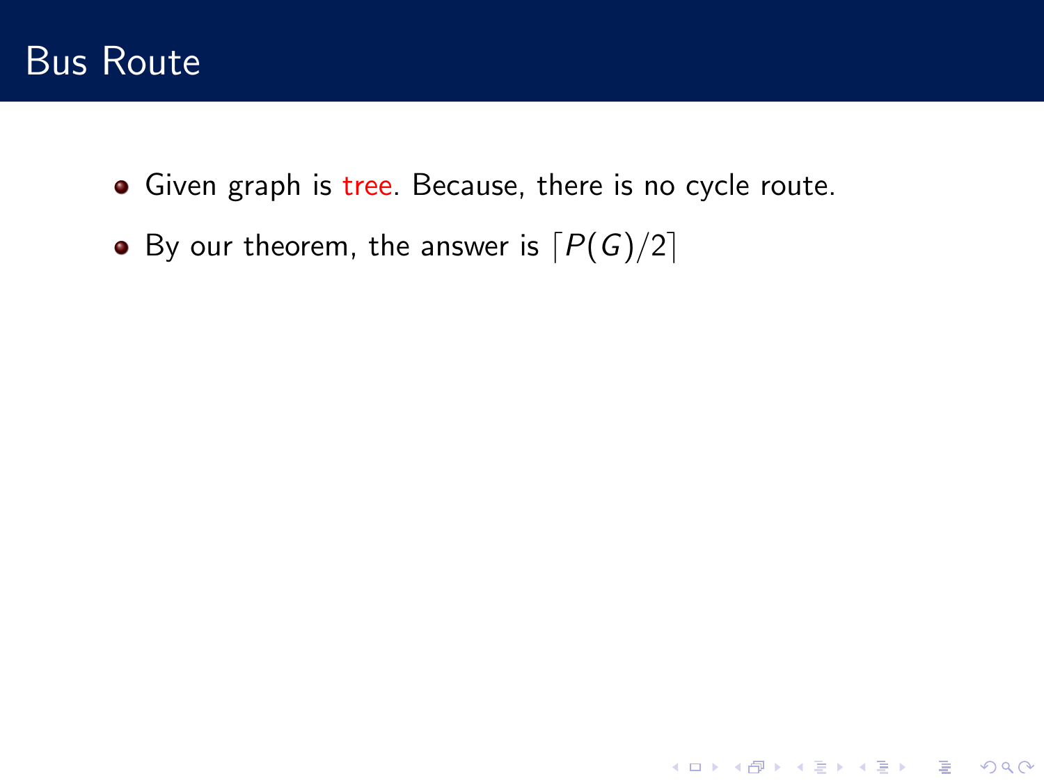# Bus Route

- Given graph is tree. Because, there is no cycle route.
- By our theorem, the answer is $\lceil P(G)/2 \rceil$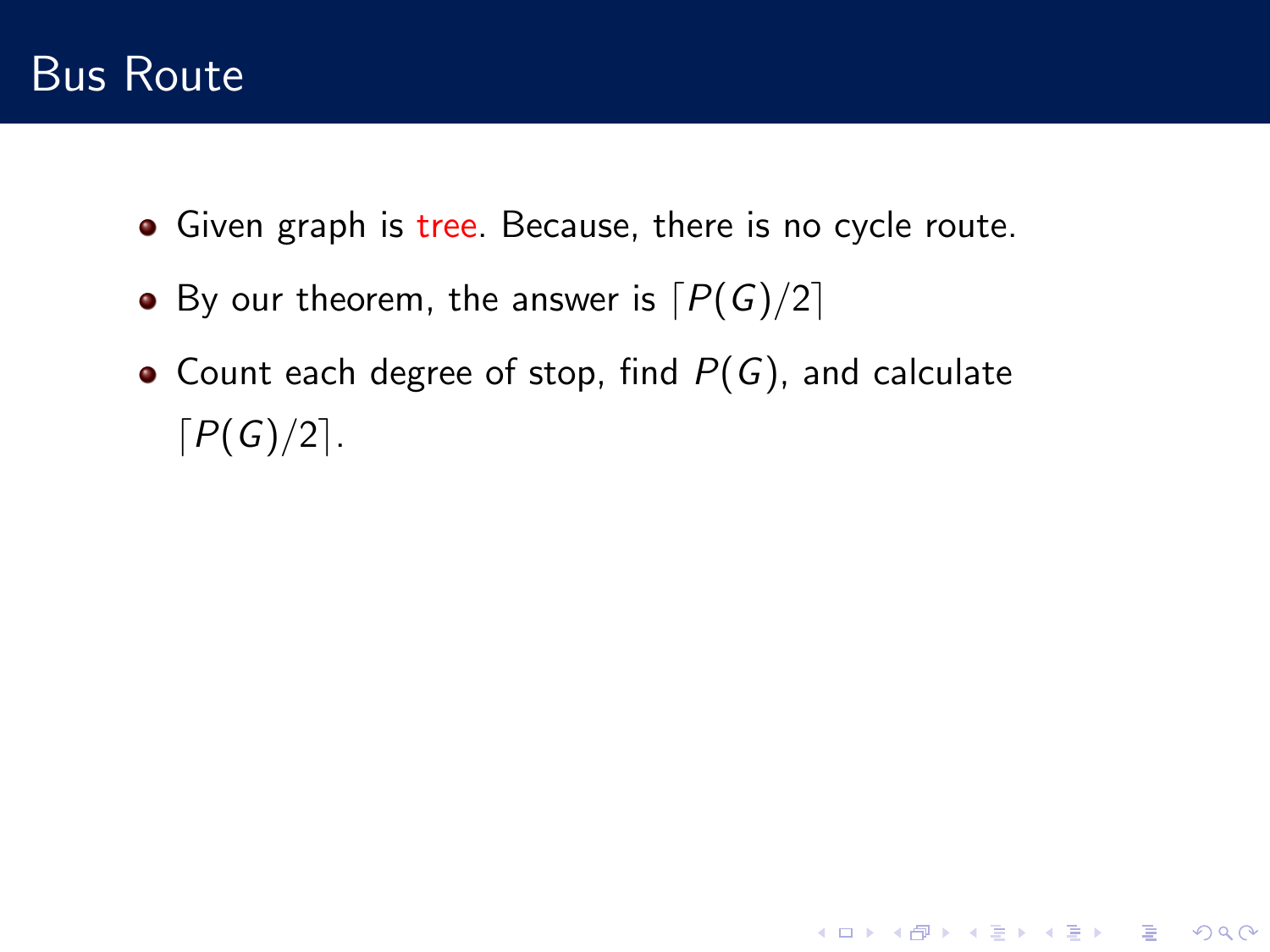# Bus Route

- Given graph is tree. Because, there is no cycle route.
- By our theorem, the answer is $\lceil P(G)/2 \rceil$
- Count each degree of stop, find $P(G)$, and calculate $\lceil P(G)/2 \rceil$.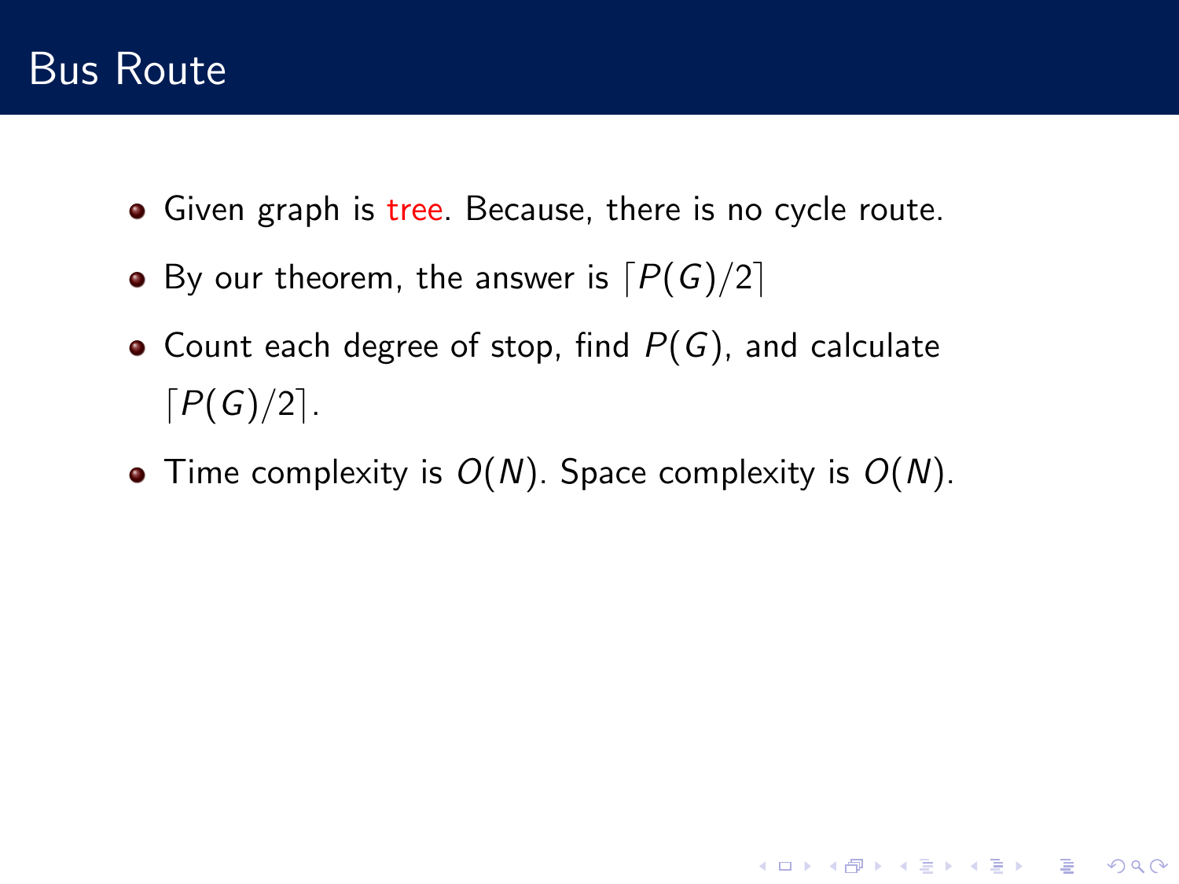# Bus Route

- Given graph is tree. Because, there is no cycle route.
- By our theorem, the answer is $\lceil P(G)/2 \rceil$
- Count each degree of stop, find $P(G)$, and calculate $\lceil P(G)/2 \rceil$.
- Time complexity is $O(N)$. Space complexity is $O(N)$.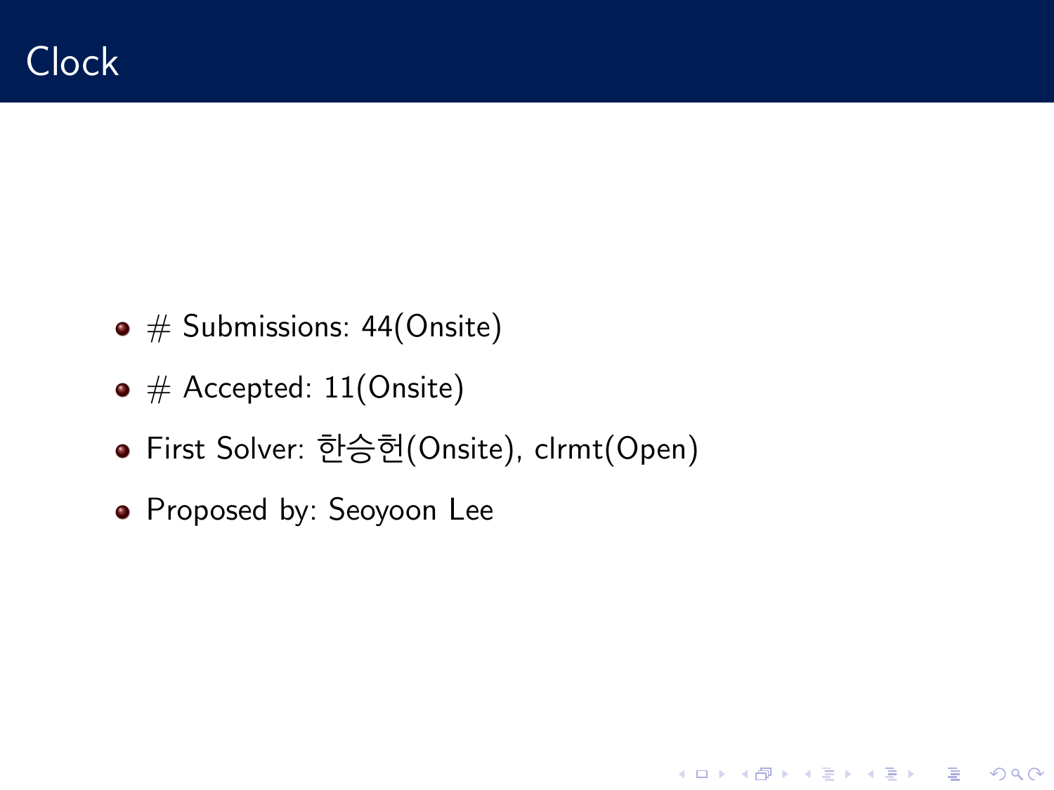# Clock

- # Submissions: 44(Onsite)
- # Accepted: 11(Onsite)
- First Solver: 한승헌(Onsite), clrmt(Open)
- Proposed by: Seoyoon Lee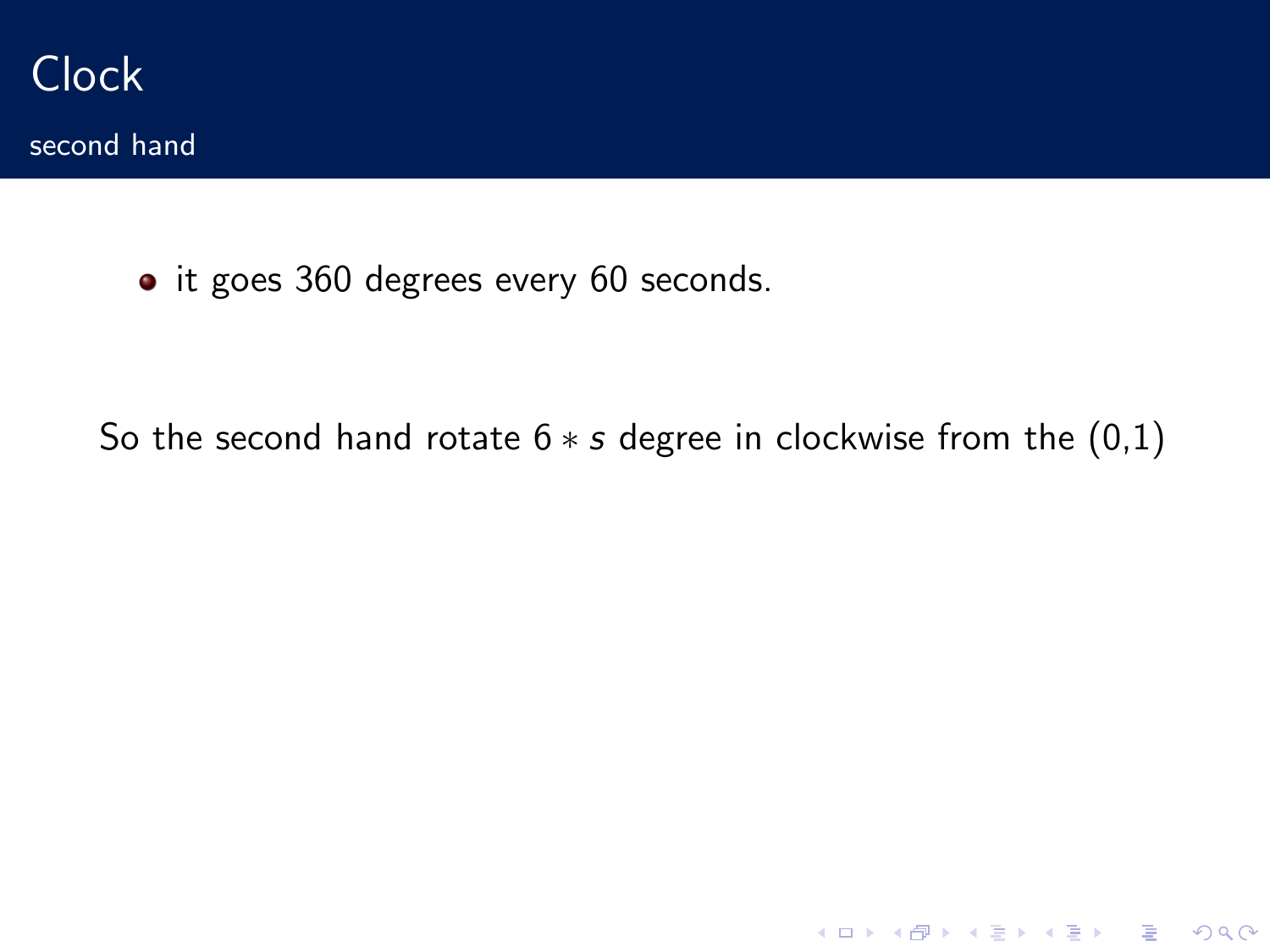# Clock

## second hand

- it goes 360 degrees every 60 seconds.

So the second hand rotate $6 * s$ degree in clockwise from the (0,1)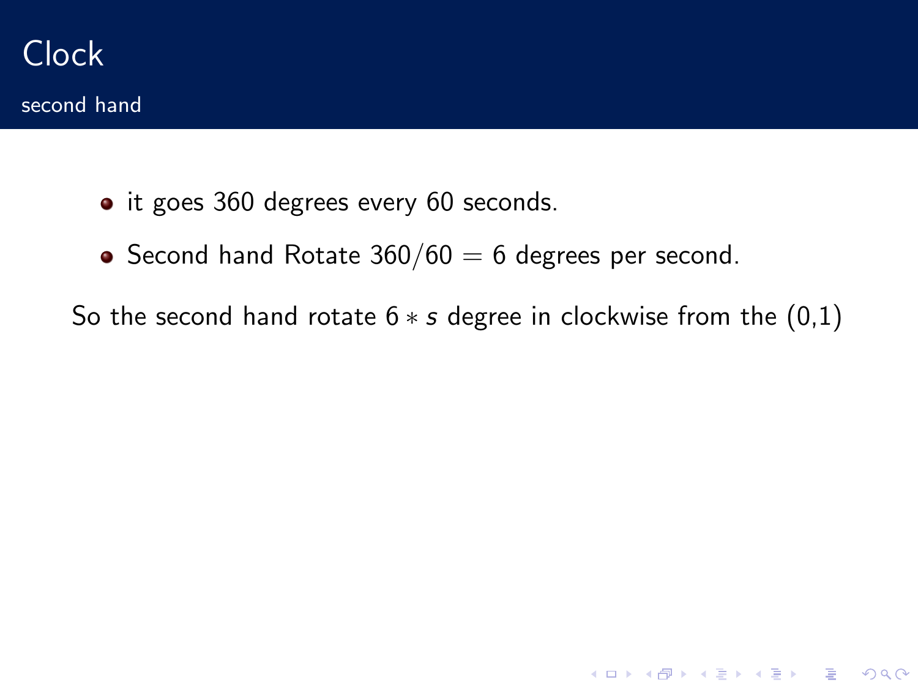# Clock

## second hand

- it goes 360 degrees every 60 seconds.
- Second hand Rotate $360/60 = 6$ degrees per second.

So the second hand rotate $6 * s$ degree in clockwise from the (0,1)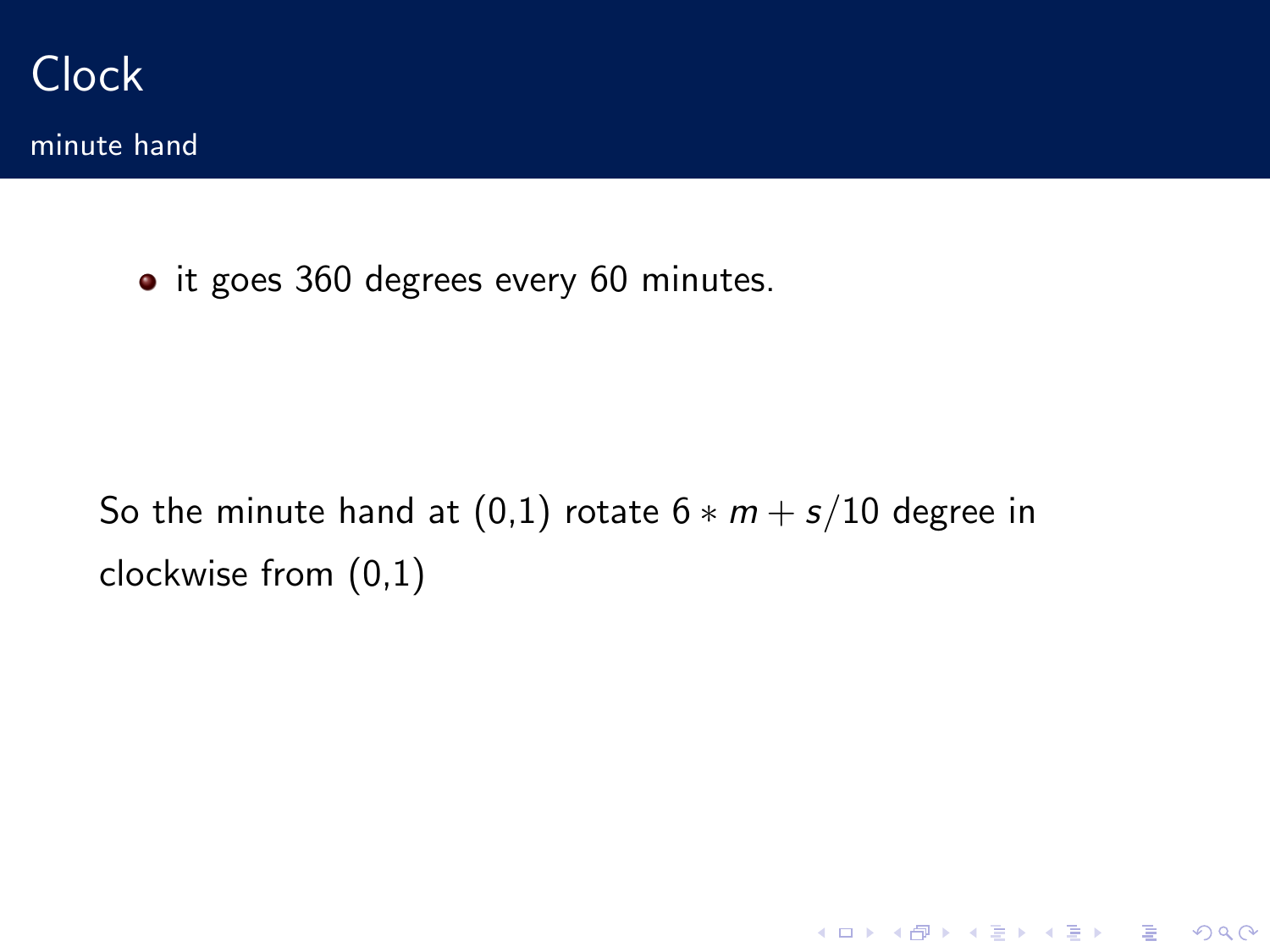# Clock

## minute hand

- it goes 360 degrees every 60 minutes.

So the minute hand at (0,1) rotate $6 * m + s/10$ degree in clockwise from (0,1)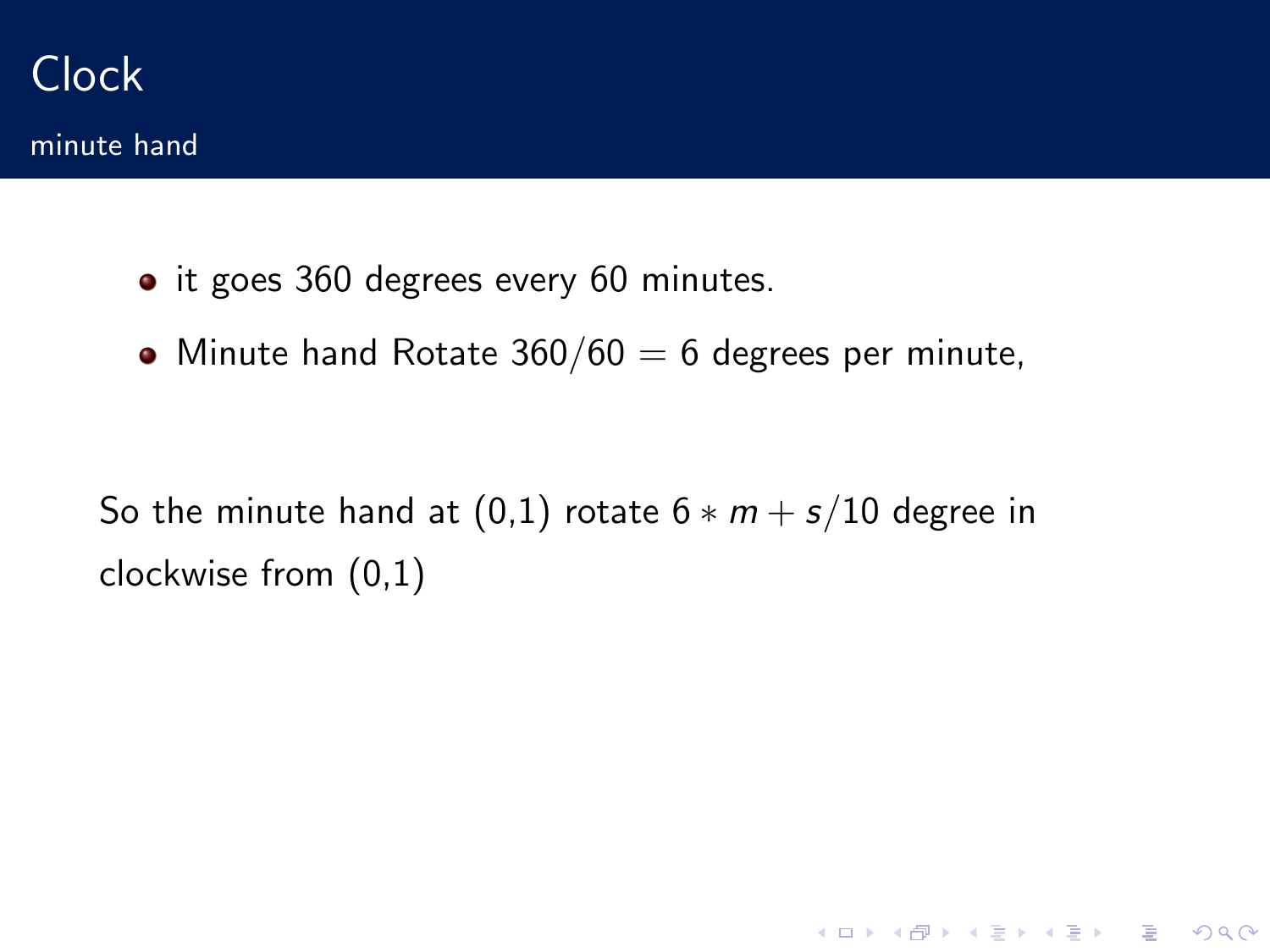# Clock

## minute hand

- it goes 360 degrees every 60 minutes.
- Minute hand Rotate $360/60 = 6$ degrees per minute,

So the minute hand at (0,1) rotate $6 * m + s/10$ degree in clockwise from (0,1)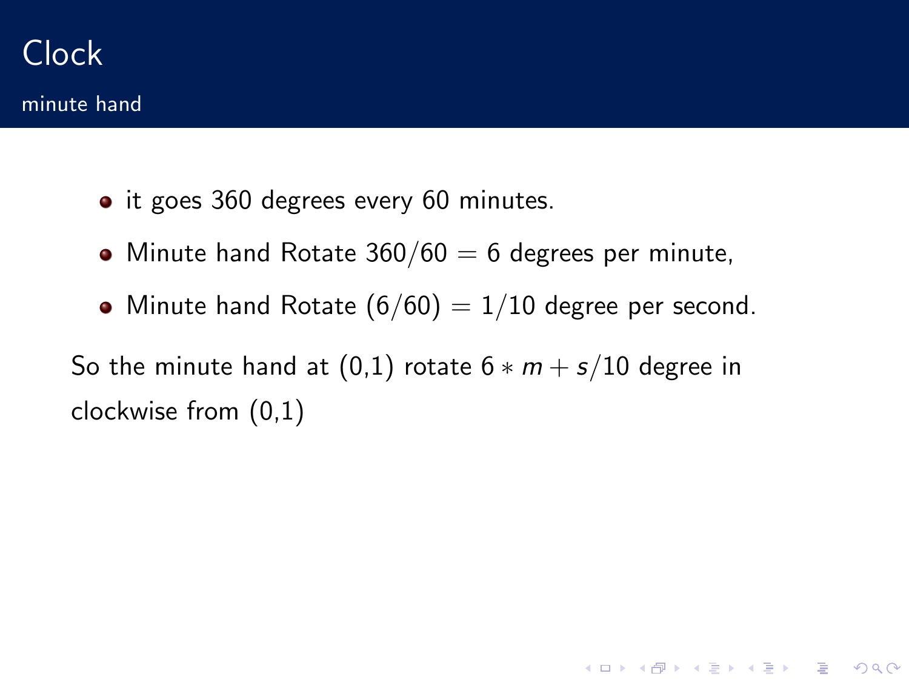# Clock

## minute hand

- it goes 360 degrees every 60 minutes.
- Minute hand Rotate $360/60 = 6$ degrees per minute,
- Minute hand Rotate $(6/60) = 1/10$ degree per second.

So the minute hand at (0,1) rotate $6 * m + s/10$ degree in clockwise from (0,1)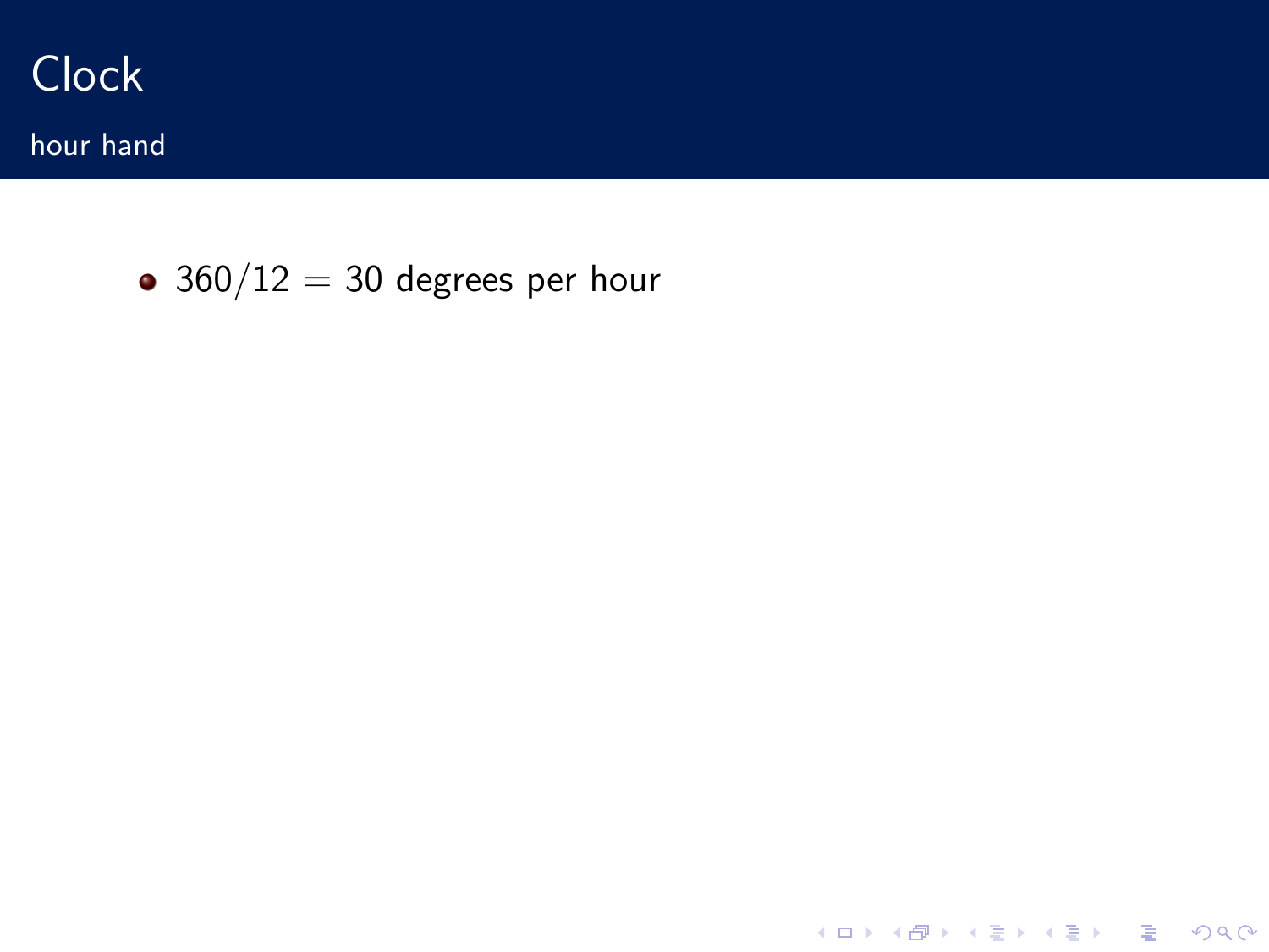# Clock

## hour hand

- $360/12 = 30$ degrees per hour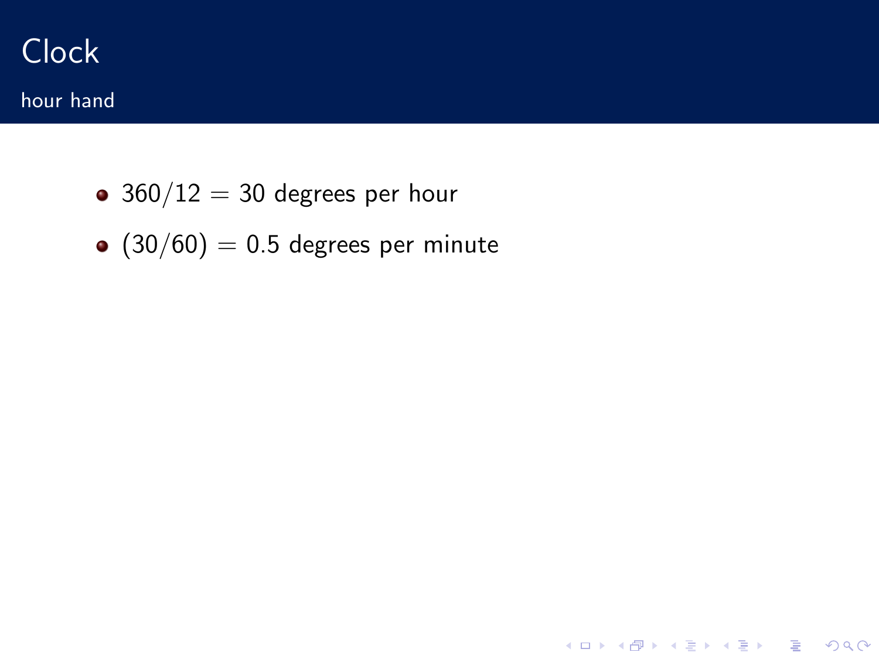# Clock

## hour hand

- $360/12 = 30$ degrees per hour
- $(30/60) = 0.5$ degrees per minute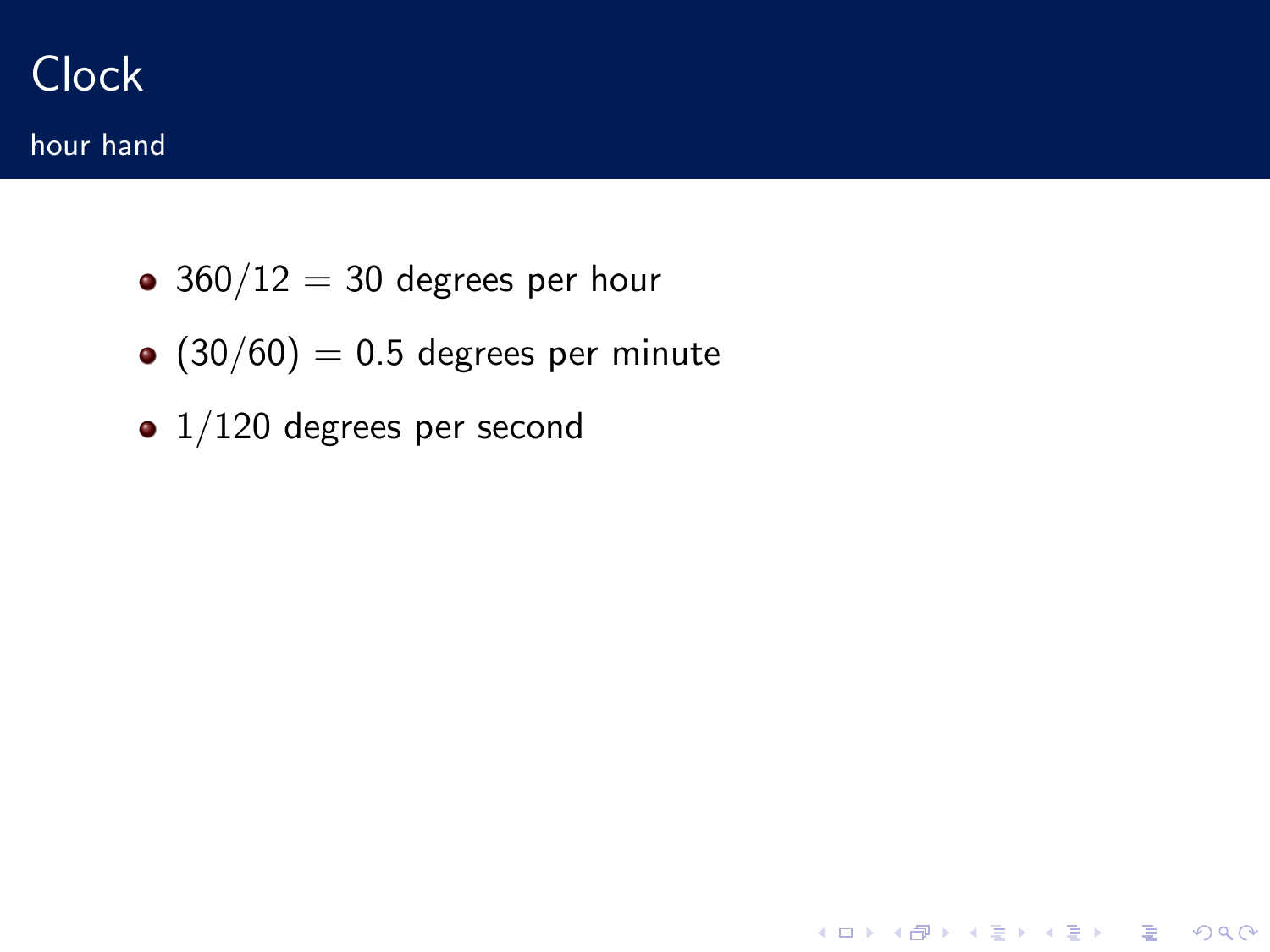# Clock

## hour hand

- $360/12 = 30$ degrees per hour
- $(30/60) = 0.5$ degrees per minute
- $1/120$ degrees per second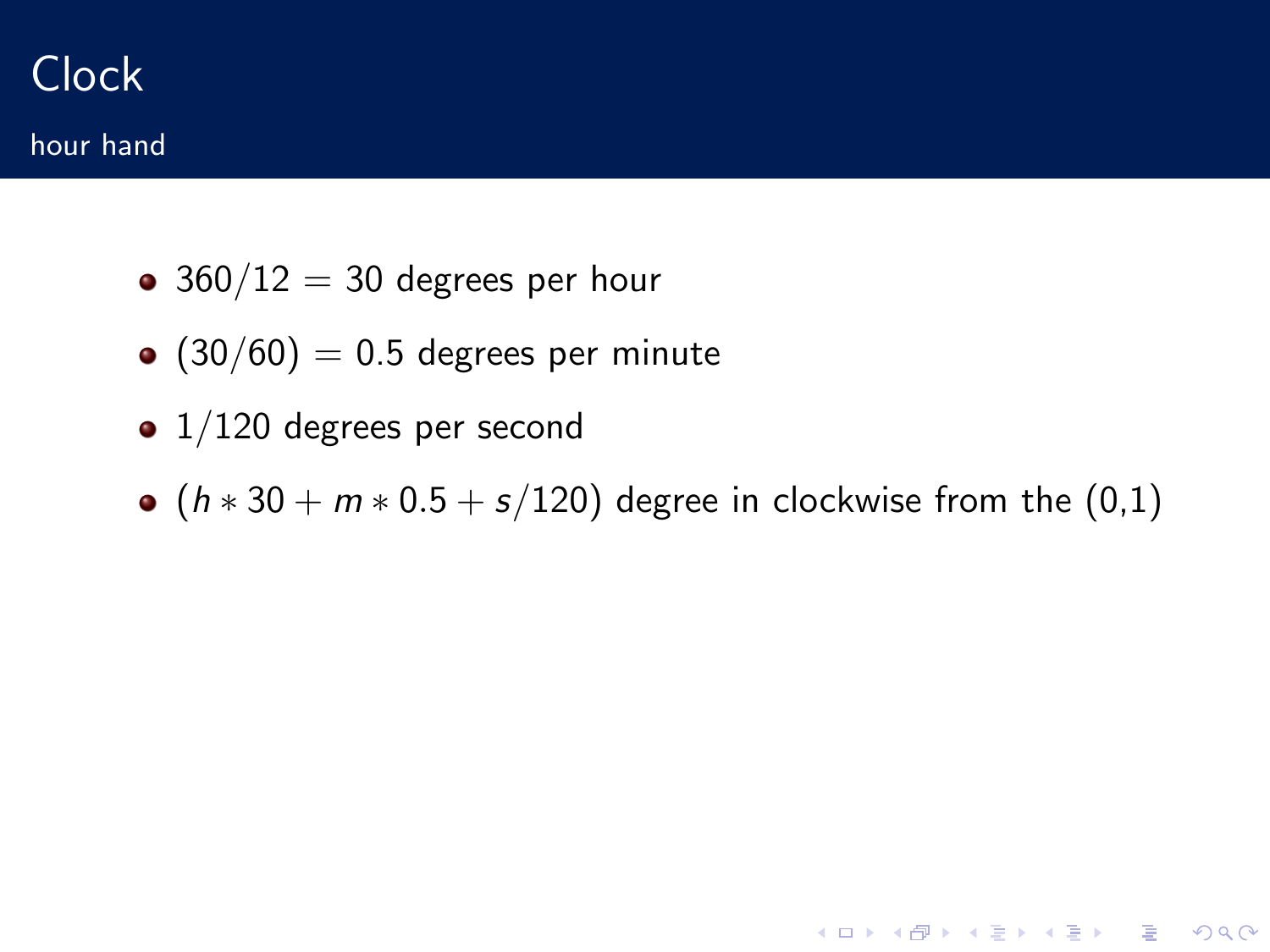# Clock

## hour hand

- $360/12 = 30$ degrees per hour
- $(30/60) = 0.5$ degrees per minute
- $1/120$ degrees per second
- $(h * 30 + m * 0.5 + s/120)$ degree in clockwise from the (0,1)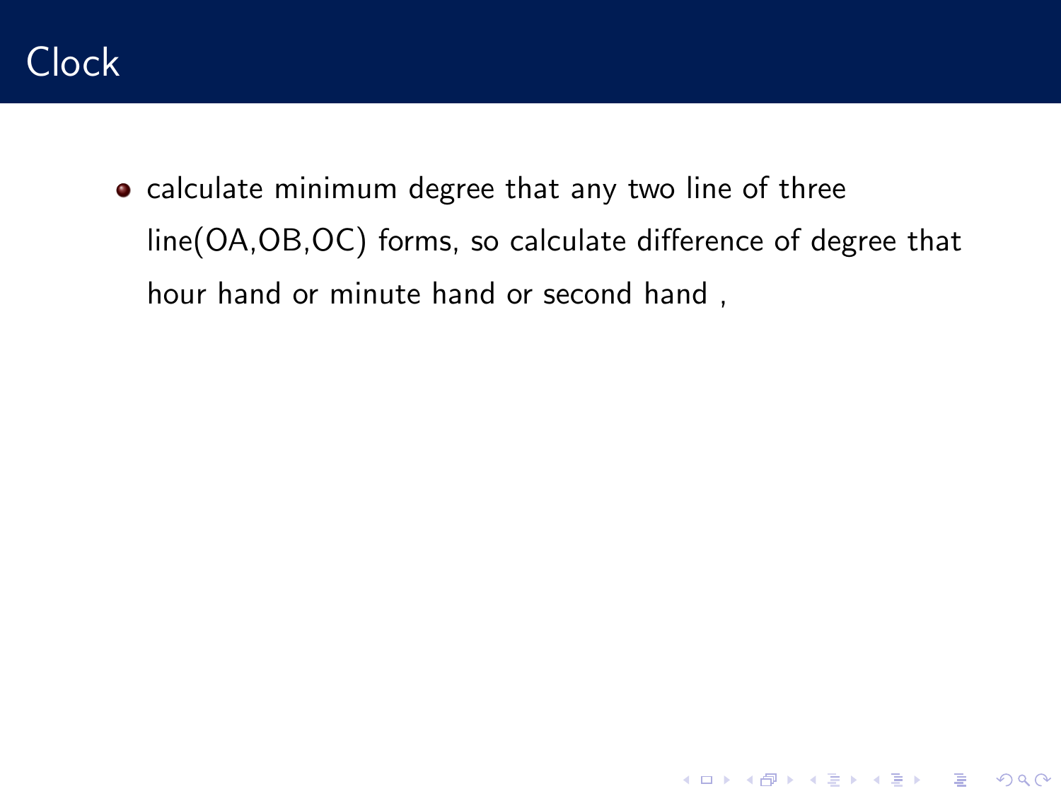# Clock

- calculate minimum degree that any two line of three line(OA,OB,OC) forms, so calculate difference of degree that hour hand or minute hand or second hand ,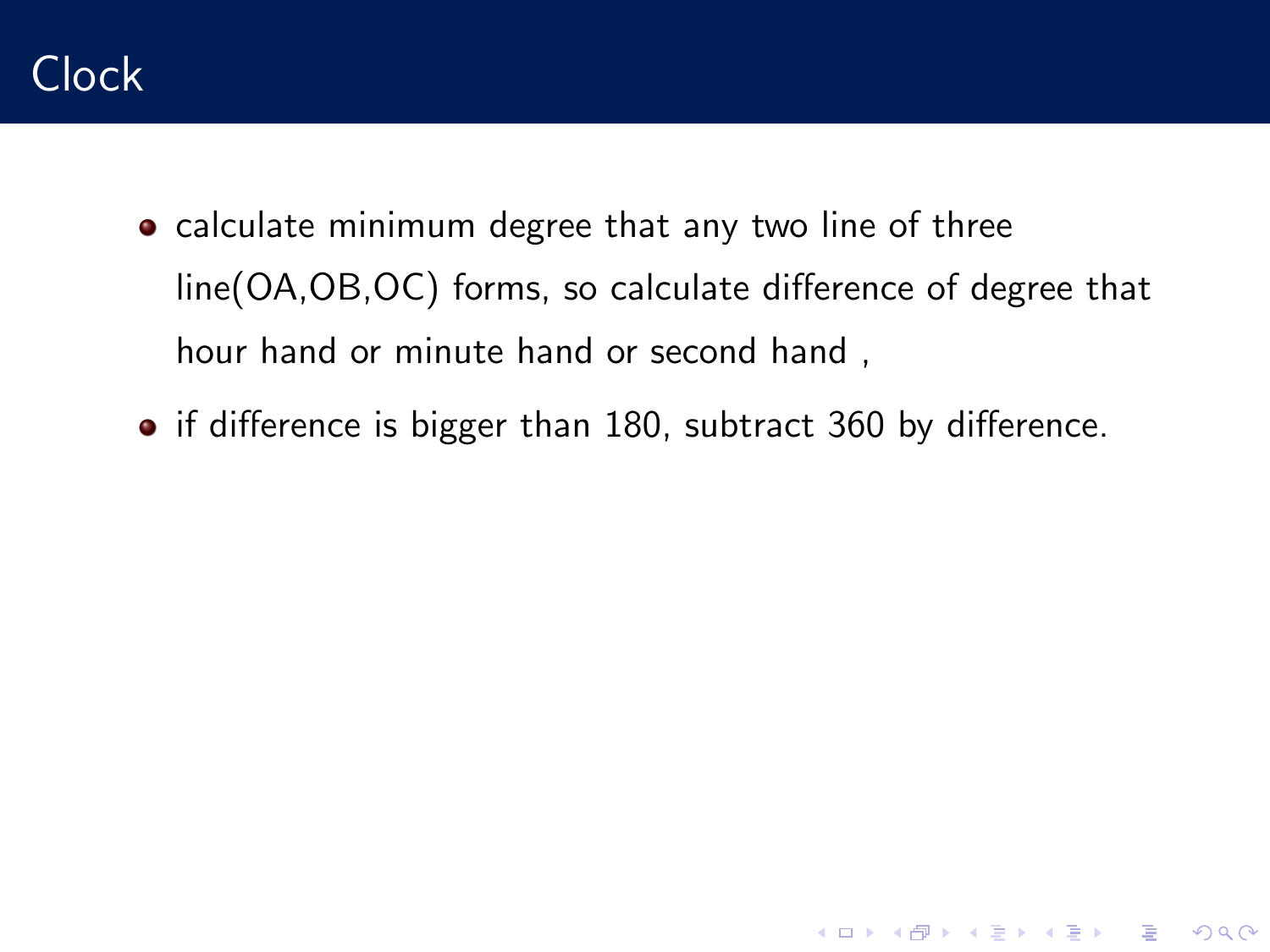## Clock

- calculate minimum degree that any two line of three line(OA,OB,OC) forms, so calculate difference of degree that hour hand or minute hand or second hand ,
- if difference is bigger than 180, subtract 360 by difference.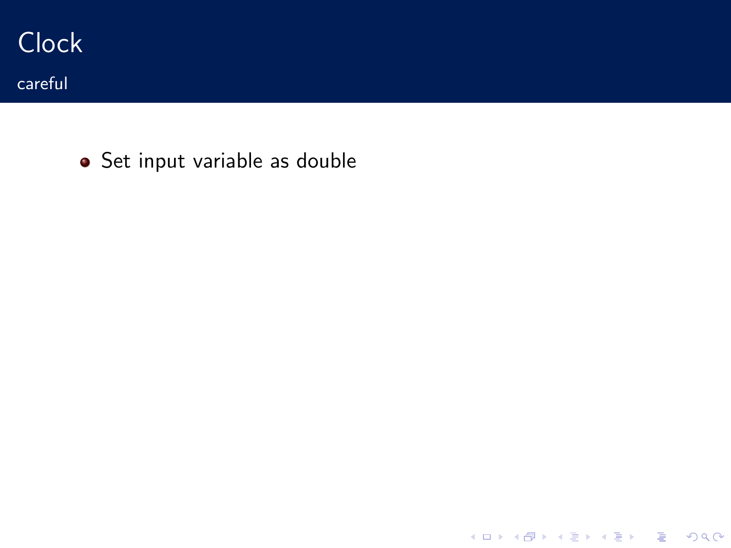# Clock

## careful

- Set input variable as double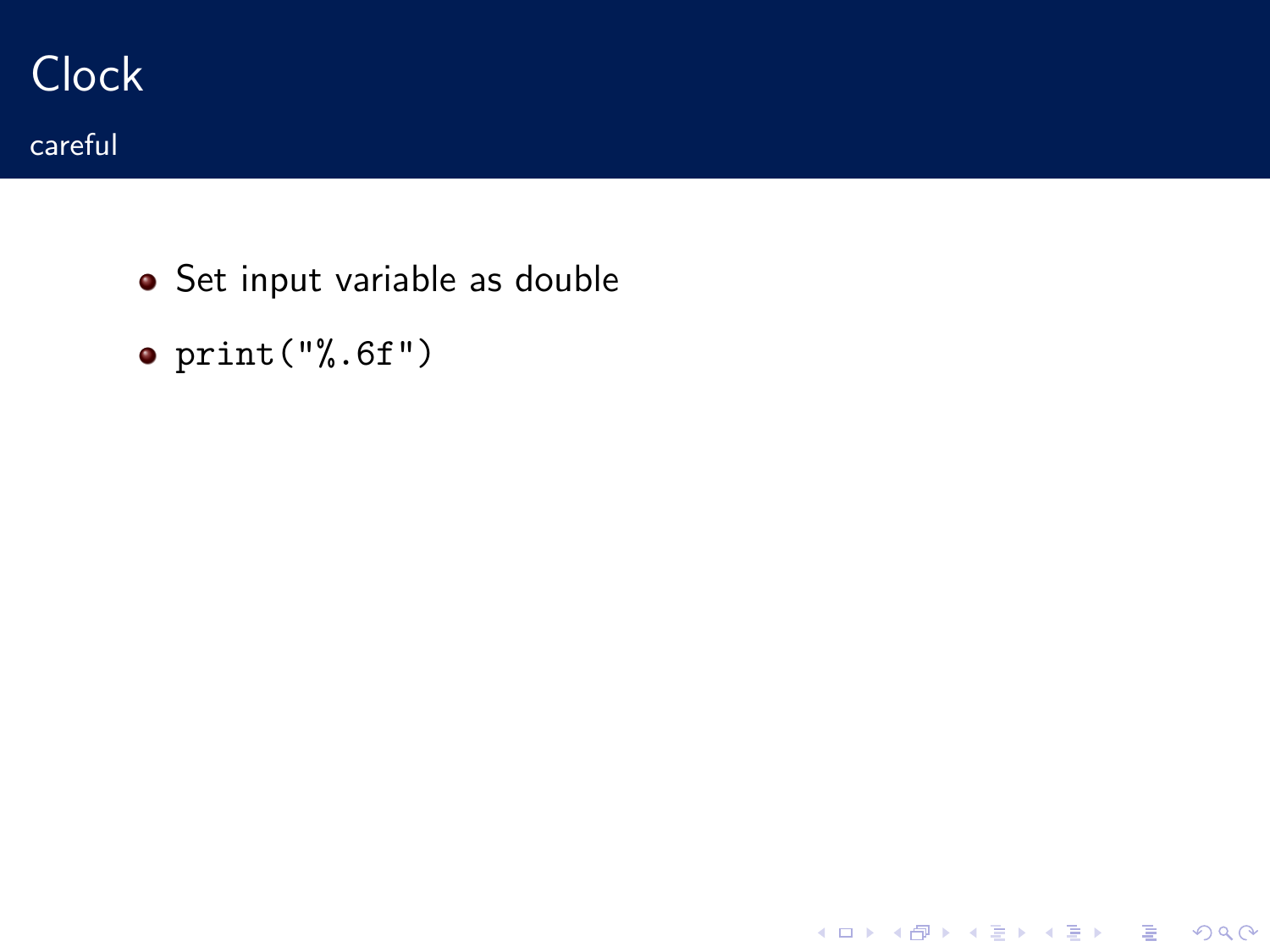# Clock

## careful

- Set input variable as double
- `print("%.6f")`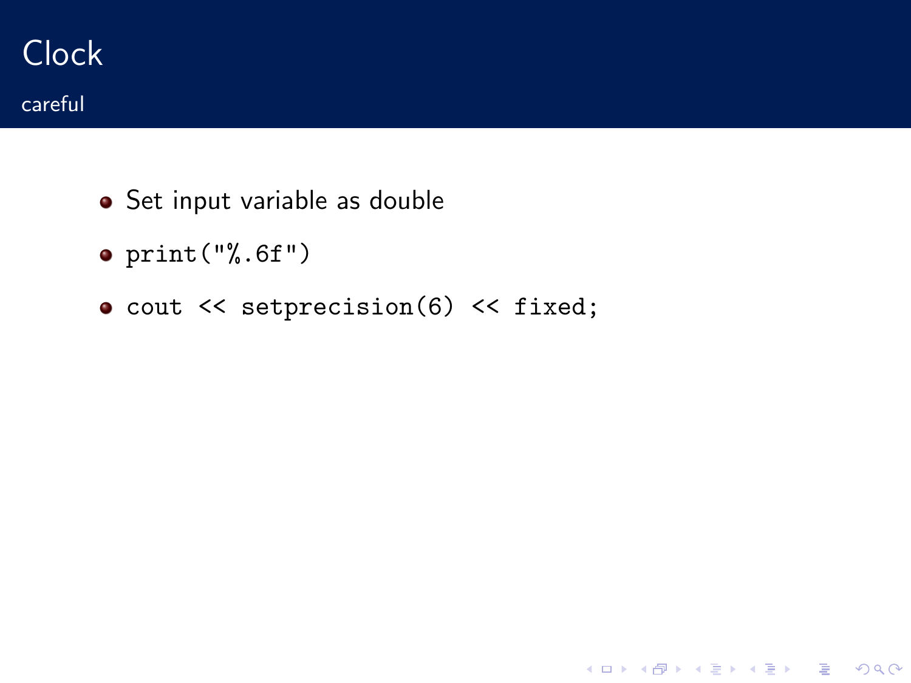# Clock

## careful

- Set input variable as double
- `print("%.6f")`
- `cout << setprecision(6) << fixed;`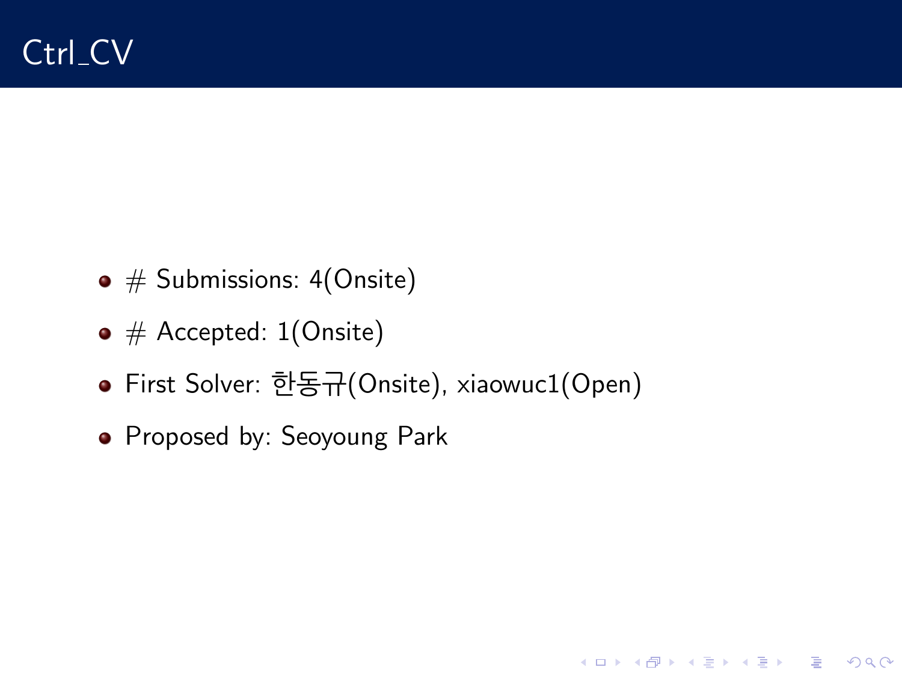# Ctrl_CV

- # Submissions: 4(Onsite)
- # Accepted: 1(Onsite)
- First Solver: 한동규(Onsite), xiaowuc1(Open)
- Proposed by: Seoyoung Park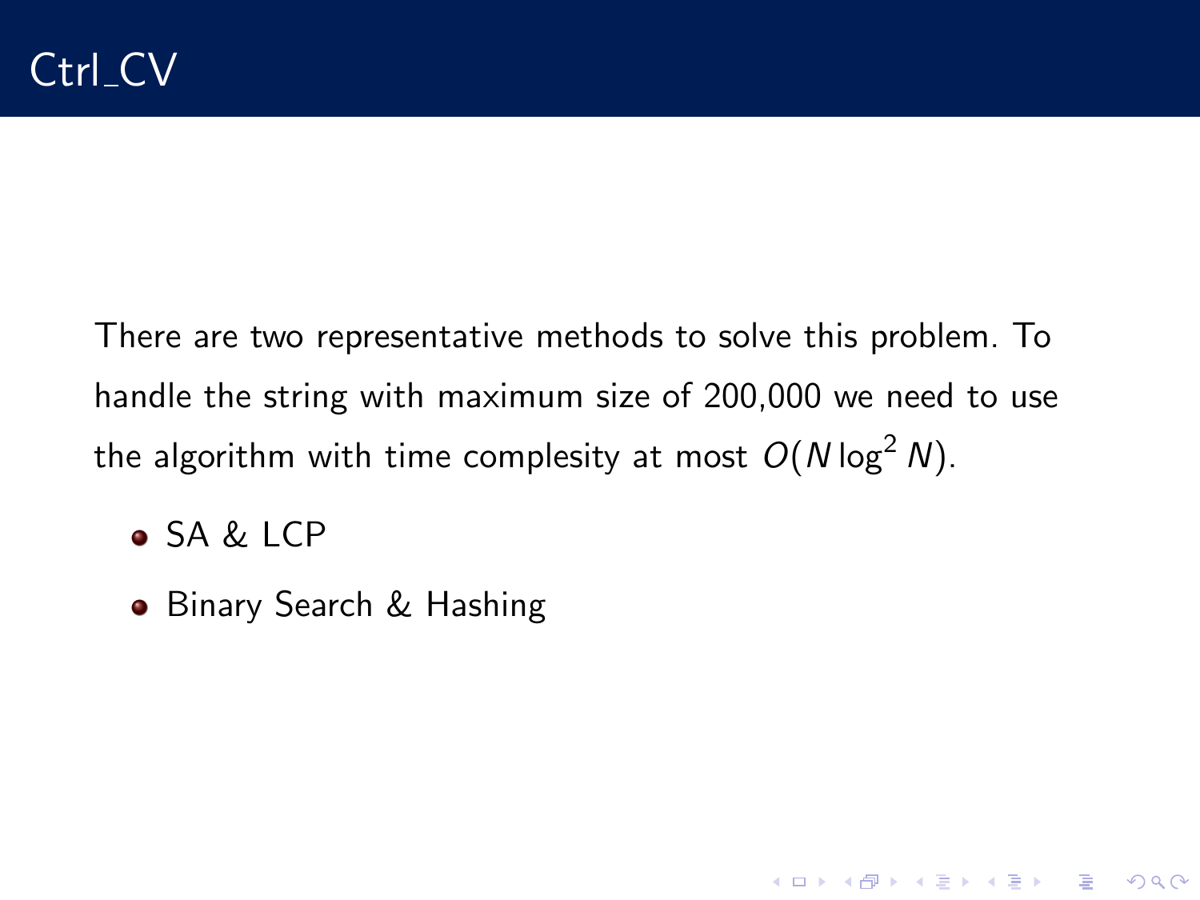# Ctrl_CV

There are two representative methods to solve this problem. To handle the string with maximum size of 200,000 we need to use the algorithm with time complesity at most $O(N \log^2 N)$.

- SA & LCP
- Binary Search & Hashing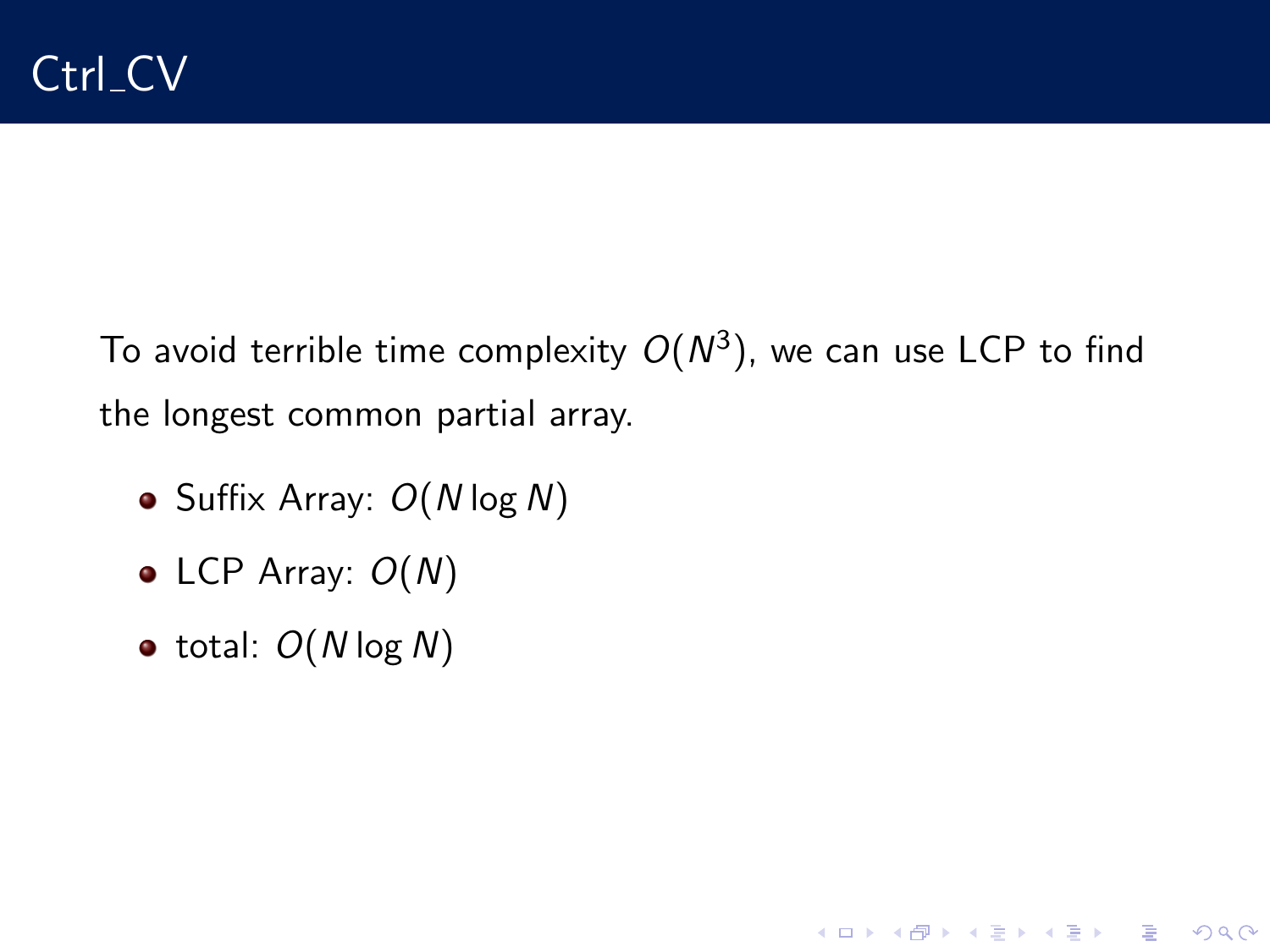# Ctrl_CV

To avoid terrible time complexity $O(N^3)$, we can use LCP to find the longest common partial array.

- Suffix Array: $O(N \log N)$
- LCP Array: $O(N)$
- total: $O(N \log N)$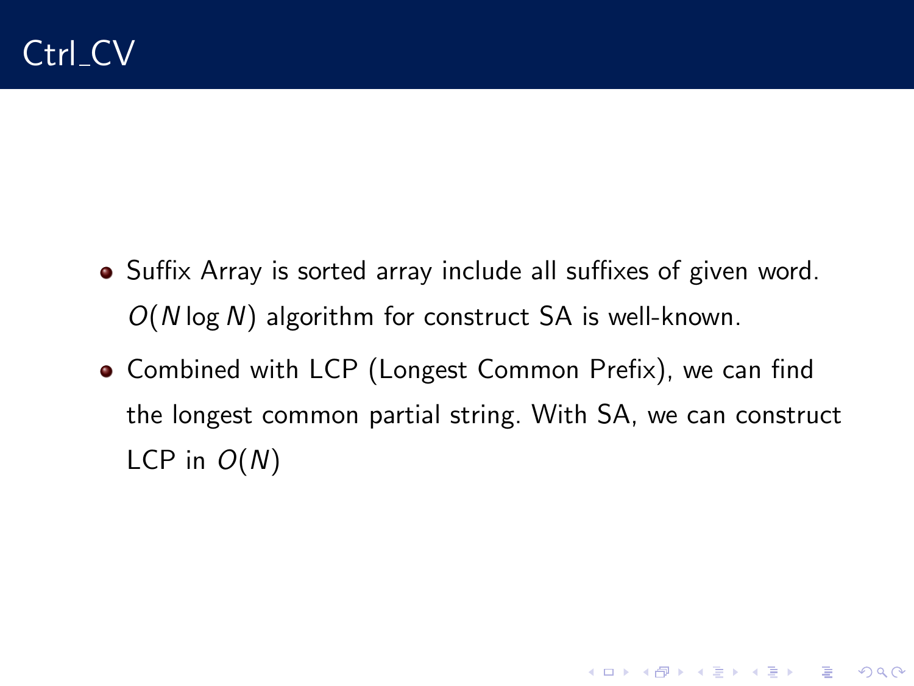# Ctrl_CV

- Suffix Array is sorted array include all suffixes of given word. $O(N \log N)$ algorithm for construct SA is well-known.
- Combined with LCP (Longest Common Prefix), we can find the longest common partial string. With SA, we can construct LCP in $O(N)$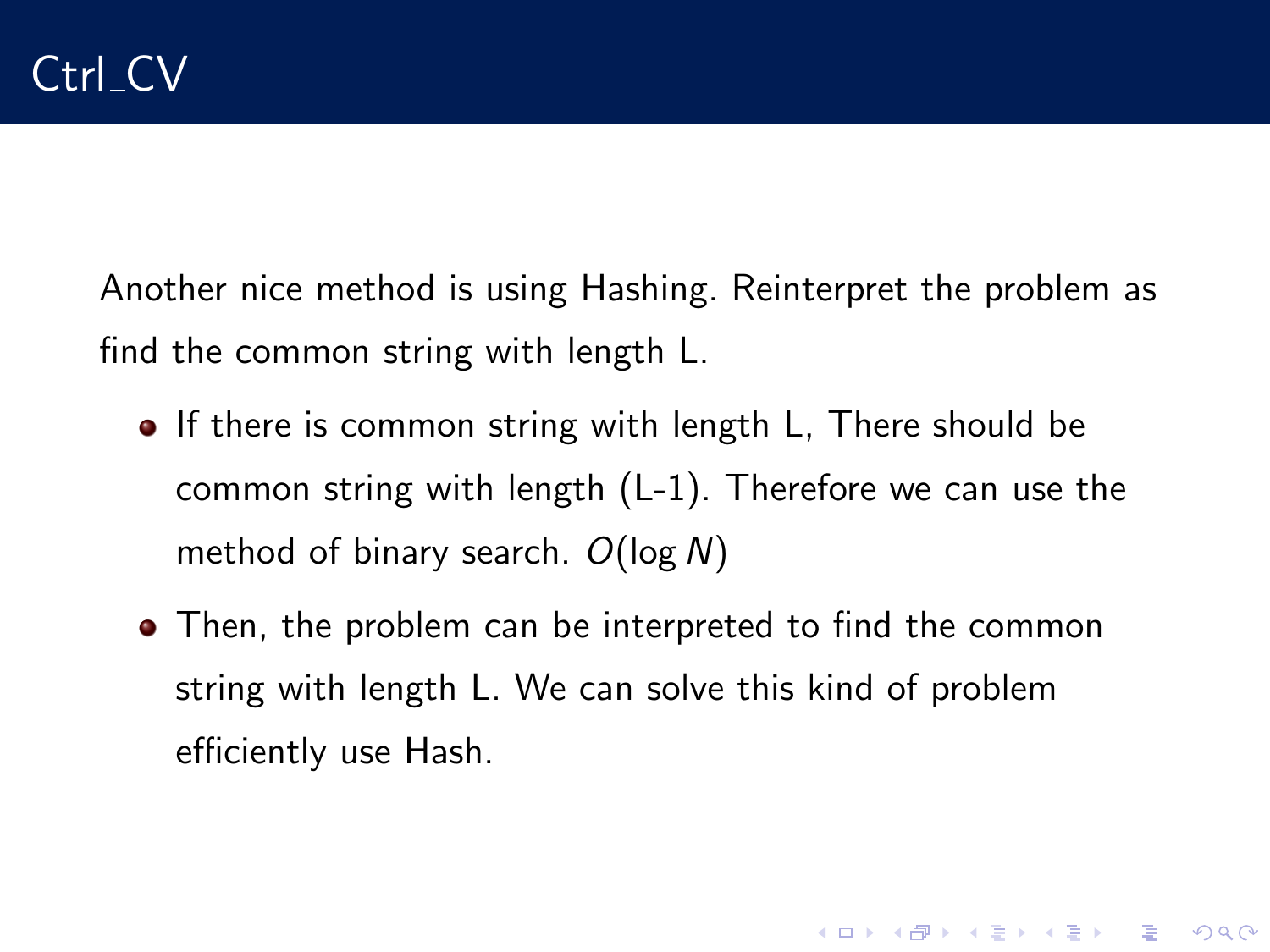# Ctrl_CV

Another nice method is using Hashing. Reinterpret the problem as find the common string with length L.

- If there is common string with length L, There should be common string with length (L-1). Therefore we can use the method of binary search. $O(\log N)$
- Then, the problem can be interpreted to find the common string with length L. We can solve this kind of problem efficiently use Hash.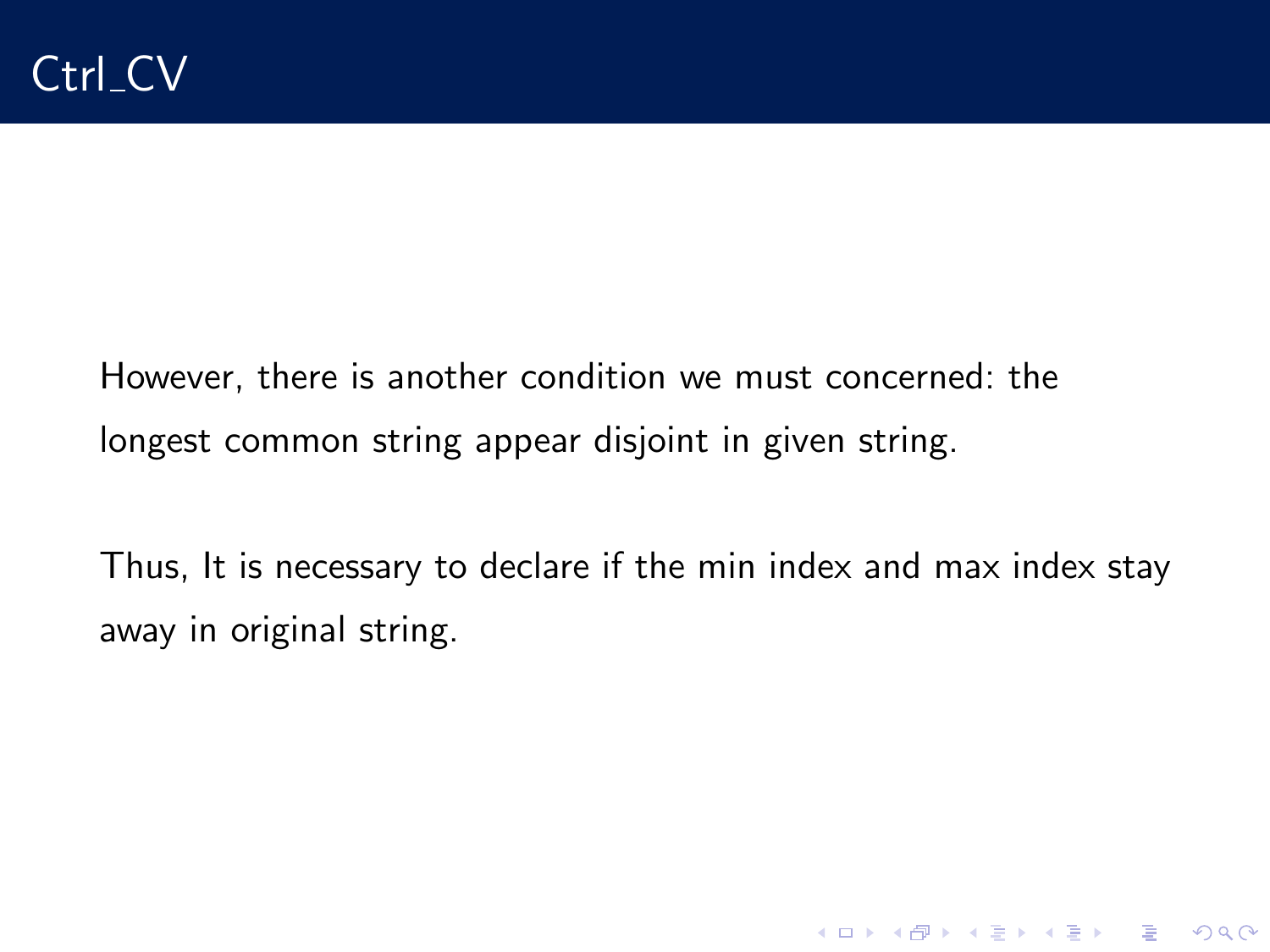# Ctrl_CV

However, there is another condition we must concerned: the longest common string appear disjoint in given string.

Thus, It is necessary to declare if the min index and max index stay away in original string.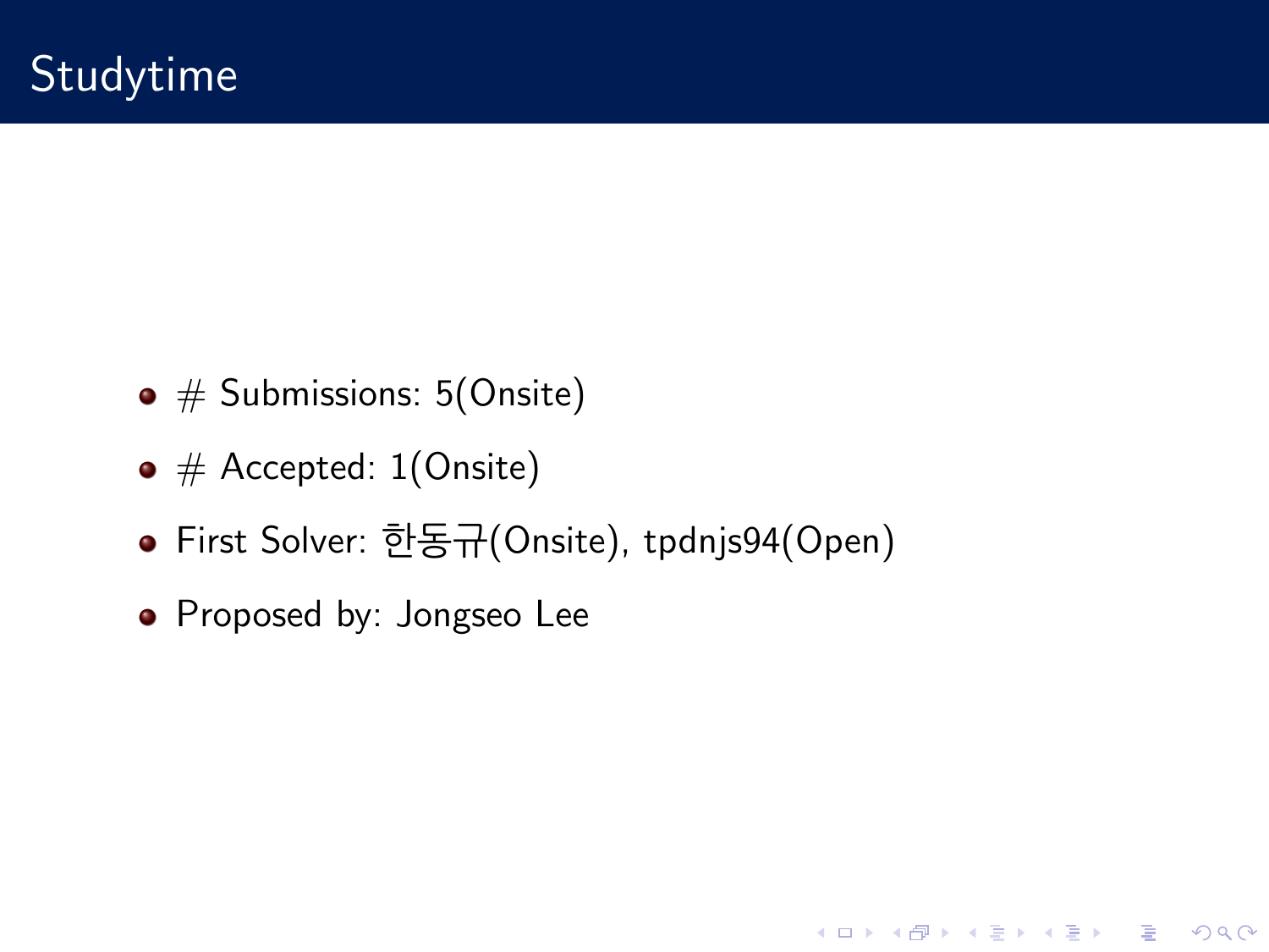# Studytime

- # Submissions: 5(Onsite)
- # Accepted: 1(Onsite)
- First Solver: 한동규(Onsite), tpdnjs94(Open)
- Proposed by: Jongseo Lee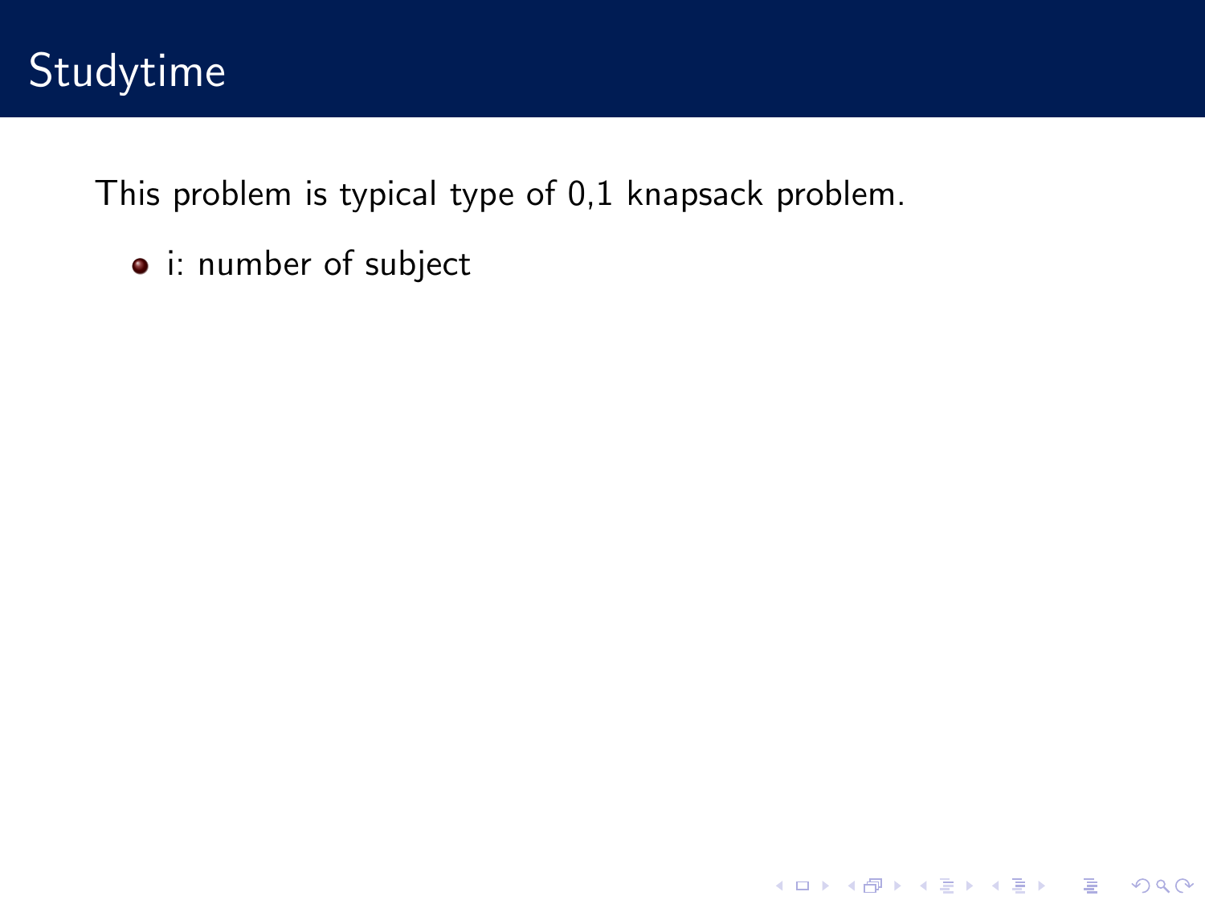# Studytime

This problem is typical type of 0,1 knapsack problem.

- i: number of subject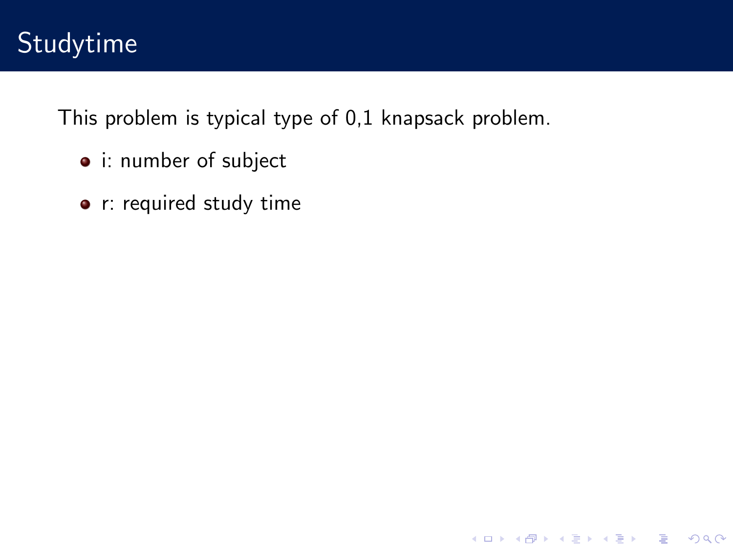# Studytime

This problem is typical type of 0,1 knapsack problem.

- i: number of subject
- r: required study time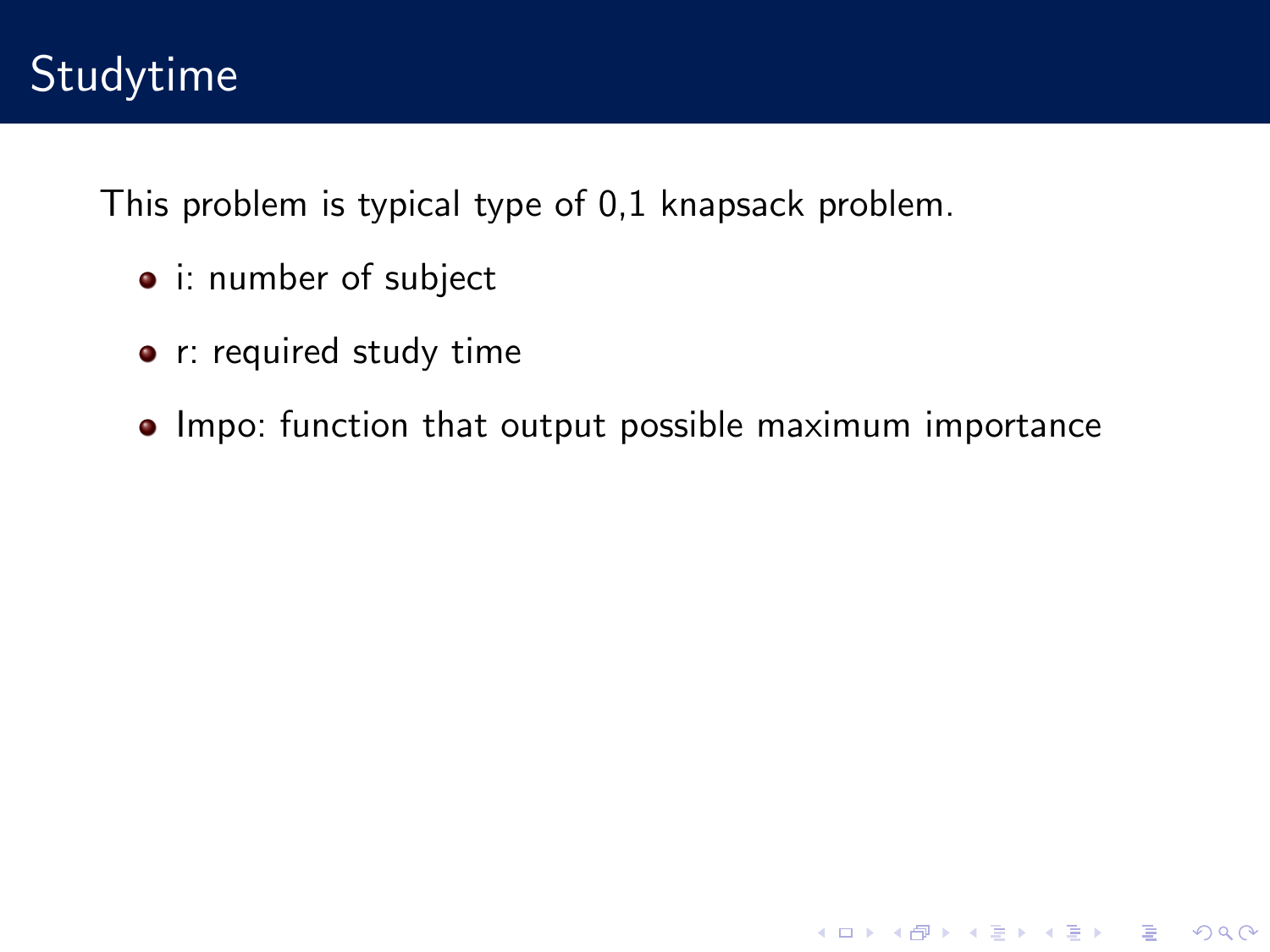# Studytime

This problem is typical type of 0,1 knapsack problem.

- i: number of subject
- r: required study time
- Impo: function that output possible maximum importance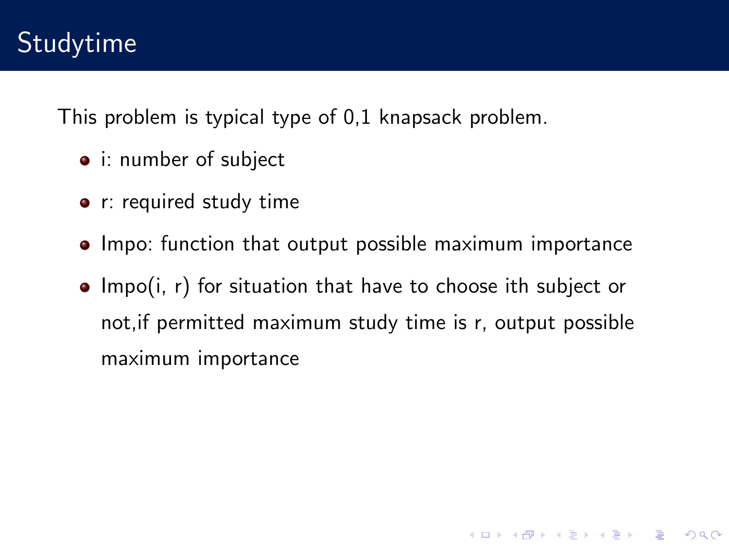# Studytime

This problem is typical type of 0,1 knapsack problem.

- i: number of subject
- r: required study time
- Impo: function that output possible maximum importance
- Impo(i, r) for situation that have to choose ith subject or not,if permitted maximum study time is r, output possible maximum importance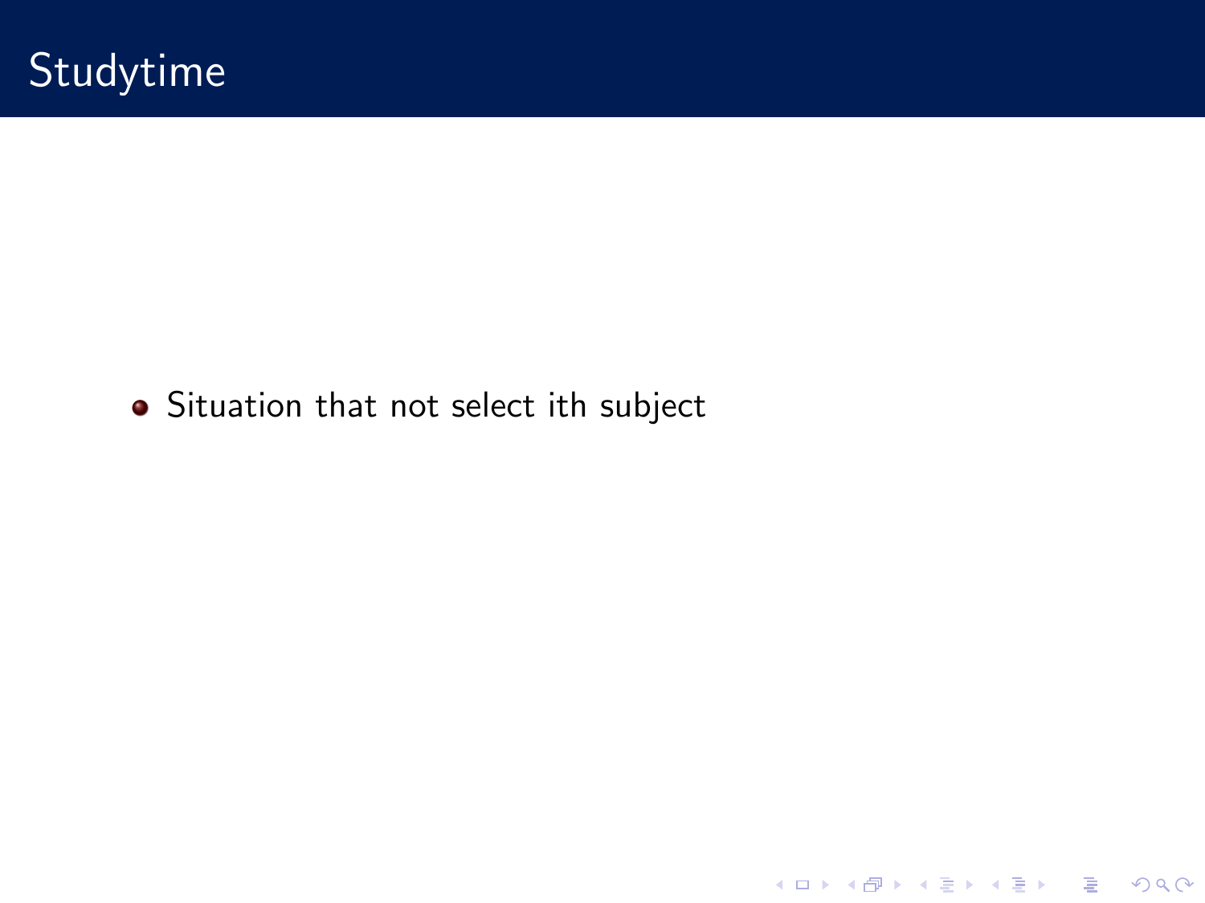# Studytime

- Situation that not select ith subject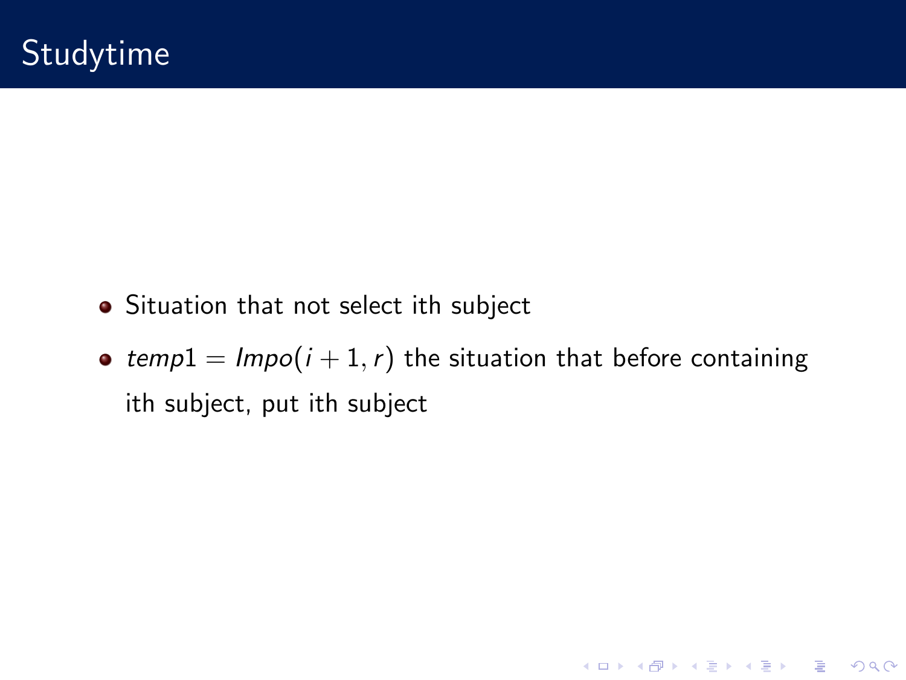# Studytime

- Situation that not select ith subject
- $temp1 = Impo(i + 1, r)$ the situation that before containing ith subject, put ith subject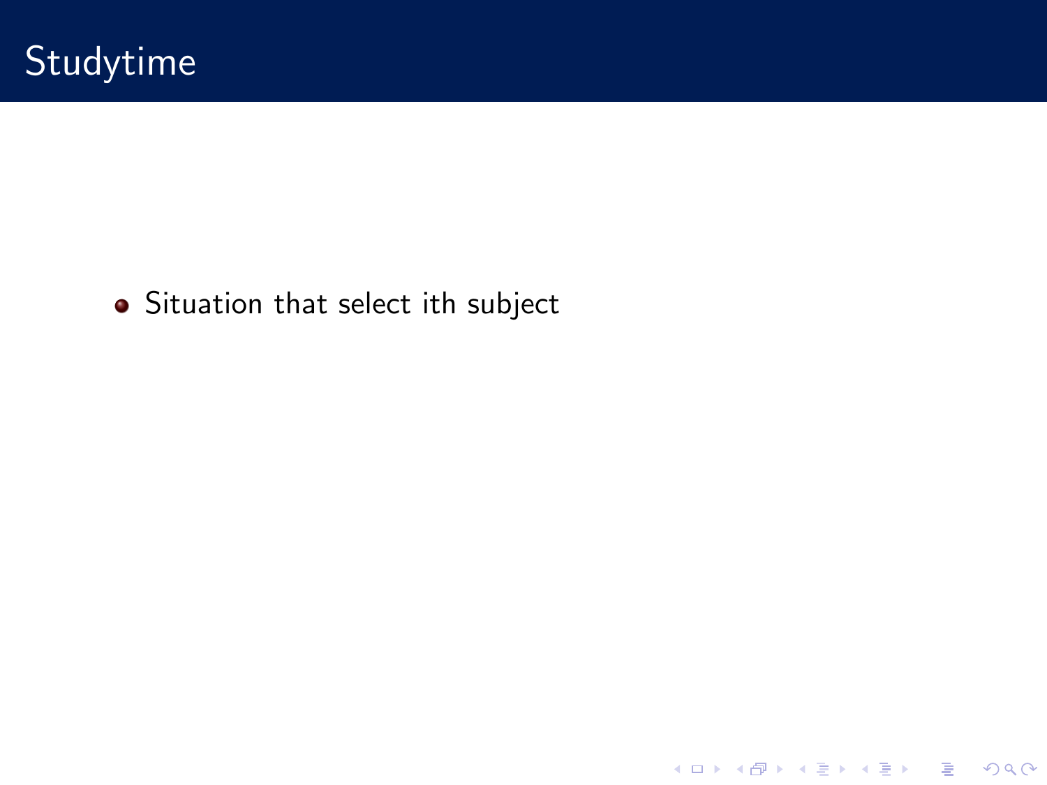# Studytime

- Situation that select ith subject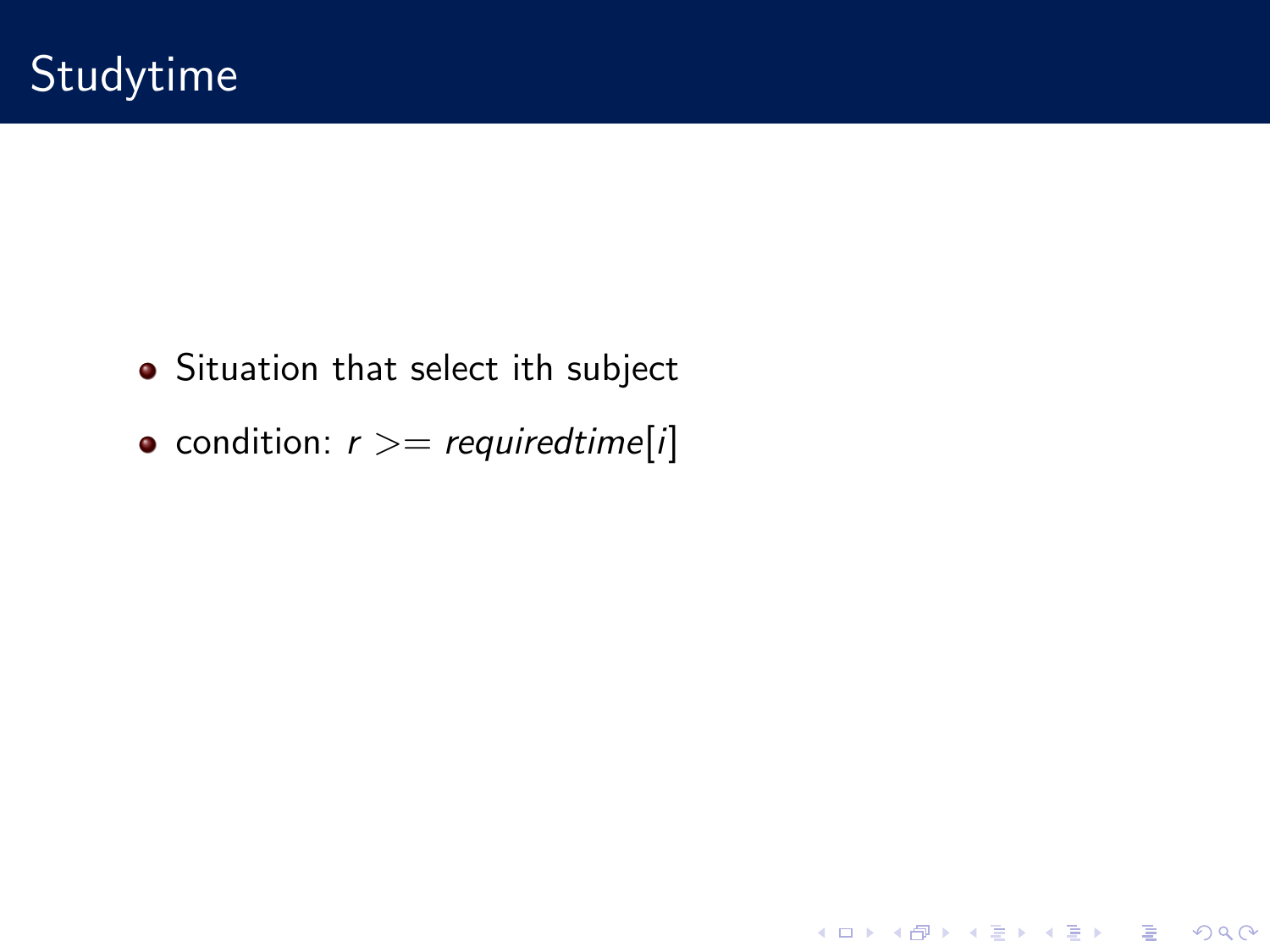# Studytime

- Situation that select ith subject
- condition: $r >= requiredtime[i]$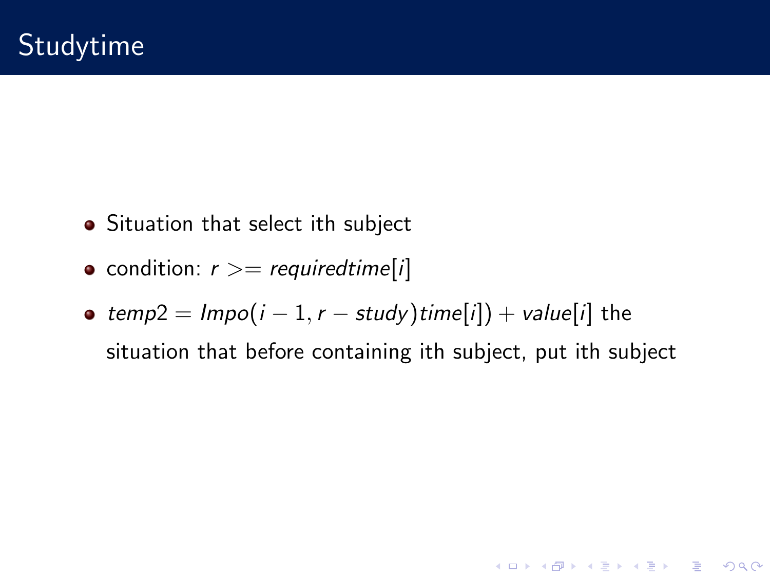# Studytime

- Situation that select ith subject
- condition: $r >= requiredtime[i]$
- $temp2 = Impo(i-1, r - study)time[i]) + value[i]$ the situation that before containing ith subject, put ith subject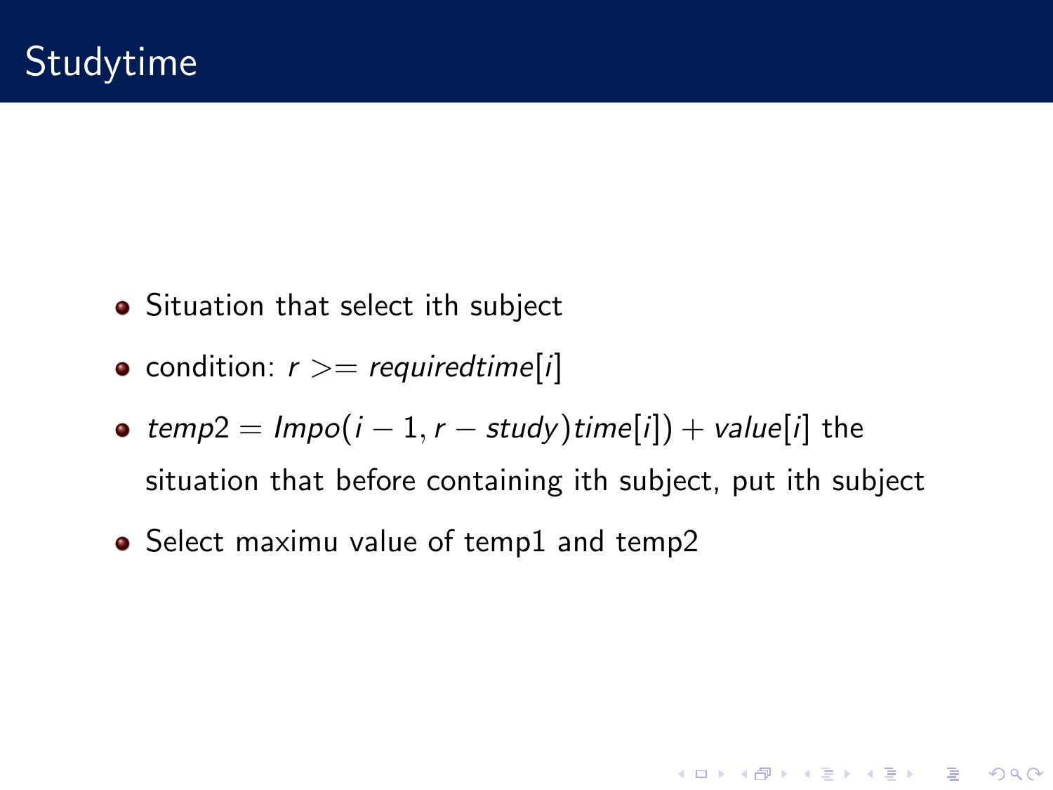# Studytime

- Situation that select ith subject
- condition: $r >= requiredtime[i]$
- $temp2 = Impo(i-1, r - study)time[i]) + value[i]$ the situation that before containing ith subject, put ith subject
- Select maximu value of temp1 and temp2